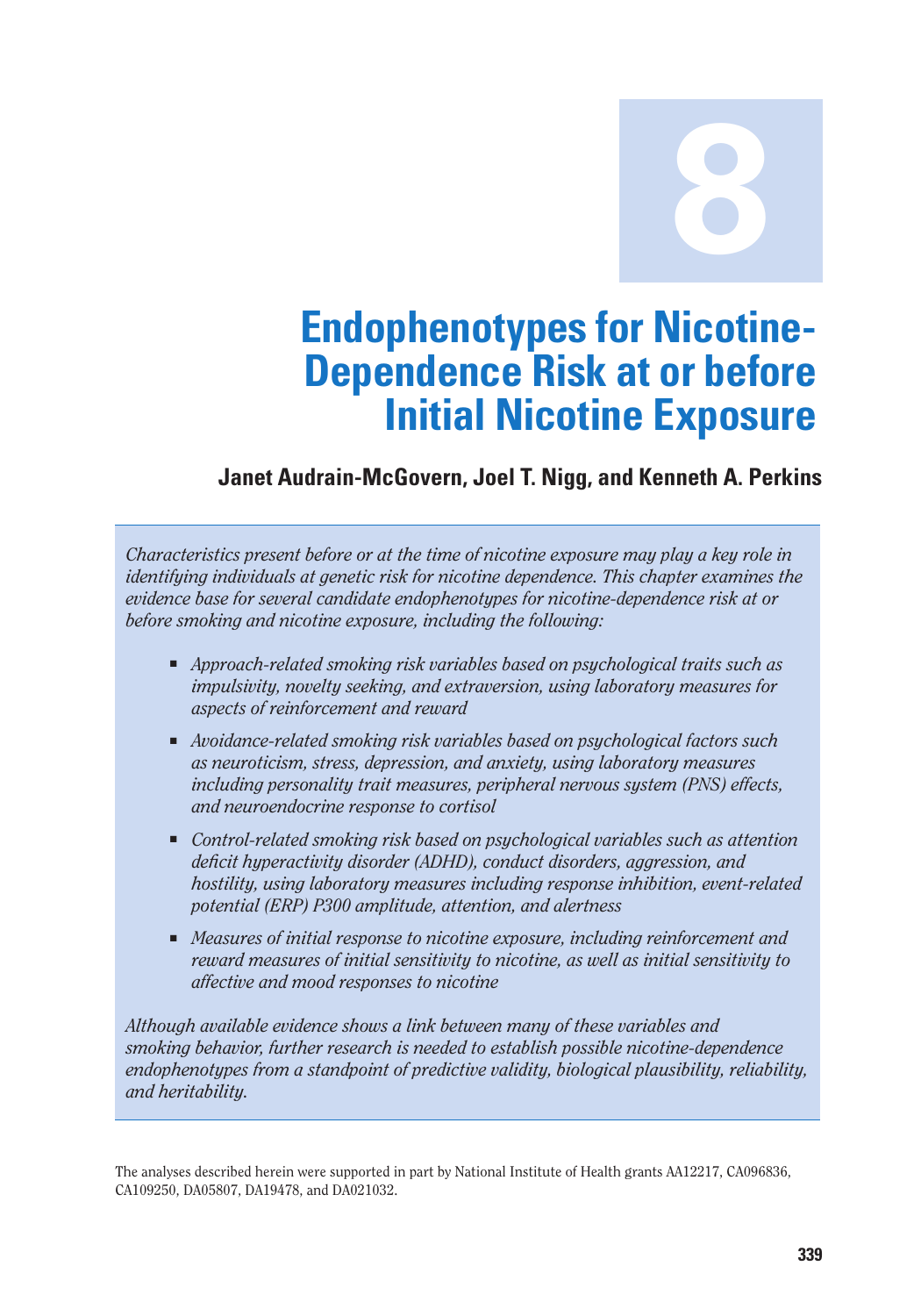# 8

# Endophenotypes for Nicotine-Dependence Risk at or before Initial Nicotine Exposure

**Janet Audrain-McGovern, Joel T. Nigg, and Kenneth A. Perkins**

*Characteristics present before or at the time of nicotine exposure may play a key role in identifying individuals at genetic risk for nicotine dependence. This chapter examines the evidence base for several candidate endophenotypes for nicotine-dependence risk at or before smoking and nicotine exposure, including the following:*

- *Approach-related smoking risk variables based on psychological traits such as impulsivity, novelty seeking, and extraversion, using laboratory measures for aspects of reinforcement and reward*
- *Avoidance-related smoking risk variables based on psychological factors such as neuroticism, stress, depression, and anxiety, using laboratory measures including personality trait measures, peripheral nervous system (PNS) effects, and neuroendocrine response to cortisol*
- *Control-related smoking risk based on psychological variables such as attention deficit hyperactivity disorder (ADHD), conduct disorders, aggression, and hostility, using laboratory measures including response inhibition, event-related potential (ERP) P300 amplitude, attention, and alertness*
- *Measures of initial response to nicotine exposure, including reinforcement and reward measures of initial sensitivity to nicotine, as well as initial sensitivity to affective and mood responses to nicotine*

*Although available evidence shows a link between many of these variables and smoking behavior, further research is needed to establish possible nicotine-dependence endophenotypes from a standpoint of predictive validity, biological plausibility, reliability, and heritability.*

The analyses described herein were supported in part by National Institute of Health grants AA12217, CA096836, CA109250, DA05807, DA19478, and DA021032.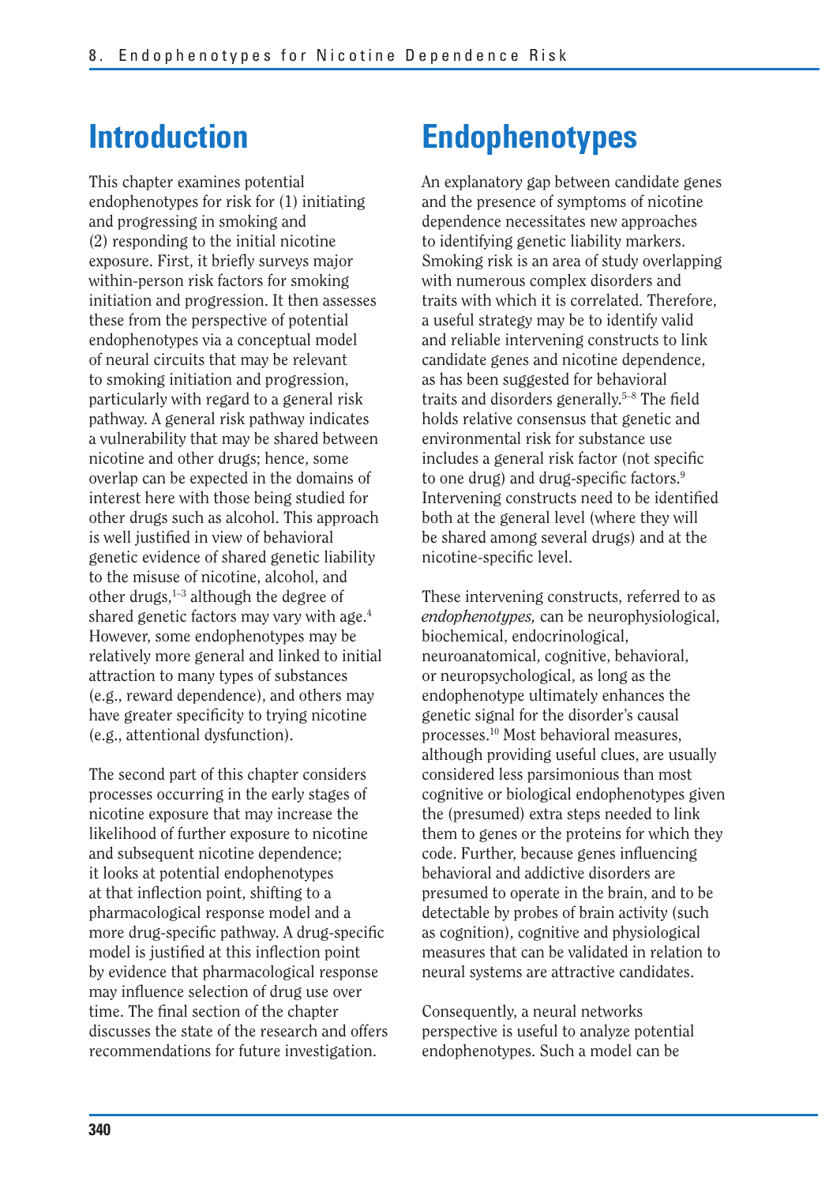## Introduction

This chapter examines potential endophenotypes for risk for (1) initiating and progressing in smoking and (2) responding to the initial nicotine exposure. First, it briefly surveys major within-person risk factors for smoking initiation and progression. It then assesses these from the perspective of potential endophenotypes via a conceptual model of neural circuits that may be relevant to smoking initiation and progression, particularly with regard to a general risk pathway. A general risk pathway indicates a vulnerability that may be shared between nicotine and other drugs; hence, some overlap can be expected in the domains of interest here with those being studied for other drugs such as alcohol. This approach is well justified in view of behavioral genetic evidence of shared genetic liability to the misuse of nicotine, alcohol, and other drugs,[1–3] although the degree of shared genetic factors may vary with age.[4] However, some endophenotypes may be relatively more general and linked to initial attraction to many types of substances (e.g., reward dependence), and others may have greater specificity to trying nicotine (e.g., attentional dysfunction).

The second part of this chapter considers processes occurring in the early stages of nicotine exposure that may increase the likelihood of further exposure to nicotine and subsequent nicotine dependence; it looks at potential endophenotypes at that inflection point, shifting to a pharmacological response model and a more drug-specific pathway. A drug-specific model is justified at this inflection point by evidence that pharmacological response may influence selection of drug use over time. The final section of the chapter discusses the state of the research and offers recommendations for future investigation.

## Endophenotypes

An explanatory gap between candidate genes and the presence of symptoms of nicotine dependence necessitates new approaches to identifying genetic liability markers. Smoking risk is an area of study overlapping with numerous complex disorders and traits with which it is correlated. Therefore, a useful strategy may be to identify valid and reliable intervening constructs to link candidate genes and nicotine dependence, as has been suggested for behavioral traits and disorders generally.[5–8] The field holds relative consensus that genetic and environmental risk for substance use includes a general risk factor (not specific to one drug) and drug-specific factors.[9] Intervening constructs need to be identified both at the general level (where they will be shared among several drugs) and at the nicotine-specific level.

These intervening constructs, referred to as *endophenotypes,* can be neurophysiological, biochemical, endocrinological, neuroanatomical, cognitive, behavioral, or neuropsychological, as long as the endophenotype ultimately enhances the genetic signal for the disorder's causal processes.[10] Most behavioral measures, although providing useful clues, are usually considered less parsimonious than most cognitive or biological endophenotypes given the (presumed) extra steps needed to link them to genes or the proteins for which they code. Further, because genes influencing behavioral and addictive disorders are presumed to operate in the brain, and to be detectable by probes of brain activity (such as cognition), cognitive and physiological measures that can be validated in relation to neural systems are attractive candidates.

Consequently, a neural networks perspective is useful to analyze potential endophenotypes. Such a model can be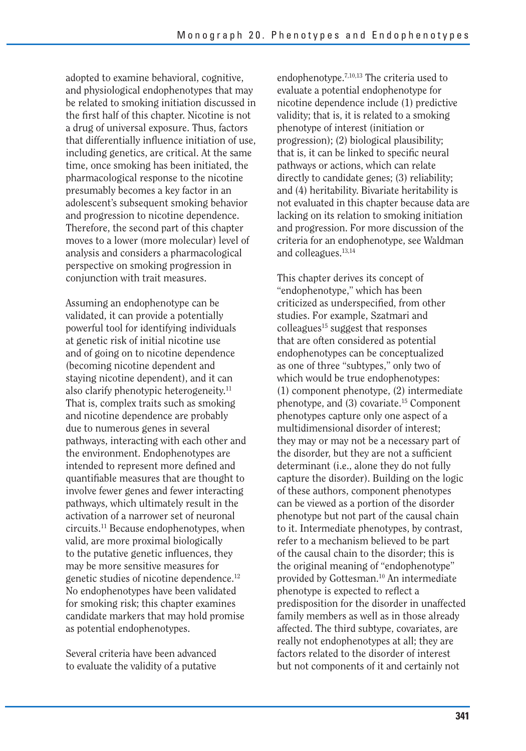adopted to examine behavioral, cognitive, and physiological endophenotypes that may be related to smoking initiation discussed in the first half of this chapter. Nicotine is not a drug of universal exposure. Thus, factors that differentially influence initiation of use, including genetics, are critical. At the same time, once smoking has been initiated, the pharmacological response to the nicotine presumably becomes a key factor in an adolescent's subsequent smoking behavior and progression to nicotine dependence. Therefore, the second part of this chapter moves to a lower (more molecular) level of analysis and considers a pharmacological perspective on smoking progression in conjunction with trait measures.

Assuming an endophenotype can be validated, it can provide a potentially powerful tool for identifying individuals at genetic risk of initial nicotine use and of going on to nicotine dependence (becoming nicotine dependent and staying nicotine dependent), and it can also clarify phenotypic heterogeneity.[11] That is, complex traits such as smoking and nicotine dependence are probably due to numerous genes in several pathways, interacting with each other and the environment. Endophenotypes are intended to represent more defined and quantifiable measures that are thought to involve fewer genes and fewer interacting pathways, which ultimately result in the activation of a narrower set of neuronal circuits.[11] Because endophenotypes, when valid, are more proximal biologically to the putative genetic influences, they may be more sensitive measures for genetic studies of nicotine dependence.[12] No endophenotypes have been validated for smoking risk; this chapter examines candidate markers that may hold promise as potential endophenotypes.

Several criteria have been advanced to evaluate the validity of a putative endophenotype.[7,10,13] The criteria used to evaluate a potential endophenotype for nicotine dependence include (1) predictive validity; that is, it is related to a smoking phenotype of interest (initiation or progression); (2) biological plausibility; that is, it can be linked to specific neural pathways or actions, which can relate directly to candidate genes; (3) reliability; and (4) heritability. Bivariate heritability is not evaluated in this chapter because data are lacking on its relation to smoking initiation and progression. For more discussion of the criteria for an endophenotype, see Waldman and colleagues.[13,14]

This chapter derives its concept of "endophenotype," which has been criticized as underspecified, from other studies. For example, Szatmari and colleagues[15] suggest that responses that are often considered as potential endophenotypes can be conceptualized as one of three "subtypes," only two of which would be true endophenotypes: (1) component phenotype, (2) intermediate phenotype, and (3) covariate.[15] Component phenotypes capture only one aspect of a multidimensional disorder of interest; they may or may not be a necessary part of the disorder, but they are not a sufficient determinant (i.e., alone they do not fully capture the disorder). Building on the logic of these authors, component phenotypes can be viewed as a portion of the disorder phenotype but not part of the causal chain to it. Intermediate phenotypes, by contrast, refer to a mechanism believed to be part of the causal chain to the disorder; this is the original meaning of "endophenotype" provided by Gottesman.[10] An intermediate phenotype is expected to reflect a predisposition for the disorder in unaffected family members as well as in those already affected. The third subtype, covariates, are really not endophenotypes at all; they are factors related to the disorder of interest but not components of it and certainly not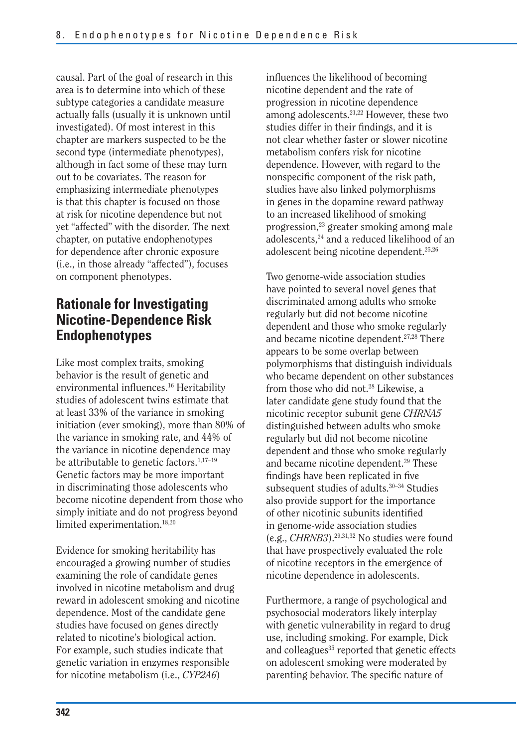causal. Part of the goal of research in this area is to determine into which of these subtype categories a candidate measure actually falls (usually it is unknown until investigated). Of most interest in this chapter are markers suspected to be the second type (intermediate phenotypes), although in fact some of these may turn out to be covariates. The reason for emphasizing intermediate phenotypes is that this chapter is focused on those at risk for nicotine dependence but not yet "affected" with the disorder. The next chapter, on putative endophenotypes for dependence after chronic exposure (i.e., in those already "affected"), focuses on component phenotypes.

## Rationale for Investigating Nicotine-Dependence Risk Endophenotypes

Like most complex traits, smoking behavior is the result of genetic and environmental influences.[16] Heritability studies of adolescent twins estimate that at least 33% of the variance in smoking initiation (ever smoking), more than 80% of the variance in smoking rate, and 44% of the variance in nicotine dependence may be attributable to genetic factors.[1,17–19] Genetic factors may be more important in discriminating those adolescents who become nicotine dependent from those who simply initiate and do not progress beyond limited experimentation.[18,20]

Evidence for smoking heritability has encouraged a growing number of studies examining the role of candidate genes involved in nicotine metabolism and drug reward in adolescent smoking and nicotine dependence. Most of the candidate gene studies have focused on genes directly related to nicotine's biological action. For example, such studies indicate that genetic variation in enzymes responsible for nicotine metabolism (i.e., *CYP2A6*) influences the likelihood of becoming nicotine dependent and the rate of progression in nicotine dependence among adolescents.[21,22] However, these two studies differ in their findings, and it is not clear whether faster or slower nicotine metabolism confers risk for nicotine dependence. However, with regard to the nonspecific component of the risk path, studies have also linked polymorphisms in genes in the dopamine reward pathway to an increased likelihood of smoking progression,[23] greater smoking among male adolescents,[24] and a reduced likelihood of an adolescent being nicotine dependent.[25,26]

Two genome-wide association studies have pointed to several novel genes that discriminated among adults who smoke regularly but did not become nicotine dependent and those who smoke regularly and became nicotine dependent.[27,28] There appears to be some overlap between polymorphisms that distinguish individuals who became dependent on other substances from those who did not.[28] Likewise, a later candidate gene study found that the nicotinic receptor subunit gene *CHRNA5* distinguished between adults who smoke regularly but did not become nicotine dependent and those who smoke regularly and became nicotine dependent.[29] These findings have been replicated in five subsequent studies of adults.[30–34] Studies also provide support for the importance of other nicotinic subunits identified in genome-wide association studies (e.g., *CHRNB3*).[29,31,32] No studies were found that have prospectively evaluated the role of nicotine receptors in the emergence of nicotine dependence in adolescents.

Furthermore, a range of psychological and psychosocial moderators likely interplay with genetic vulnerability in regard to drug use, including smoking. For example, Dick and colleagues[35] reported that genetic effects on adolescent smoking were moderated by parenting behavior. The specific nature of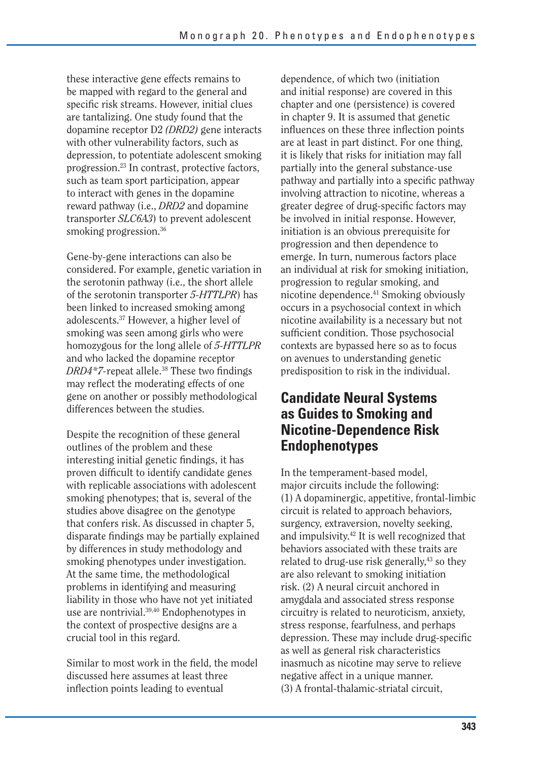these interactive gene effects remains to be mapped with regard to the general and specific risk streams. However, initial clues are tantalizing. One study found that the dopamine receptor D2 *(DRD2)* gene interacts with other vulnerability factors, such as depression, to potentiate adolescent smoking progression.[23] In contrast, protective factors, such as team sport participation, appear to interact with genes in the dopamine reward pathway (i.e., *DRD2* and dopamine transporter *SLC6A3*) to prevent adolescent smoking progression.[36]

Gene-by-gene interactions can also be considered. For example, genetic variation in the serotonin pathway (i.e., the short allele of the serotonin transporter *5-HTTLPR*) has been linked to increased smoking among adolescents.[37] However, a higher level of smoking was seen among girls who were homozygous for the long allele of *5-HTTLPR* and who lacked the dopamine receptor *DRD4*7*-repeat allele.[38] These two findings may reflect the moderating effects of one gene on another or possibly methodological differences between the studies.

Despite the recognition of these general outlines of the problem and these interesting initial genetic findings, it has proven difficult to identify candidate genes with replicable associations with adolescent smoking phenotypes; that is, several of the studies above disagree on the genotype that confers risk. As discussed in chapter 5, disparate findings may be partially explained by differences in study methodology and smoking phenotypes under investigation. At the same time, the methodological problems in identifying and measuring liability in those who have not yet initiated use are nontrivial.[39,40] Endophenotypes in the context of prospective designs are a crucial tool in this regard.

Similar to most work in the field, the model discussed here assumes at least three inflection points leading to eventual dependence, of which two (initiation and initial response) are covered in this chapter and one (persistence) is covered in chapter 9. It is assumed that genetic influences on these three inflection points are at least in part distinct. For one thing, it is likely that risks for initiation may fall partially into the general substance-use pathway and partially into a specific pathway involving attraction to nicotine, whereas a greater degree of drug-specific factors may be involved in initial response. However, initiation is an obvious prerequisite for progression and then dependence to emerge. In turn, numerous factors place an individual at risk for smoking initiation, progression to regular smoking, and nicotine dependence.[41] Smoking obviously occurs in a psychosocial context in which nicotine availability is a necessary but not sufficient condition. Those psychosocial contexts are bypassed here so as to focus on avenues to understanding genetic predisposition to risk in the individual.

## Candidate Neural Systems as Guides to Smoking and Nicotine-Dependence Risk Endophenotypes

In the temperament-based model, major circuits include the following: (1) A dopaminergic, appetitive, frontal-limbic circuit is related to approach behaviors, surgency, extraversion, novelty seeking, and impulsivity.[42] It is well recognized that behaviors associated with these traits are related to drug-use risk generally,[43] so they are also relevant to smoking initiation risk. (2) A neural circuit anchored in amygdala and associated stress response circuitry is related to neuroticism, anxiety, stress response, fearfulness, and perhaps depression. These may include drug-specific as well as general risk characteristics inasmuch as nicotine may serve to relieve negative affect in a unique manner. (3) A frontal-thalamic-striatal circuit,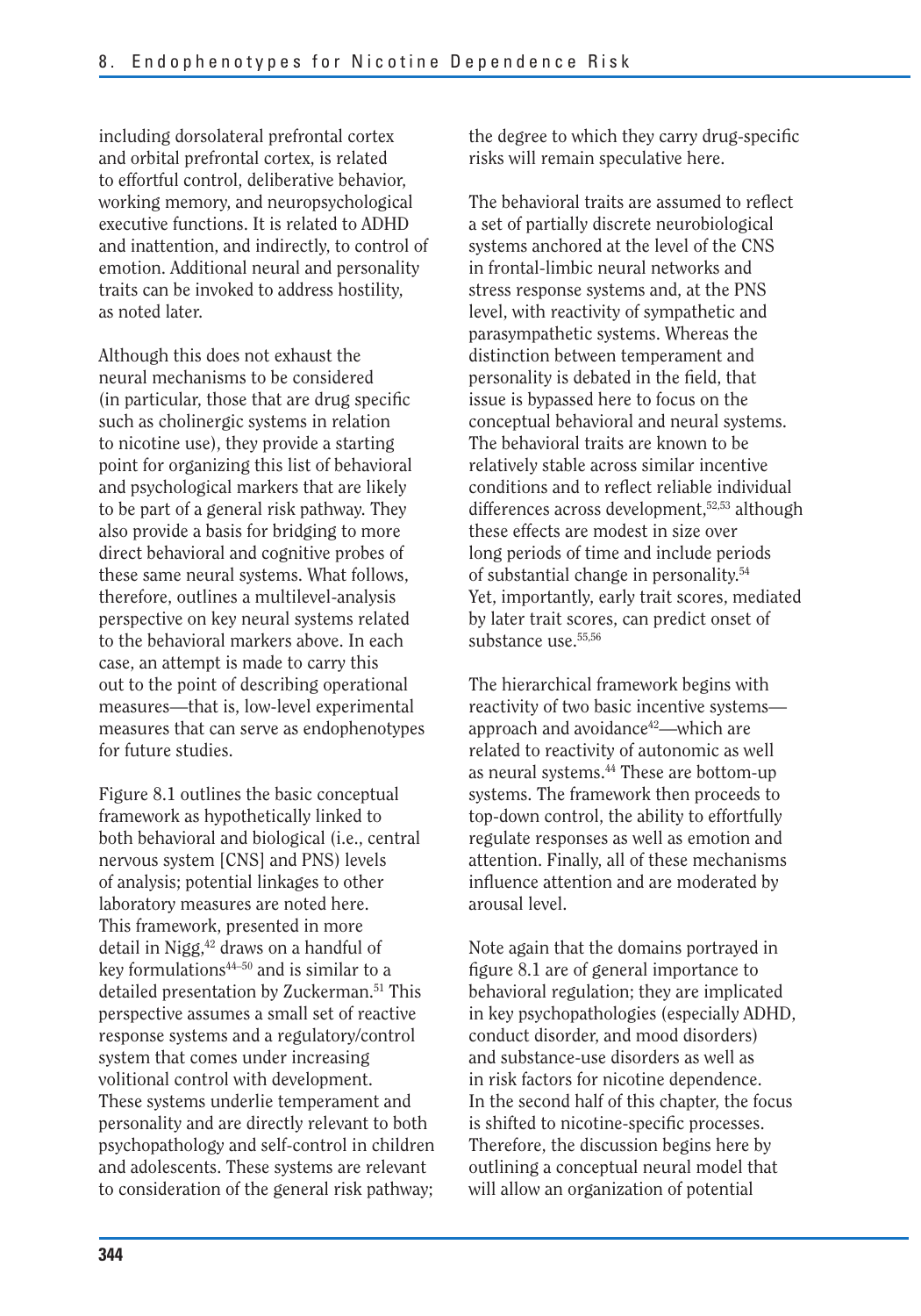including dorsolateral prefrontal cortex and orbital prefrontal cortex, is related to effortful control, deliberative behavior, working memory, and neuropsychological executive functions. It is related to ADHD and inattention, and indirectly, to control of emotion. Additional neural and personality traits can be invoked to address hostility, as noted later.

Although this does not exhaust the neural mechanisms to be considered (in particular, those that are drug specific such as cholinergic systems in relation to nicotine use), they provide a starting point for organizing this list of behavioral and psychological markers that are likely to be part of a general risk pathway. They also provide a basis for bridging to more direct behavioral and cognitive probes of these same neural systems. What follows, therefore, outlines a multilevel-analysis perspective on key neural systems related to the behavioral markers above. In each case, an attempt is made to carry this out to the point of describing operational measures—that is, low-level experimental measures that can serve as endophenotypes for future studies.

Figure 8.1 outlines the basic conceptual framework as hypothetically linked to both behavioral and biological (i.e., central nervous system [CNS] and PNS) levels of analysis; potential linkages to other laboratory measures are noted here. This framework, presented in more detail in Nigg,[42] draws on a handful of key formulations[44–50] and is similar to a detailed presentation by Zuckerman.[51] This perspective assumes a small set of reactive response systems and a regulatory/control system that comes under increasing volitional control with development. These systems underlie temperament and personality and are directly relevant to both psychopathology and self-control in children and adolescents. These systems are relevant to consideration of the general risk pathway; the degree to which they carry drug-specific risks will remain speculative here.

The behavioral traits are assumed to reflect a set of partially discrete neurobiological systems anchored at the level of the CNS in frontal-limbic neural networks and stress response systems and, at the PNS level, with reactivity of sympathetic and parasympathetic systems. Whereas the distinction between temperament and personality is debated in the field, that issue is bypassed here to focus on the conceptual behavioral and neural systems. The behavioral traits are known to be relatively stable across similar incentive conditions and to reflect reliable individual differences across development,[52,53] although these effects are modest in size over long periods of time and include periods of substantial change in personality.[54] Yet, importantly, early trait scores, mediated by later trait scores, can predict onset of substance use.[55,56]

The hierarchical framework begins with reactivity of two basic incentive systems—approach and avoidance[42]—which are related to reactivity of autonomic as well as neural systems.[44] These are bottom-up systems. The framework then proceeds to top-down control, the ability to effortfully regulate responses as well as emotion and attention. Finally, all of these mechanisms influence attention and are moderated by arousal level.

Note again that the domains portrayed in figure 8.1 are of general importance to behavioral regulation; they are implicated in key psychopathologies (especially ADHD, conduct disorder, and mood disorders) and substance-use disorders as well as in risk factors for nicotine dependence. In the second half of this chapter, the focus is shifted to nicotine-specific processes. Therefore, the discussion begins here by outlining a conceptual neural model that will allow an organization of potential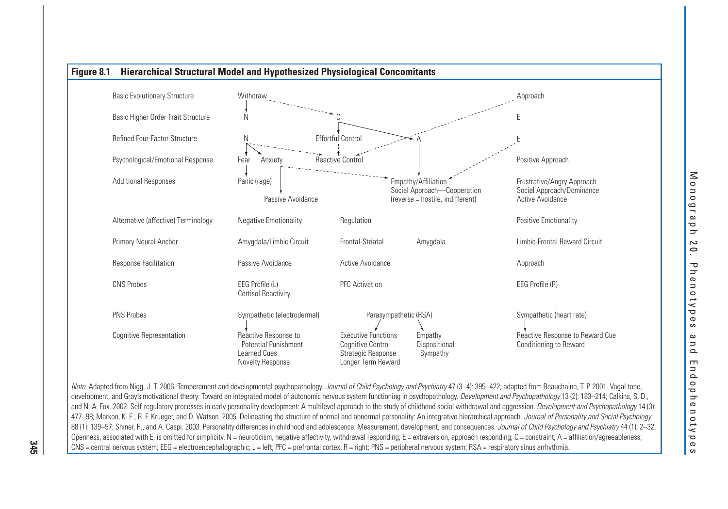**Figure 8.1 Hierarchical Structural Model and Hypothesized Physiological Concomitants**

| | | | | |
|---|---|---|---|---|
| Basic Evolutionary Structure | Withdraw | | | Approach |
| Basic Higher Order Trait Structure | N | C | | E |
| Refined Four-Factor Structure | N | Effortful Control | A | E |
| Psychological/Emotional Response | Fear Anxiety | Reactive Control | | Positive Approach |
| Additional Responses | Panic (rage); Passive Avoidance | | Empathy/Affiliation Social Approach—Cooperation (reverse = hostile, indifferent) | Frustrative/Angry Approach Social Approach/Dominance Active Avoidance |
| Alternative (affective) Terminology | Negative Emotionality | Regulation | | Positive Emotionality |
| Primary Neural Anchor | Amygdala/Limbic Circuit | Frontal-Striatal | Amygdala | Limbic-Frontal Reward Circuit |
| Response Facilitation | Passive Avoidance | Active Avoidance | | Approach |
| CNS Probes | EEG Profile (L) Cortisol Reactivity | PFC Activation | | EEG Profile (R) |
| PNS Probes | Sympathetic (electrodermal) | Parasympathetic (RSA) | | Sympathetic (heart rate) |
| Cognitive Representation | Reactive Response to Potential Punishment Learned Cues Novelty Response | Executive Functions Cognitive Control Strategic Response Longer Term Reward | Empathy Dispositional Sympathy | Reactive Response to Reward Cue Conditioning to Reward |

*Note.* Adapted from Nigg, J. T. 2006. Temperament and developmental psychopathology. *Journal of Child Psychology and Psychiatry* 47 (3–4): 395–422; adapted from Beauchaine, T. P. 2001. Vagal tone, development, and Gray's motivational theory: Toward an integrated model of autonomic nervous system functioning in psychopathology. *Development and Psychopathology* 13 (2): 183–214; Calkins, S. D., and N. A. Fox. 2002. Self-regulatory processes in early personality development: A multilevel approach to the study of childhood social withdrawal and aggression. *Development and Psychopathology* 14 (3): 477–98; Markon, K. E., R. F. Krueger, and D. Watson. 2005. Delineating the structure of normal and abnormal personality: An integrative hierarchical approach. *Journal of Personality and Social Psychology* 88 (1): 139–57; Shiner, R., and A. Caspi. 2003. Personality differences in childhood and adolescence: Measurement, development, and consequences. *Journal of Child Psychology and Psychiatry* 44 (1): 2–32. Openness, associated with E, is omitted for simplicity. N = neuroticism, negative affectivity, withdrawal responding; E = extraversion, approach responding; C = constraint; A = affiliation/agreeableness; CNS = central nervous system; EEG = electroencephalographic; L = left; PFC = prefrontal cortex; R = right; PNS = peripheral nervous system; RSA = respiratory sinus arrhythmia.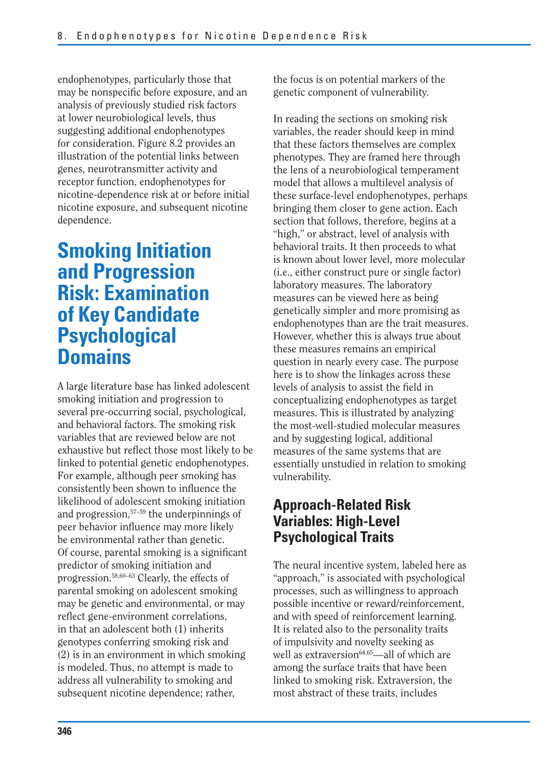endophenotypes, particularly those that may be nonspecific before exposure, and an analysis of previously studied risk factors at lower neurobiological levels, thus suggesting additional endophenotypes for consideration. Figure 8.2 provides an illustration of the potential links between genes, neurotransmitter activity and receptor function, endophenotypes for nicotine-dependence risk at or before initial nicotine exposure, and subsequent nicotine dependence.

## Smoking Initiation and Progression Risk: Examination of Key Candidate Psychological Domains

A large literature base has linked adolescent smoking initiation and progression to several pre-occurring social, psychological, and behavioral factors. The smoking risk variables that are reviewed below are not exhaustive but reflect those most likely to be linked to potential genetic endophenotypes. For example, although peer smoking has consistently been shown to influence the likelihood of adolescent smoking initiation and progression,[57–59] the underpinnings of peer behavior influence may more likely be environmental rather than genetic. Of course, parental smoking is a significant predictor of smoking initiation and progression.[58,60–63] Clearly, the effects of parental smoking on adolescent smoking may be genetic and environmental, or may reflect gene-environment correlations, in that an adolescent both (1) inherits genotypes conferring smoking risk and (2) is in an environment in which smoking is modeled. Thus, no attempt is made to address all vulnerability to smoking and subsequent nicotine dependence; rather, the focus is on potential markers of the genetic component of vulnerability.

In reading the sections on smoking risk variables, the reader should keep in mind that these factors themselves are complex phenotypes. They are framed here through the lens of a neurobiological temperament model that allows a multilevel analysis of these surface-level endophenotypes, perhaps bringing them closer to gene action. Each section that follows, therefore, begins at a "high," or abstract, level of analysis with behavioral traits. It then proceeds to what is known about lower level, more molecular (i.e., either construct pure or single factor) laboratory measures. The laboratory measures can be viewed here as being genetically simpler and more promising as endophenotypes than are the trait measures. However, whether this is always true about these measures remains an empirical question in nearly every case. The purpose here is to show the linkages across these levels of analysis to assist the field in conceptualizing endophenotypes as target measures. This is illustrated by analyzing the most-well-studied molecular measures and by suggesting logical, additional measures of the same systems that are essentially unstudied in relation to smoking vulnerability.

### Approach-Related Risk Variables: High-Level Psychological Traits

The neural incentive system, labeled here as "approach," is associated with psychological processes, such as willingness to approach possible incentive or reward/reinforcement, and with speed of reinforcement learning. It is related also to the personality traits of impulsivity and novelty seeking as well as extraversion[64,65]—all of which are among the surface traits that have been linked to smoking risk. Extraversion, the most abstract of these traits, includes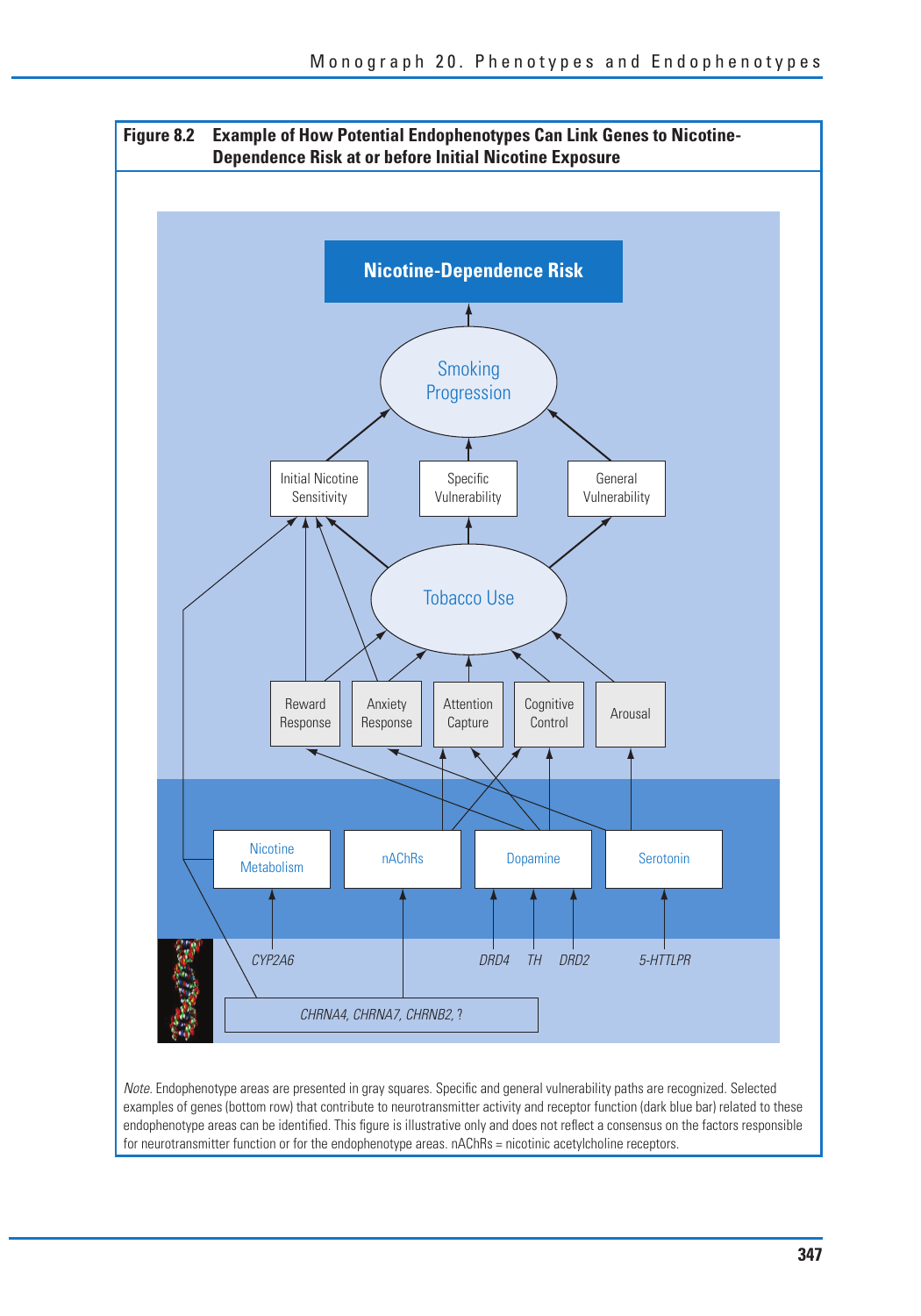**Figure 8.2 Example of How Potential Endophenotypes Can Link Genes to Nicotine-Dependence Risk at or before Initial Nicotine Exposure**

Nicotine-Dependence Risk

Smoking Progression

Initial Nicotine Sensitivity | Specific Vulnerability | General Vulnerability

Tobacco Use

Reward Response | Anxiety Response | Attention Capture | Cognitive Control | Arousal

Nicotine Metabolism | nAChRs | Dopamine | Serotonin

*CYP2A6* | *DRD4* | *TH* | *DRD2* | *5-HTTLPR*

*CHRNA4, CHRNA7, CHRNB2, ?*

*Note.* Endophenotype areas are presented in gray squares. Specific and general vulnerability paths are recognized. Selected examples of genes (bottom row) that contribute to neurotransmitter activity and receptor function (dark blue bar) related to these endophenotype areas can be identified. This figure is illustrative only and does not reflect a consensus on the factors responsible for neurotransmitter function or for the endophenotype areas. nAChRs = nicotinic acetylcholine receptors.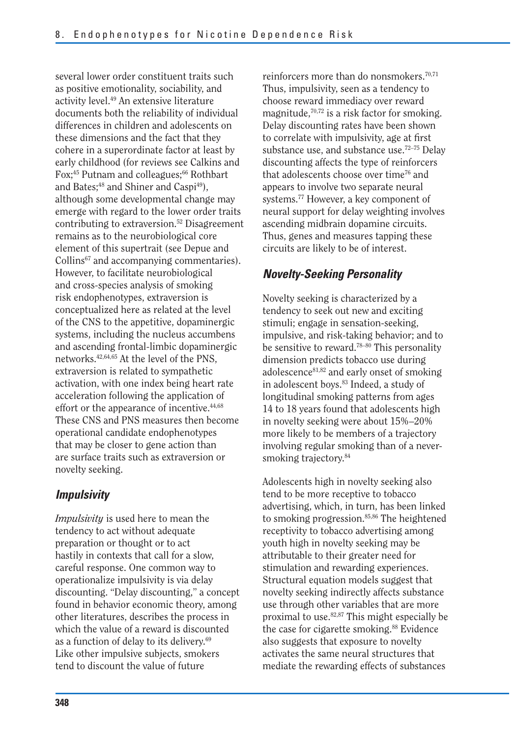several lower order constituent traits such as positive emotionality, sociability, and activity level.[49] An extensive literature documents both the reliability of individual differences in children and adolescents on these dimensions and the fact that they cohere in a superordinate factor at least by early childhood (for reviews see Calkins and Fox;[45] Putnam and colleagues;[66] Rothbart and Bates;[48] and Shiner and Caspi[49]), although some developmental change may emerge with regard to the lower order traits contributing to extraversion.[52] Disagreement remains as to the neurobiological core element of this supertrait (see Depue and Collins[67] and accompanying commentaries). However, to facilitate neurobiological and cross-species analysis of smoking risk endophenotypes, extraversion is conceptualized here as related at the level of the CNS to the appetitive, dopaminergic systems, including the nucleus accumbens and ascending frontal-limbic dopaminergic networks.[42,64,65] At the level of the PNS, extraversion is related to sympathetic activation, with one index being heart rate acceleration following the application of effort or the appearance of incentive.[44,68] These CNS and PNS measures then become operational candidate endophenotypes that may be closer to gene action than are surface traits such as extraversion or novelty seeking.

## Impulsivity

*Impulsivity* is used here to mean the tendency to act without adequate preparation or thought or to act hastily in contexts that call for a slow, careful response. One common way to operationalize impulsivity is via delay discounting. "Delay discounting," a concept found in behavior economic theory, among other literatures, describes the process in which the value of a reward is discounted as a function of delay to its delivery.[69] Like other impulsive subjects, smokers tend to discount the value of future reinforcers more than do nonsmokers.[70,71] Thus, impulsivity, seen as a tendency to choose reward immediacy over reward magnitude,[70,72] is a risk factor for smoking. Delay discounting rates have been shown to correlate with impulsivity, age at first substance use, and substance use.[72–75] Delay discounting affects the type of reinforcers that adolescents choose over time[76] and appears to involve two separate neural systems.[77] However, a key component of neural support for delay weighting involves ascending midbrain dopamine circuits. Thus, genes and measures tapping these circuits are likely to be of interest.

## Novelty-Seeking Personality

Novelty seeking is characterized by a tendency to seek out new and exciting stimuli; engage in sensation-seeking, impulsive, and risk-taking behavior; and to be sensitive to reward.[78–80] This personality dimension predicts tobacco use during adolescence[81,82] and early onset of smoking in adolescent boys.[83] Indeed, a study of longitudinal smoking patterns from ages 14 to 18 years found that adolescents high in novelty seeking were about 15%–20% more likely to be members of a trajectory involving regular smoking than of a never-smoking trajectory.[84]

Adolescents high in novelty seeking also tend to be more receptive to tobacco advertising, which, in turn, has been linked to smoking progression.[85,86] The heightened receptivity to tobacco advertising among youth high in novelty seeking may be attributable to their greater need for stimulation and rewarding experiences. Structural equation models suggest that novelty seeking indirectly affects substance use through other variables that are more proximal to use.[82,87] This might especially be the case for cigarette smoking.[88] Evidence also suggests that exposure to novelty activates the same neural structures that mediate the rewarding effects of substances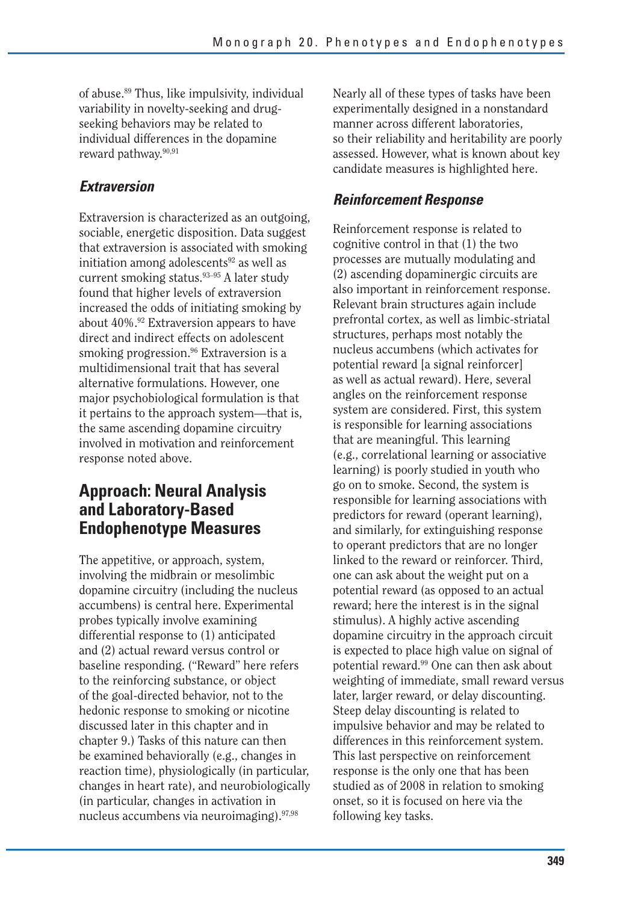of abuse.[89] Thus, like impulsivity, individual variability in novelty-seeking and drug-seeking behaviors may be related to individual differences in the dopamine reward pathway.[90,91]

### *Extraversion*

Extraversion is characterized as an outgoing, sociable, energetic disposition. Data suggest that extraversion is associated with smoking initiation among adolescents[92] as well as current smoking status.[93–95] A later study found that higher levels of extraversion increased the odds of initiating smoking by about 40%.[92] Extraversion appears to have direct and indirect effects on adolescent smoking progression.[96] Extraversion is a multidimensional trait that has several alternative formulations. However, one major psychobiological formulation is that it pertains to the approach system—that is, the same ascending dopamine circuitry involved in motivation and reinforcement response noted above.

## Approach: Neural Analysis and Laboratory-Based Endophenotype Measures

The appetitive, or approach, system, involving the midbrain or mesolimbic dopamine circuitry (including the nucleus accumbens) is central here. Experimental probes typically involve examining differential response to (1) anticipated and (2) actual reward versus control or baseline responding. ("Reward" here refers to the reinforcing substance, or object of the goal-directed behavior, not to the hedonic response to smoking or nicotine discussed later in this chapter and in chapter 9.) Tasks of this nature can then be examined behaviorally (e.g., changes in reaction time), physiologically (in particular, changes in heart rate), and neurobiologically (in particular, changes in activation in nucleus accumbens via neuroimaging).[97,98]

Nearly all of these types of tasks have been experimentally designed in a nonstandard manner across different laboratories, so their reliability and heritability are poorly assessed. However, what is known about key candidate measures is highlighted here.

### *Reinforcement Response*

Reinforcement response is related to cognitive control in that (1) the two processes are mutually modulating and (2) ascending dopaminergic circuits are also important in reinforcement response. Relevant brain structures again include prefrontal cortex, as well as limbic-striatal structures, perhaps most notably the nucleus accumbens (which activates for potential reward [a signal reinforcer] as well as actual reward). Here, several angles on the reinforcement response system are considered. First, this system is responsible for learning associations that are meaningful. This learning (e.g., correlational learning or associative learning) is poorly studied in youth who go on to smoke. Second, the system is responsible for learning associations with predictors for reward (operant learning), and similarly, for extinguishing response to operant predictors that are no longer linked to the reward or reinforcer. Third, one can ask about the weight put on a potential reward (as opposed to an actual reward; here the interest is in the signal stimulus). A highly active ascending dopamine circuitry in the approach circuit is expected to place high value on signal of potential reward.[99] One can then ask about weighting of immediate, small reward versus later, larger reward, or delay discounting. Steep delay discounting is related to impulsive behavior and may be related to differences in this reinforcement system. This last perspective on reinforcement response is the only one that has been studied as of 2008 in relation to smoking onset, so it is focused on here via the following key tasks.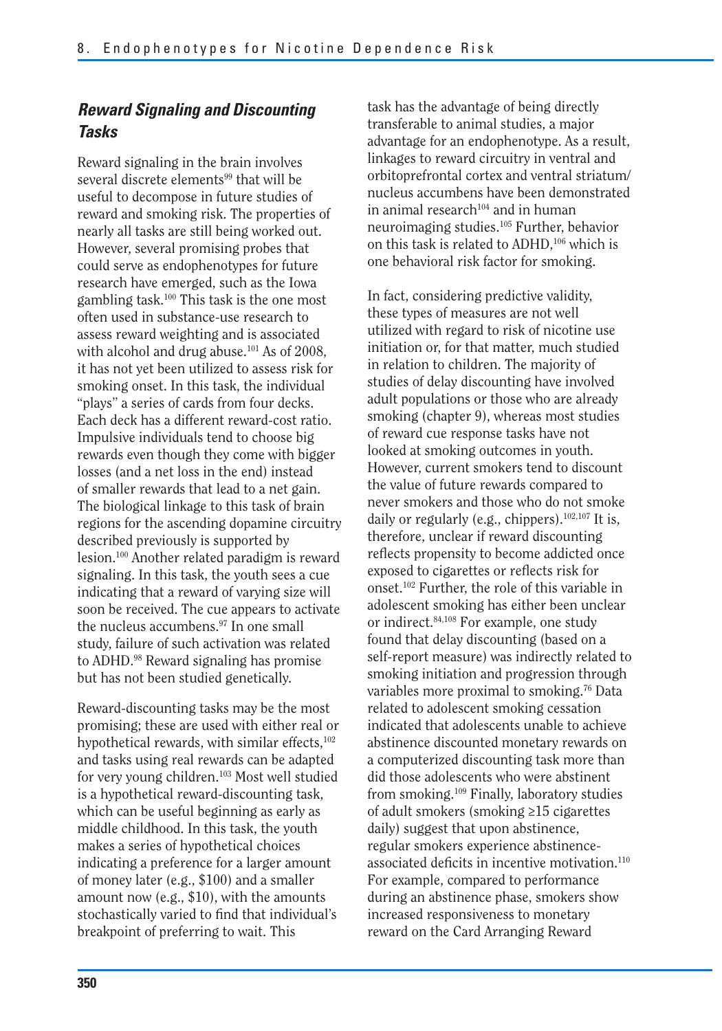## *Reward Signaling and Discounting Tasks*

Reward signaling in the brain involves several discrete elements[99] that will be useful to decompose in future studies of reward and smoking risk. The properties of nearly all tasks are still being worked out. However, several promising probes that could serve as endophenotypes for future research have emerged, such as the Iowa gambling task.[100] This task is the one most often used in substance-use research to assess reward weighting and is associated with alcohol and drug abuse.[101] As of 2008, it has not yet been utilized to assess risk for smoking onset. In this task, the individual "plays" a series of cards from four decks. Each deck has a different reward-cost ratio. Impulsive individuals tend to choose big rewards even though they come with bigger losses (and a net loss in the end) instead of smaller rewards that lead to a net gain. The biological linkage to this task of brain regions for the ascending dopamine circuitry described previously is supported by lesion.[100] Another related paradigm is reward signaling. In this task, the youth sees a cue indicating that a reward of varying size will soon be received. The cue appears to activate the nucleus accumbens.[97] In one small study, failure of such activation was related to ADHD.[98] Reward signaling has promise but has not been studied genetically.

Reward-discounting tasks may be the most promising; these are used with either real or hypothetical rewards, with similar effects,[102] and tasks using real rewards can be adapted for very young children.[103] Most well studied is a hypothetical reward-discounting task, which can be useful beginning as early as middle childhood. In this task, the youth makes a series of hypothetical choices indicating a preference for a larger amount of money later (e.g., $100) and a smaller amount now (e.g., $10), with the amounts stochastically varied to find that individual's breakpoint of preferring to wait. This task has the advantage of being directly transferable to animal studies, a major advantage for an endophenotype. As a result, linkages to reward circuitry in ventral and orbitoprefrontal cortex and ventral striatum/nucleus accumbens have been demonstrated in animal research[104] and in human neuroimaging studies.[105] Further, behavior on this task is related to ADHD,[106] which is one behavioral risk factor for smoking.

In fact, considering predictive validity, these types of measures are not well utilized with regard to risk of nicotine use initiation or, for that matter, much studied in relation to children. The majority of studies of delay discounting have involved adult populations or those who are already smoking (chapter 9), whereas most studies of reward cue response tasks have not looked at smoking outcomes in youth. However, current smokers tend to discount the value of future rewards compared to never smokers and those who do not smoke daily or regularly (e.g., chippers).[102,107] It is, therefore, unclear if reward discounting reflects propensity to become addicted once exposed to cigarettes or reflects risk for onset.[102] Further, the role of this variable in adolescent smoking has either been unclear or indirect.[84,108] For example, one study found that delay discounting (based on a self-report measure) was indirectly related to smoking initiation and progression through variables more proximal to smoking.[76] Data related to adolescent smoking cessation indicated that adolescents unable to achieve abstinence discounted monetary rewards on a computerized discounting task more than did those adolescents who were abstinent from smoking.[109] Finally, laboratory studies of adult smokers (smoking ≥15 cigarettes daily) suggest that upon abstinence, regular smokers experience abstinence-associated deficits in incentive motivation.[110] For example, compared to performance during an abstinence phase, smokers show increased responsiveness to monetary reward on the Card Arranging Reward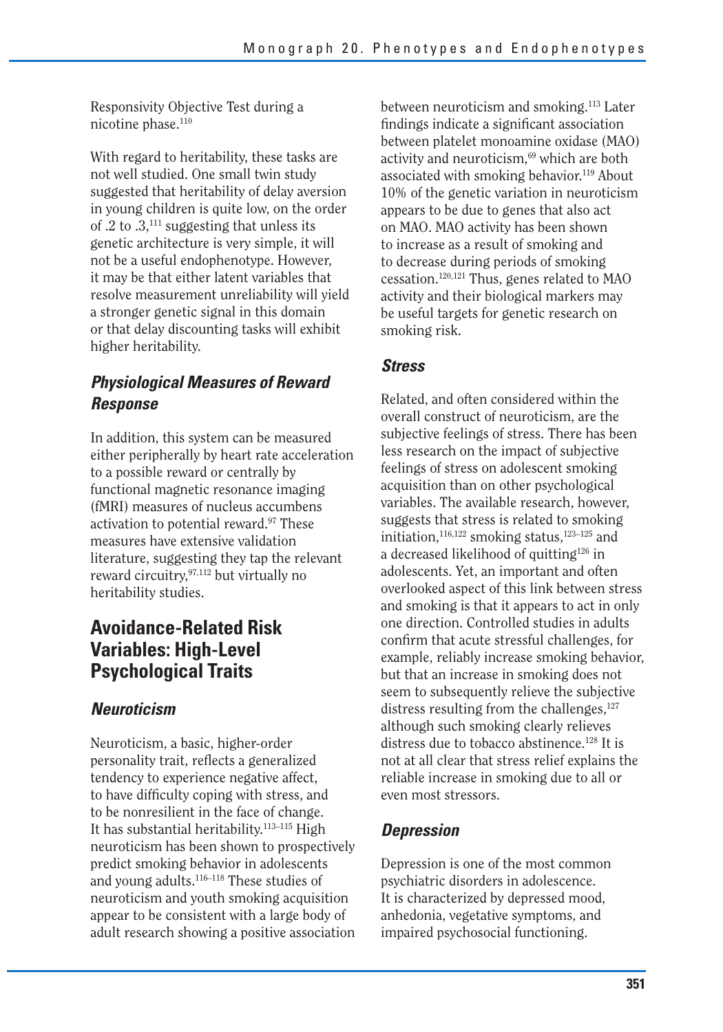Responsivity Objective Test during a nicotine phase.[110]

With regard to heritability, these tasks are not well studied. One small twin study suggested that heritability of delay aversion in young children is quite low, on the order of .2 to .3,[111] suggesting that unless its genetic architecture is very simple, it will not be a useful endophenotype. However, it may be that either latent variables that resolve measurement unreliability will yield a stronger genetic signal in this domain or that delay discounting tasks will exhibit higher heritability.

### *Physiological Measures of Reward Response*

In addition, this system can be measured either peripherally by heart rate acceleration to a possible reward or centrally by functional magnetic resonance imaging (fMRI) measures of nucleus accumbens activation to potential reward.[97] These measures have extensive validation literature, suggesting they tap the relevant reward circuitry,[97,112] but virtually no heritability studies.

## Avoidance-Related Risk Variables: High-Level Psychological Traits

### *Neuroticism*

Neuroticism, a basic, higher-order personality trait, reflects a generalized tendency to experience negative affect, to have difficulty coping with stress, and to be nonresilient in the face of change. It has substantial heritability.[113–115] High neuroticism has been shown to prospectively predict smoking behavior in adolescents and young adults.[116–118] These studies of neuroticism and youth smoking acquisition appear to be consistent with a large body of adult research showing a positive association between neuroticism and smoking.[113] Later findings indicate a significant association between platelet monoamine oxidase (MAO) activity and neuroticism,[69] which are both associated with smoking behavior.[119] About 10% of the genetic variation in neuroticism appears to be due to genes that also act on MAO. MAO activity has been shown to increase as a result of smoking and to decrease during periods of smoking cessation.[120,121] Thus, genes related to MAO activity and their biological markers may be useful targets for genetic research on smoking risk.

### *Stress*

Related, and often considered within the overall construct of neuroticism, are the subjective feelings of stress. There has been less research on the impact of subjective feelings of stress on adolescent smoking acquisition than on other psychological variables. The available research, however, suggests that stress is related to smoking initiation,[116,122] smoking status,[123–125] and a decreased likelihood of quitting[126] in adolescents. Yet, an important and often overlooked aspect of this link between stress and smoking is that it appears to act in only one direction. Controlled studies in adults confirm that acute stressful challenges, for example, reliably increase smoking behavior, but that an increase in smoking does not seem to subsequently relieve the subjective distress resulting from the challenges,[127] although such smoking clearly relieves distress due to tobacco abstinence.[128] It is not at all clear that stress relief explains the reliable increase in smoking due to all or even most stressors.

### *Depression*

Depression is one of the most common psychiatric disorders in adolescence. It is characterized by depressed mood, anhedonia, vegetative symptoms, and impaired psychosocial functioning.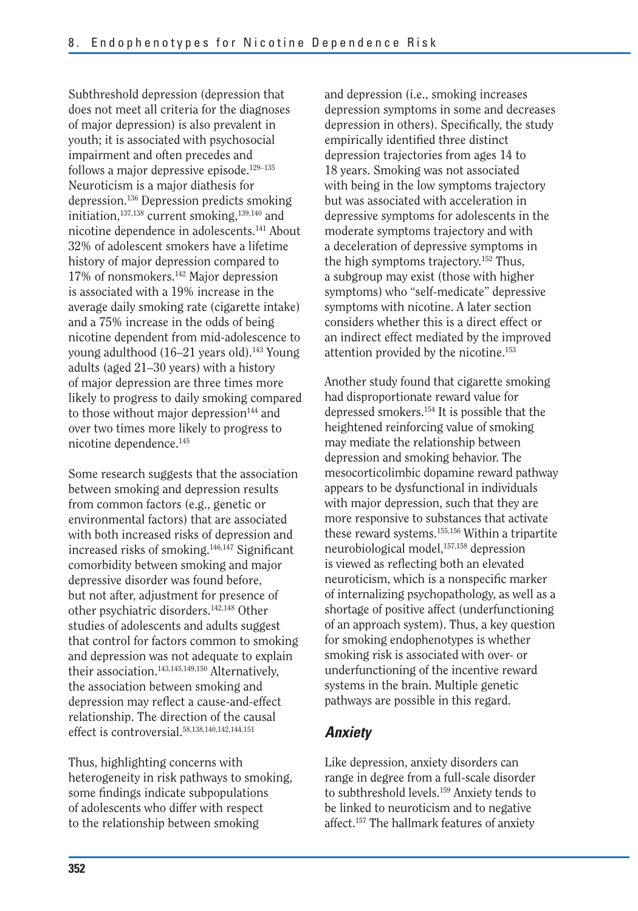Subthreshold depression (depression that does not meet all criteria for the diagnoses of major depression) is also prevalent in youth; it is associated with psychosocial impairment and often precedes and follows a major depressive episode.[129–135] Neuroticism is a major diathesis for depression.[136] Depression predicts smoking initiation,[137,138] current smoking,[139,140] and nicotine dependence in adolescents.[141] About 32% of adolescent smokers have a lifetime history of major depression compared to 17% of nonsmokers.[142] Major depression is associated with a 19% increase in the average daily smoking rate (cigarette intake) and a 75% increase in the odds of being nicotine dependent from mid-adolescence to young adulthood (16–21 years old).[143] Young adults (aged 21–30 years) with a history of major depression are three times more likely to progress to daily smoking compared to those without major depression[144] and over two times more likely to progress to nicotine dependence.[145]

Some research suggests that the association between smoking and depression results from common factors (e.g., genetic or environmental factors) that are associated with both increased risks of depression and increased risks of smoking.[146,147] Significant comorbidity between smoking and major depressive disorder was found before, but not after, adjustment for presence of other psychiatric disorders.[142,148] Other studies of adolescents and adults suggest that control for factors common to smoking and depression was not adequate to explain their association.[143,145,149,150] Alternatively, the association between smoking and depression may reflect a cause-and-effect relationship. The direction of the causal effect is controversial.[58,138,140,142,144,151]

Thus, highlighting concerns with heterogeneity in risk pathways to smoking, some findings indicate subpopulations of adolescents who differ with respect to the relationship between smoking and depression (i.e., smoking increases depression symptoms in some and decreases depression in others). Specifically, the study empirically identified three distinct depression trajectories from ages 14 to 18 years. Smoking was not associated with being in the low symptoms trajectory but was associated with acceleration in depressive symptoms for adolescents in the moderate symptoms trajectory and with a deceleration of depressive symptoms in the high symptoms trajectory.[152] Thus, a subgroup may exist (those with higher symptoms) who "self-medicate" depressive symptoms with nicotine. A later section considers whether this is a direct effect or an indirect effect mediated by the improved attention provided by the nicotine.[153]

Another study found that cigarette smoking had disproportionate reward value for depressed smokers.[154] It is possible that the heightened reinforcing value of smoking may mediate the relationship between depression and smoking behavior. The mesocorticolimbic dopamine reward pathway appears to be dysfunctional in individuals with major depression, such that they are more responsive to substances that activate these reward systems.[155,156] Within a tripartite neurobiological model,[157,158] depression is viewed as reflecting both an elevated neuroticism, which is a nonspecific marker of internalizing psychopathology, as well as a shortage of positive affect (underfunctioning of an approach system). Thus, a key question for smoking endophenotypes is whether smoking risk is associated with over- or underfunctioning of the incentive reward systems in the brain. Multiple genetic pathways are possible in this regard.

### *Anxiety*

Like depression, anxiety disorders can range in degree from a full-scale disorder to subthreshold levels.[159] Anxiety tends to be linked to neuroticism and to negative affect.[157] The hallmark features of anxiety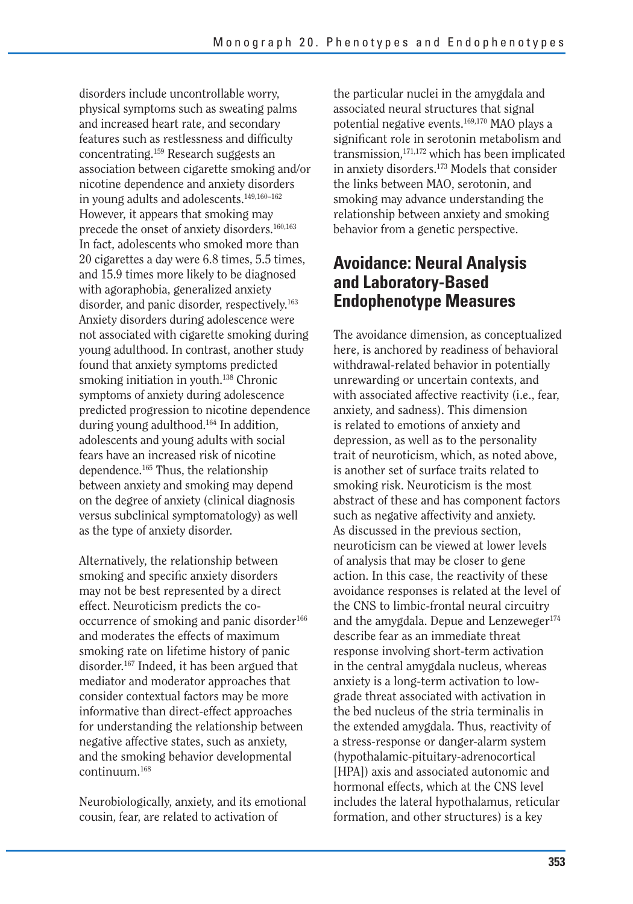disorders include uncontrollable worry, physical symptoms such as sweating palms and increased heart rate, and secondary features such as restlessness and difficulty concentrating.[159] Research suggests an association between cigarette smoking and/or nicotine dependence and anxiety disorders in young adults and adolescents.[149,160–162] However, it appears that smoking may precede the onset of anxiety disorders.[160,163] In fact, adolescents who smoked more than 20 cigarettes a day were 6.8 times, 5.5 times, and 15.9 times more likely to be diagnosed with agoraphobia, generalized anxiety disorder, and panic disorder, respectively.[163] Anxiety disorders during adolescence were not associated with cigarette smoking during young adulthood. In contrast, another study found that anxiety symptoms predicted smoking initiation in youth.[138] Chronic symptoms of anxiety during adolescence predicted progression to nicotine dependence during young adulthood.[164] In addition, adolescents and young adults with social fears have an increased risk of nicotine dependence.[165] Thus, the relationship between anxiety and smoking may depend on the degree of anxiety (clinical diagnosis versus subclinical symptomatology) as well as the type of anxiety disorder.

Alternatively, the relationship between smoking and specific anxiety disorders may not be best represented by a direct effect. Neuroticism predicts the co-occurrence of smoking and panic disorder[166] and moderates the effects of maximum smoking rate on lifetime history of panic disorder.[167] Indeed, it has been argued that mediator and moderator approaches that consider contextual factors may be more informative than direct-effect approaches for understanding the relationship between negative affective states, such as anxiety, and the smoking behavior developmental continuum.[168]

Neurobiologically, anxiety, and its emotional cousin, fear, are related to activation of the particular nuclei in the amygdala and associated neural structures that signal potential negative events.[169,170] MAO plays a significant role in serotonin metabolism and transmission,[171,172] which has been implicated in anxiety disorders.[173] Models that consider the links between MAO, serotonin, and smoking may advance understanding the relationship between anxiety and smoking behavior from a genetic perspective.

## Avoidance: Neural Analysis and Laboratory-Based Endophenotype Measures

The avoidance dimension, as conceptualized here, is anchored by readiness of behavioral withdrawal-related behavior in potentially unrewarding or uncertain contexts, and with associated affective reactivity (i.e., fear, anxiety, and sadness). This dimension is related to emotions of anxiety and depression, as well as to the personality trait of neuroticism, which, as noted above, is another set of surface traits related to smoking risk. Neuroticism is the most abstract of these and has component factors such as negative affectivity and anxiety. As discussed in the previous section, neuroticism can be viewed at lower levels of analysis that may be closer to gene action. In this case, the reactivity of these avoidance responses is related at the level of the CNS to limbic-frontal neural circuitry and the amygdala. Depue and Lenzeweger[174] describe fear as an immediate threat response involving short-term activation in the central amygdala nucleus, whereas anxiety is a long-term activation to low-grade threat associated with activation in the bed nucleus of the stria terminalis in the extended amygdala. Thus, reactivity of a stress-response or danger-alarm system (hypothalamic-pituitary-adrenocortical [HPA]) axis and associated autonomic and hormonal effects, which at the CNS level includes the lateral hypothalamus, reticular formation, and other structures) is a key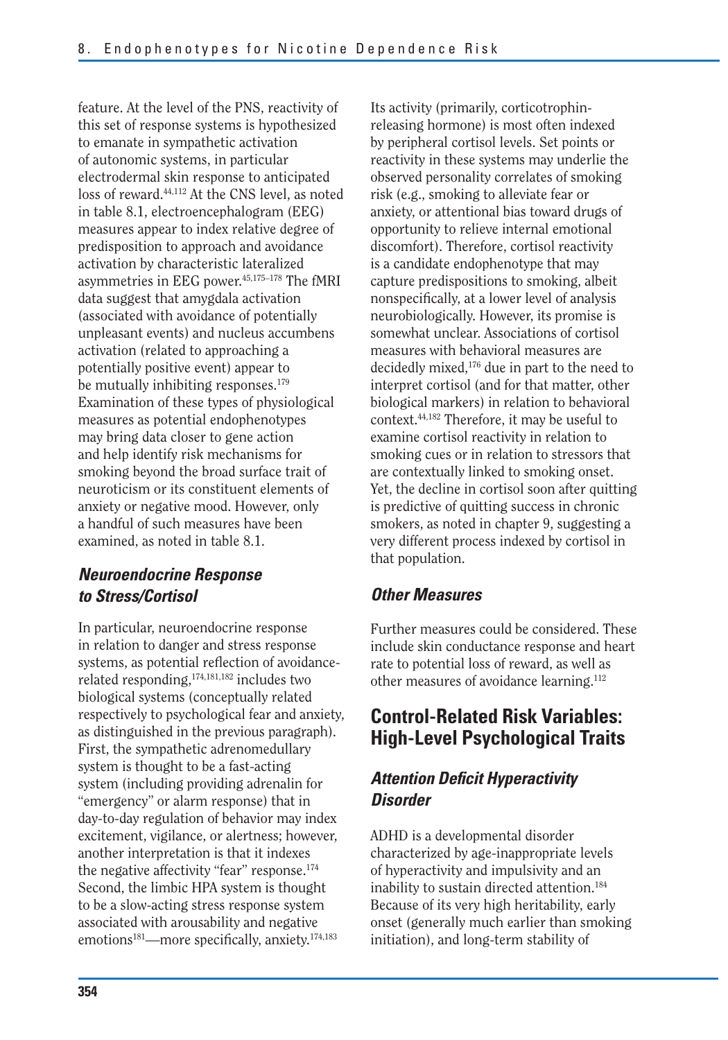feature. At the level of the PNS, reactivity of this set of response systems is hypothesized to emanate in sympathetic activation of autonomic systems, in particular electrodermal skin response to anticipated loss of reward.[44,112] At the CNS level, as noted in table 8.1, electroencephalogram (EEG) measures appear to index relative degree of predisposition to approach and avoidance activation by characteristic lateralized asymmetries in EEG power.[45,175–178] The fMRI data suggest that amygdala activation (associated with avoidance of potentially unpleasant events) and nucleus accumbens activation (related to approaching a potentially positive event) appear to be mutually inhibiting responses.[179] Examination of these types of physiological measures as potential endophenotypes may bring data closer to gene action and help identify risk mechanisms for smoking beyond the broad surface trait of neuroticism or its constituent elements of anxiety or negative mood. However, only a handful of such measures have been examined, as noted in table 8.1.

### *Neuroendocrine Response to Stress/Cortisol*

In particular, neuroendocrine response in relation to danger and stress response systems, as potential reflection of avoidance-related responding,[174,181,182] includes two biological systems (conceptually related respectively to psychological fear and anxiety, as distinguished in the previous paragraph). First, the sympathetic adrenomedullary system is thought to be a fast-acting system (including providing adrenalin for "emergency" or alarm response) that in day-to-day regulation of behavior may index excitement, vigilance, or alertness; however, another interpretation is that it indexes the negative affectivity "fear" response.[174] Second, the limbic HPA system is thought to be a slow-acting stress response system associated with arousability and negative emotions[181]—more specifically, anxiety.[174,183] Its activity (primarily, corticotrophin-releasing hormone) is most often indexed by peripheral cortisol levels. Set points or reactivity in these systems may underlie the observed personality correlates of smoking risk (e.g., smoking to alleviate fear or anxiety, or attentional bias toward drugs of opportunity to relieve internal emotional discomfort). Therefore, cortisol reactivity is a candidate endophenotype that may capture predispositions to smoking, albeit nonspecifically, at a lower level of analysis neurobiologically. However, its promise is somewhat unclear. Associations of cortisol measures with behavioral measures are decidedly mixed,[176] due in part to the need to interpret cortisol (and for that matter, other biological markers) in relation to behavioral context.[44,182] Therefore, it may be useful to examine cortisol reactivity in relation to smoking cues or in relation to stressors that are contextually linked to smoking onset. Yet, the decline in cortisol soon after quitting is predictive of quitting success in chronic smokers, as noted in chapter 9, suggesting a very different process indexed by cortisol in that population.

### *Other Measures*

Further measures could be considered. These include skin conductance response and heart rate to potential loss of reward, as well as other measures of avoidance learning.[112]

## Control-Related Risk Variables: High-Level Psychological Traits

### *Attention Deficit Hyperactivity Disorder*

ADHD is a developmental disorder characterized by age-inappropriate levels of hyperactivity and impulsivity and an inability to sustain directed attention.[184] Because of its very high heritability, early onset (generally much earlier than smoking initiation), and long-term stability of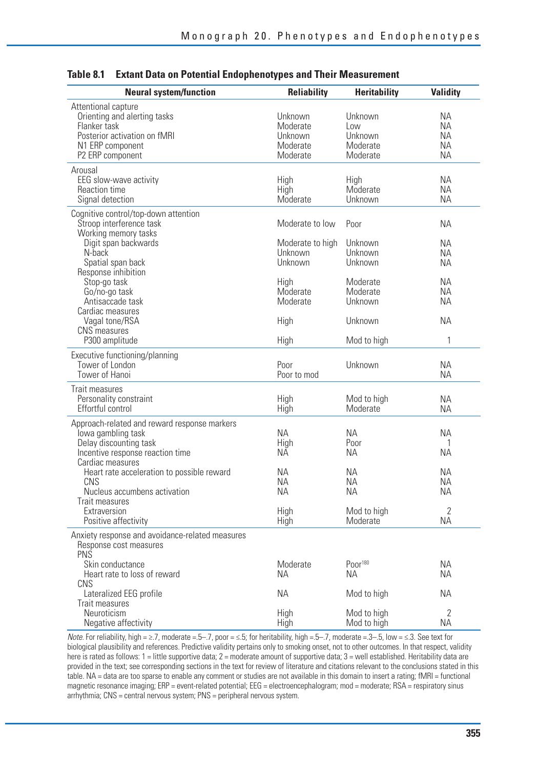**Table 8.1 Extant Data on Potential Endophenotypes and Their Measurement**

| Neural system/function | Reliability | Heritability | Validity |
|---|---|---|---|
| Attentional capture | | | |
| Orienting and alerting tasks | Unknown | Unknown | NA |
| Flanker task | Moderate | Low | NA |
| Posterior activation on fMRI | Unknown | Unknown | NA |
| N1 ERP component | Moderate | Moderate | NA |
| P2 ERP component | Moderate | Moderate | NA |
| Arousal | | | |
| EEG slow-wave activity | High | High | NA |
| Reaction time | High | Moderate | NA |
| Signal detection | Moderate | Unknown | NA |
| Cognitive control/top-down attention | | | |
| Stroop interference task | Moderate to low | Poor | NA |
| Working memory tasks | | | |
| Digit span backwards | Moderate to high | Unknown | NA |
| N-back | Unknown | Unknown | NA |
| Spatial span back | Unknown | Unknown | NA |
| Response inhibition | | | |
| Stop-go task | High | Moderate | NA |
| Go/no-go task | Moderate | Moderate | NA |
| Antisaccade task | Moderate | Unknown | NA |
| Cardiac measures | | | |
| Vagal tone/RSA | High | Unknown | NA |
| CNS measures | | | |
| P300 amplitude | High | Mod to high | 1 |
| Executive functioning/planning | | | |
| Tower of London | Poor | Unknown | NA |
| Tower of Hanoi | Poor to mod | | NA |
| Trait measures | | | |
| Personality constraint | High | Mod to high | NA |
| Effortful control | High | Moderate | NA |
| Approach-related and reward response markers | | | |
| Iowa gambling task | NA | NA | NA |
| Delay discounting task | High | Poor | 1 |
| Incentive response reaction time | NA | NA | NA |
| Cardiac measures | | | |
| Heart rate acceleration to possible reward | NA | NA | NA |
| CNS | NA | NA | NA |
| Nucleus accumbens activation | NA | NA | NA |
| Trait measures | | | |
| Extraversion | High | Mod to high | 2 |
| Positive affectivity | High | Moderate | NA |
| Anxiety response and avoidance-related measures | | | |
| Response cost measures | | | |
| PNS | | | |
| Skin conductance | Moderate | Poor[180] | NA |
| Heart rate to loss of reward | NA | NA | NA |
| CNS | | | |
| Lateralized EEG profile | NA | Mod to high | NA |
| Trait measures | | | |
| Neuroticism | High | Mod to high | 2 |
| Negative affectivity | High | Mod to high | NA |

*Note.* For reliability, high = ≥.7, moderate =.5–.7, poor = ≤.5; for heritability, high =.5–.7, moderate =.3–.5, low = ≤.3. See text for biological plausibility and references. Predictive validity pertains only to smoking onset, not to other outcomes. In that respect, validity here is rated as follows: 1 = little supportive data; 2 = moderate amount of supportive data; 3 = well established. Heritability data are provided in the text; see corresponding sections in the text for review of literature and citations relevant to the conclusions stated in this table. NA = data are too sparse to enable any comment or studies are not available in this domain to insert a rating; fMRI = functional magnetic resonance imaging; ERP = event-related potential; EEG = electroencephalogram; mod = moderate; RSA = respiratory sinus arrhythmia; CNS = central nervous system; PNS = peripheral nervous system.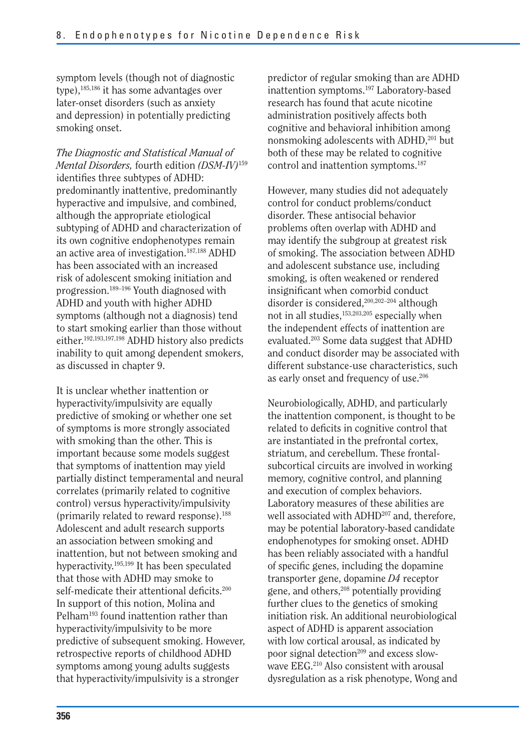symptom levels (though not of diagnostic type),[185,186] it has some advantages over later-onset disorders (such as anxiety and depression) in potentially predicting smoking onset.

*The Diagnostic and Statistical Manual of Mental Disorders,* fourth edition *(DSM-IV)*[159] identifies three subtypes of ADHD: predominantly inattentive, predominantly hyperactive and impulsive, and combined, although the appropriate etiological subtyping of ADHD and characterization of its own cognitive endophenotypes remain an active area of investigation.[187,188] ADHD has been associated with an increased risk of adolescent smoking initiation and progression.[189–196] Youth diagnosed with ADHD and youth with higher ADHD symptoms (although not a diagnosis) tend to start smoking earlier than those without either.[192,193,197,198] ADHD history also predicts inability to quit among dependent smokers, as discussed in chapter 9.

It is unclear whether inattention or hyperactivity/impulsivity are equally predictive of smoking or whether one set of symptoms is more strongly associated with smoking than the other. This is important because some models suggest that symptoms of inattention may yield partially distinct temperamental and neural correlates (primarily related to cognitive control) versus hyperactivity/impulsivity (primarily related to reward response).[188] Adolescent and adult research supports an association between smoking and inattention, but not between smoking and hyperactivity.[195,199] It has been speculated that those with ADHD may smoke to self-medicate their attentional deficits.[200] In support of this notion, Molina and Pelham[193] found inattention rather than hyperactivity/impulsivity to be more predictive of subsequent smoking. However, retrospective reports of childhood ADHD symptoms among young adults suggests that hyperactivity/impulsivity is a stronger predictor of regular smoking than are ADHD inattention symptoms.[197] Laboratory-based research has found that acute nicotine administration positively affects both cognitive and behavioral inhibition among nonsmoking adolescents with ADHD,[201] but both of these may be related to cognitive control and inattention symptoms.[187]

However, many studies did not adequately control for conduct problems/conduct disorder. These antisocial behavior problems often overlap with ADHD and may identify the subgroup at greatest risk of smoking. The association between ADHD and adolescent substance use, including smoking, is often weakened or rendered insignificant when comorbid conduct disorder is considered,[200,202–204] although not in all studies,[153,203,205] especially when the independent effects of inattention are evaluated.[203] Some data suggest that ADHD and conduct disorder may be associated with different substance-use characteristics, such as early onset and frequency of use.[206]

Neurobiologically, ADHD, and particularly the inattention component, is thought to be related to deficits in cognitive control that are instantiated in the prefrontal cortex, striatum, and cerebellum. These frontal-subcortical circuits are involved in working memory, cognitive control, and planning and execution of complex behaviors. Laboratory measures of these abilities are well associated with ADHD[207] and, therefore, may be potential laboratory-based candidate endophenotypes for smoking onset. ADHD has been reliably associated with a handful of specific genes, including the dopamine transporter gene, dopamine *D4* receptor gene, and others,[208] potentially providing further clues to the genetics of smoking initiation risk. An additional neurobiological aspect of ADHD is apparent association with low cortical arousal, as indicated by poor signal detection[209] and excess slow-wave EEG.[210] Also consistent with arousal dysregulation as a risk phenotype, Wong and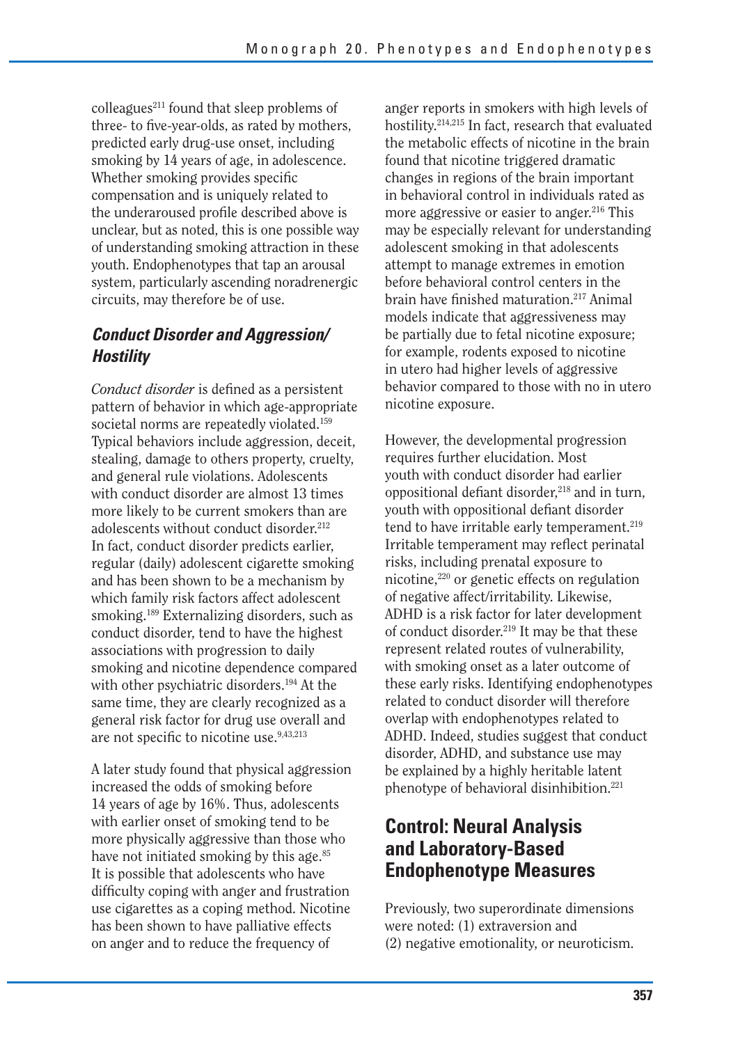colleagues[211] found that sleep problems of three- to five-year-olds, as rated by mothers, predicted early drug-use onset, including smoking by 14 years of age, in adolescence. Whether smoking provides specific compensation and is uniquely related to the underaroused profile described above is unclear, but as noted, this is one possible way of understanding smoking attraction in these youth. Endophenotypes that tap an arousal system, particularly ascending noradrenergic circuits, may therefore be of use.

### *Conduct Disorder and Aggression/Hostility*

*Conduct disorder* is defined as a persistent pattern of behavior in which age-appropriate societal norms are repeatedly violated.[159] Typical behaviors include aggression, deceit, stealing, damage to others property, cruelty, and general rule violations. Adolescents with conduct disorder are almost 13 times more likely to be current smokers than are adolescents without conduct disorder.[212] In fact, conduct disorder predicts earlier, regular (daily) adolescent cigarette smoking and has been shown to be a mechanism by which family risk factors affect adolescent smoking.[189] Externalizing disorders, such as conduct disorder, tend to have the highest associations with progression to daily smoking and nicotine dependence compared with other psychiatric disorders.[194] At the same time, they are clearly recognized as a general risk factor for drug use overall and are not specific to nicotine use.[9,43,213]

A later study found that physical aggression increased the odds of smoking before 14 years of age by 16%. Thus, adolescents with earlier onset of smoking tend to be more physically aggressive than those who have not initiated smoking by this age.[85] It is possible that adolescents who have difficulty coping with anger and frustration use cigarettes as a coping method. Nicotine has been shown to have palliative effects on anger and to reduce the frequency of anger reports in smokers with high levels of hostility.[214,215] In fact, research that evaluated the metabolic effects of nicotine in the brain found that nicotine triggered dramatic changes in regions of the brain important in behavioral control in individuals rated as more aggressive or easier to anger.[216] This may be especially relevant for understanding adolescent smoking in that adolescents attempt to manage extremes in emotion before behavioral control centers in the brain have finished maturation.[217] Animal models indicate that aggressiveness may be partially due to fetal nicotine exposure; for example, rodents exposed to nicotine in utero had higher levels of aggressive behavior compared to those with no in utero nicotine exposure.

However, the developmental progression requires further elucidation. Most youth with conduct disorder had earlier oppositional defiant disorder,[218] and in turn, youth with oppositional defiant disorder tend to have irritable early temperament.[219] Irritable temperament may reflect perinatal risks, including prenatal exposure to nicotine,[220] or genetic effects on regulation of negative affect/irritability. Likewise, ADHD is a risk factor for later development of conduct disorder.[219] It may be that these represent related routes of vulnerability, with smoking onset as a later outcome of these early risks. Identifying endophenotypes related to conduct disorder will therefore overlap with endophenotypes related to ADHD. Indeed, studies suggest that conduct disorder, ADHD, and substance use may be explained by a highly heritable latent phenotype of behavioral disinhibition.[221]

## Control: Neural Analysis and Laboratory-Based Endophenotype Measures

Previously, two superordinate dimensions were noted: (1) extraversion and (2) negative emotionality, or neuroticism.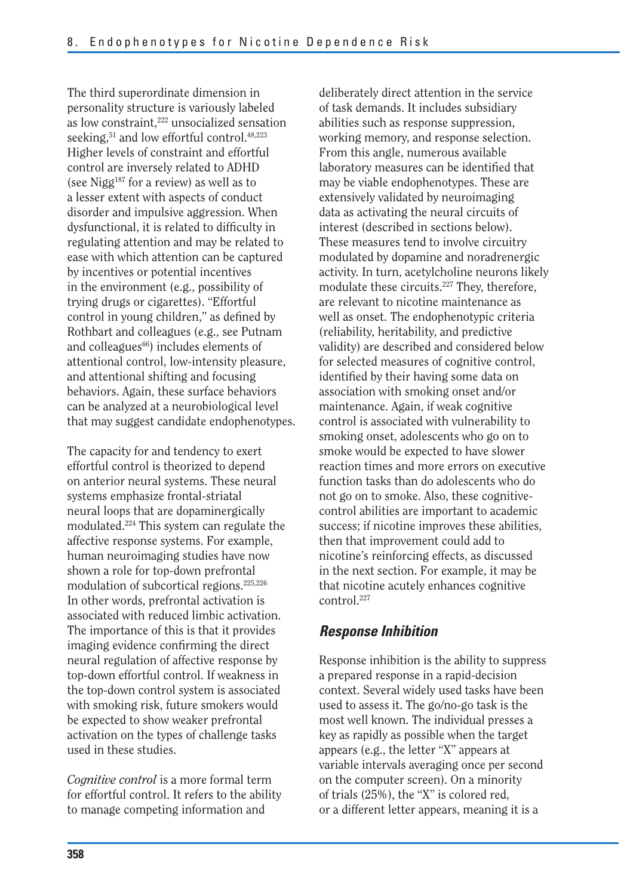The third superordinate dimension in personality structure is variously labeled as low constraint,[222] unsocialized sensation seeking,[51] and low effortful control.[48,223] Higher levels of constraint and effortful control are inversely related to ADHD (see Nigg[187] for a review) as well as to a lesser extent with aspects of conduct disorder and impulsive aggression. When dysfunctional, it is related to difficulty in regulating attention and may be related to ease with which attention can be captured by incentives or potential incentives in the environment (e.g., possibility of trying drugs or cigarettes). "Effortful control in young children," as defined by Rothbart and colleagues (e.g., see Putnam and colleagues[66]) includes elements of attentional control, low-intensity pleasure, and attentional shifting and focusing behaviors. Again, these surface behaviors can be analyzed at a neurobiological level that may suggest candidate endophenotypes.

The capacity for and tendency to exert effortful control is theorized to depend on anterior neural systems. These neural systems emphasize frontal-striatal neural loops that are dopaminergically modulated.[224] This system can regulate the affective response systems. For example, human neuroimaging studies have now shown a role for top-down prefrontal modulation of subcortical regions.[225,226] In other words, prefrontal activation is associated with reduced limbic activation. The importance of this is that it provides imaging evidence confirming the direct neural regulation of affective response by top-down effortful control. If weakness in the top-down control system is associated with smoking risk, future smokers would be expected to show weaker prefrontal activation on the types of challenge tasks used in these studies.

*Cognitive control* is a more formal term for effortful control. It refers to the ability to manage competing information and deliberately direct attention in the service of task demands. It includes subsidiary abilities such as response suppression, working memory, and response selection. From this angle, numerous available laboratory measures can be identified that may be viable endophenotypes. These are extensively validated by neuroimaging data as activating the neural circuits of interest (described in sections below). These measures tend to involve circuitry modulated by dopamine and noradrenergic activity. In turn, acetylcholine neurons likely modulate these circuits.[227] They, therefore, are relevant to nicotine maintenance as well as onset. The endophenotypic criteria (reliability, heritability, and predictive validity) are described and considered below for selected measures of cognitive control, identified by their having some data on association with smoking onset and/or maintenance. Again, if weak cognitive control is associated with vulnerability to smoking onset, adolescents who go on to smoke would be expected to have slower reaction times and more errors on executive function tasks than do adolescents who do not go on to smoke. Also, these cognitive-control abilities are important to academic success; if nicotine improves these abilities, then that improvement could add to nicotine's reinforcing effects, as discussed in the next section. For example, it may be that nicotine acutely enhances cognitive control.[227]

### Response Inhibition

Response inhibition is the ability to suppress a prepared response in a rapid-decision context. Several widely used tasks have been used to assess it. The go/no-go task is the most well known. The individual presses a key as rapidly as possible when the target appears (e.g., the letter "X" appears at variable intervals averaging once per second on the computer screen). On a minority of trials (25%), the "X" is colored red, or a different letter appears, meaning it is a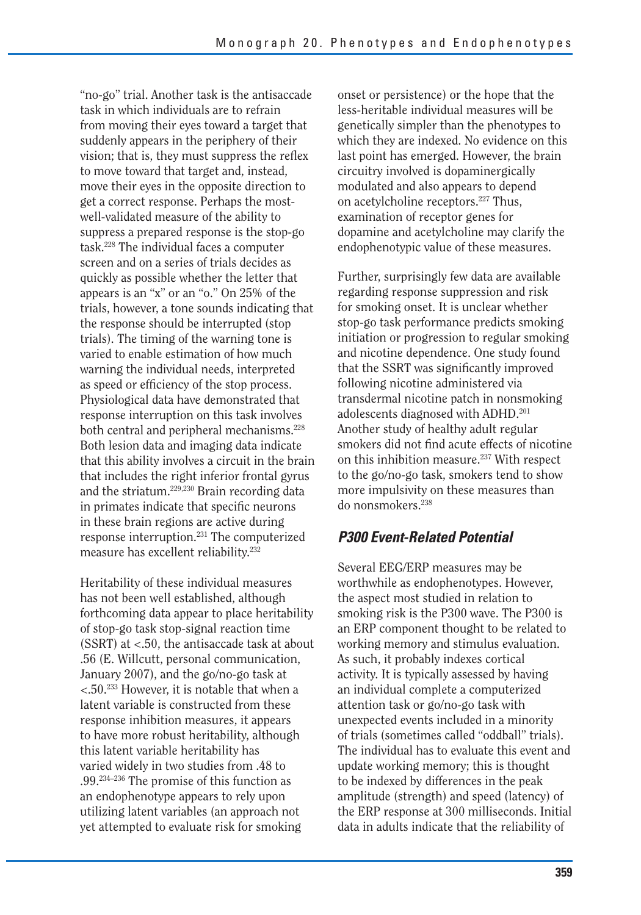"no-go" trial. Another task is the antisaccade task in which individuals are to refrain from moving their eyes toward a target that suddenly appears in the periphery of their vision; that is, they must suppress the reflex to move toward that target and, instead, move their eyes in the opposite direction to get a correct response. Perhaps the most-well-validated measure of the ability to suppress a prepared response is the stop-go task.[228] The individual faces a computer screen and on a series of trials decides as quickly as possible whether the letter that appears is an "x" or an "o." On 25% of the trials, however, a tone sounds indicating that the response should be interrupted (stop trials). The timing of the warning tone is varied to enable estimation of how much warning the individual needs, interpreted as speed or efficiency of the stop process. Physiological data have demonstrated that response interruption on this task involves both central and peripheral mechanisms.[228] Both lesion data and imaging data indicate that this ability involves a circuit in the brain that includes the right inferior frontal gyrus and the striatum.[229,230] Brain recording data in primates indicate that specific neurons in these brain regions are active during response interruption.[231] The computerized measure has excellent reliability.[232]

Heritability of these individual measures has not been well established, although forthcoming data appear to place heritability of stop-go task stop-signal reaction time (SSRT) at <.50, the antisaccade task at about .56 (E. Willcutt, personal communication, January 2007), and the go/no-go task at <.50.[233] However, it is notable that when a latent variable is constructed from these response inhibition measures, it appears to have more robust heritability, although this latent variable heritability has varied widely in two studies from .48 to .99.[234–236] The promise of this function as an endophenotype appears to rely upon utilizing latent variables (an approach not yet attempted to evaluate risk for smoking onset or persistence) or the hope that the less-heritable individual measures will be genetically simpler than the phenotypes to which they are indexed. No evidence on this last point has emerged. However, the brain circuitry involved is dopaminergically modulated and also appears to depend on acetylcholine receptors.[227] Thus, examination of receptor genes for dopamine and acetylcholine may clarify the endophenotypic value of these measures.

Further, surprisingly few data are available regarding response suppression and risk for smoking onset. It is unclear whether stop-go task performance predicts smoking initiation or progression to regular smoking and nicotine dependence. One study found that the SSRT was significantly improved following nicotine administered via transdermal nicotine patch in nonsmoking adolescents diagnosed with ADHD.[201] Another study of healthy adult regular smokers did not find acute effects of nicotine on this inhibition measure.[237] With respect to the go/no-go task, smokers tend to show more impulsivity on these measures than do nonsmokers.[238]

### P300 Event-Related Potential

Several EEG/ERP measures may be worthwhile as endophenotypes. However, the aspect most studied in relation to smoking risk is the P300 wave. The P300 is an ERP component thought to be related to working memory and stimulus evaluation. As such, it probably indexes cortical activity. It is typically assessed by having an individual complete a computerized attention task or go/no-go task with unexpected events included in a minority of trials (sometimes called "oddball" trials). The individual has to evaluate this event and update working memory; this is thought to be indexed by differences in the peak amplitude (strength) and speed (latency) of the ERP response at 300 milliseconds. Initial data in adults indicate that the reliability of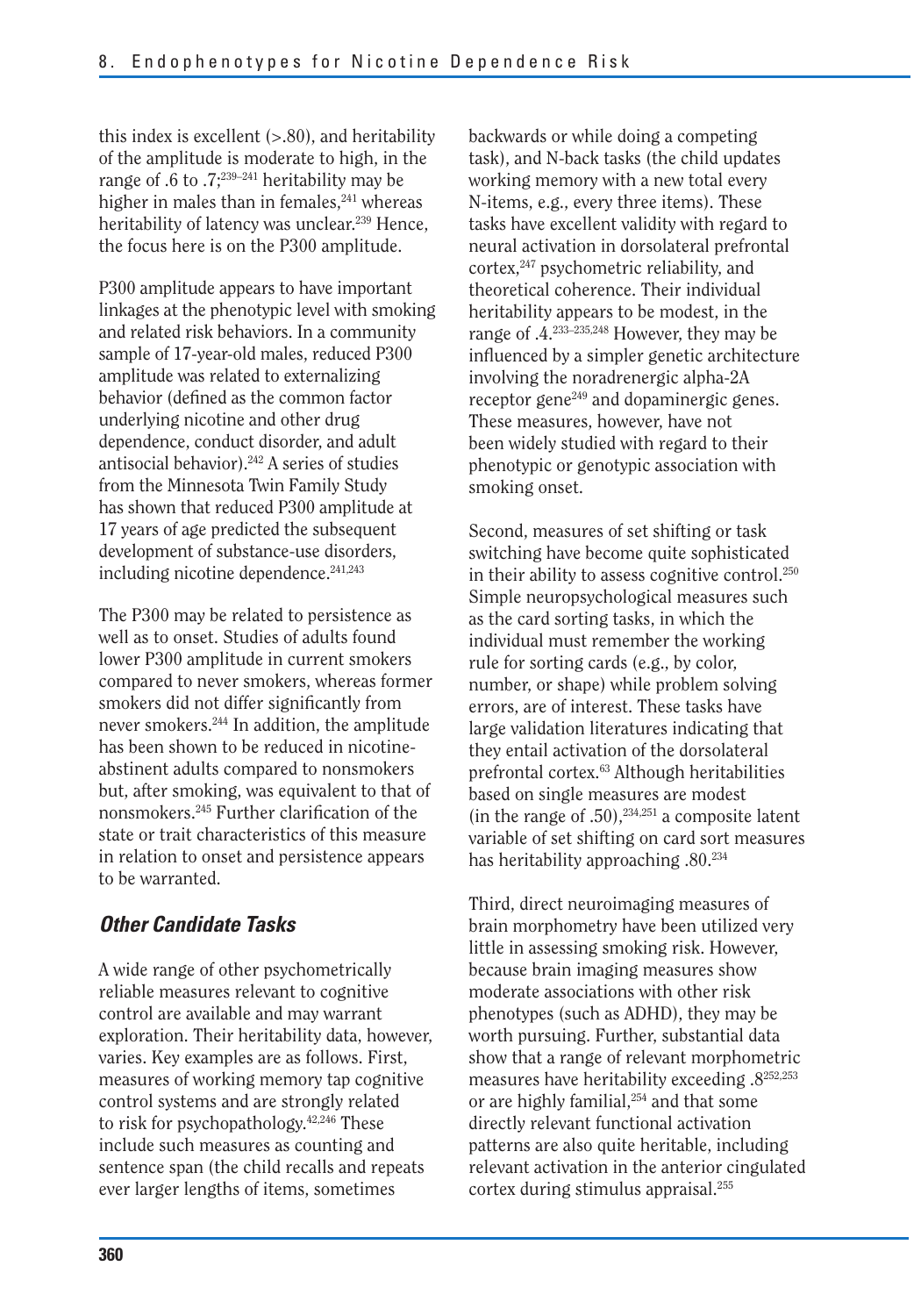this index is excellent (>.80), and heritability of the amplitude is moderate to high, in the range of .6 to .7;[239–241] heritability may be higher in males than in females,[241] whereas heritability of latency was unclear.[239] Hence, the focus here is on the P300 amplitude.

P300 amplitude appears to have important linkages at the phenotypic level with smoking and related risk behaviors. In a community sample of 17-year-old males, reduced P300 amplitude was related to externalizing behavior (defined as the common factor underlying nicotine and other drug dependence, conduct disorder, and adult antisocial behavior).[242] A series of studies from the Minnesota Twin Family Study has shown that reduced P300 amplitude at 17 years of age predicted the subsequent development of substance-use disorders, including nicotine dependence.[241,243]

The P300 may be related to persistence as well as to onset. Studies of adults found lower P300 amplitude in current smokers compared to never smokers, whereas former smokers did not differ significantly from never smokers.[244] In addition, the amplitude has been shown to be reduced in nicotine-abstinent adults compared to nonsmokers but, after smoking, was equivalent to that of nonsmokers.[245] Further clarification of the state or trait characteristics of this measure in relation to onset and persistence appears to be warranted.

### *Other Candidate Tasks*

A wide range of other psychometrically reliable measures relevant to cognitive control are available and may warrant exploration. Their heritability data, however, varies. Key examples are as follows. First, measures of working memory tap cognitive control systems and are strongly related to risk for psychopathology.[42,246] These include such measures as counting and sentence span (the child recalls and repeats ever larger lengths of items, sometimes backwards or while doing a competing task), and N-back tasks (the child updates working memory with a new total every N-items, e.g., every three items). These tasks have excellent validity with regard to neural activation in dorsolateral prefrontal cortex,[247] psychometric reliability, and theoretical coherence. Their individual heritability appears to be modest, in the range of .4.[233–235,248] However, they may be influenced by a simpler genetic architecture involving the noradrenergic alpha-2A receptor gene[249] and dopaminergic genes. These measures, however, have not been widely studied with regard to their phenotypic or genotypic association with smoking onset.

Second, measures of set shifting or task switching have become quite sophisticated in their ability to assess cognitive control.[250] Simple neuropsychological measures such as the card sorting tasks, in which the individual must remember the working rule for sorting cards (e.g., by color, number, or shape) while problem solving errors, are of interest. These tasks have large validation literatures indicating that they entail activation of the dorsolateral prefrontal cortex.[63] Although heritabilities based on single measures are modest (in the range of .50),[234,251] a composite latent variable of set shifting on card sort measures has heritability approaching .80.[234]

Third, direct neuroimaging measures of brain morphometry have been utilized very little in assessing smoking risk. However, because brain imaging measures show moderate associations with other risk phenotypes (such as ADHD), they may be worth pursuing. Further, substantial data show that a range of relevant morphometric measures have heritability exceeding .8[252,253] or are highly familial,[254] and that some directly relevant functional activation patterns are also quite heritable, including relevant activation in the anterior cingulated cortex during stimulus appraisal.[255]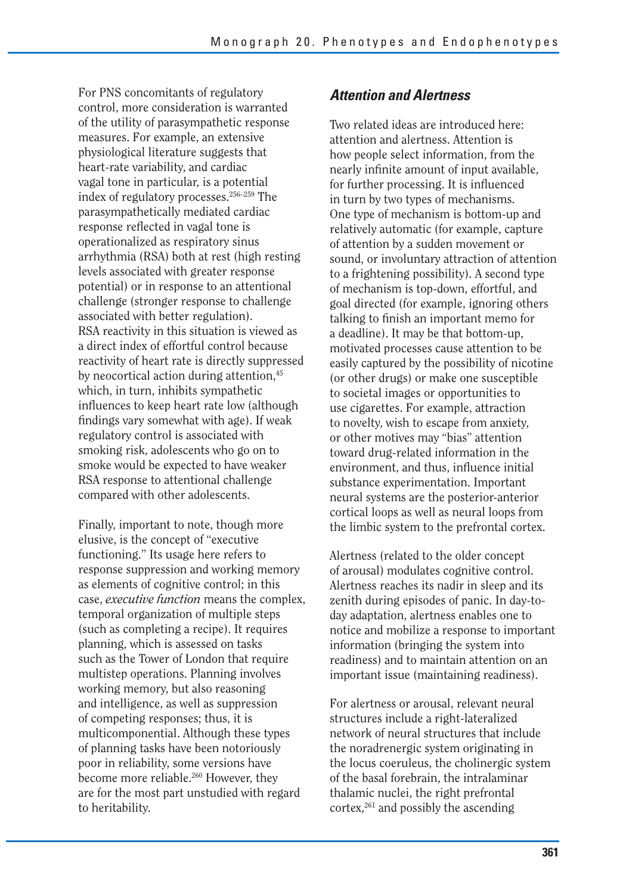For PNS concomitants of regulatory control, more consideration is warranted of the utility of parasympathetic response measures. For example, an extensive physiological literature suggests that heart-rate variability, and cardiac vagal tone in particular, is a potential index of regulatory processes.[256–259] The parasympathetically mediated cardiac response reflected in vagal tone is operationalized as respiratory sinus arrhythmia (RSA) both at rest (high resting levels associated with greater response potential) or in response to an attentional challenge (stronger response to challenge associated with better regulation). RSA reactivity in this situation is viewed as a direct index of effortful control because reactivity of heart rate is directly suppressed by neocortical action during attention,[45] which, in turn, inhibits sympathetic influences to keep heart rate low (although findings vary somewhat with age). If weak regulatory control is associated with smoking risk, adolescents who go on to smoke would be expected to have weaker RSA response to attentional challenge compared with other adolescents.

Finally, important to note, though more elusive, is the concept of "executive functioning." Its usage here refers to response suppression and working memory as elements of cognitive control; in this case, *executive function* means the complex, temporal organization of multiple steps (such as completing a recipe). It requires planning, which is assessed on tasks such as the Tower of London that require multistep operations. Planning involves working memory, but also reasoning and intelligence, as well as suppression of competing responses; thus, it is multicomponential. Although these types of planning tasks have been notoriously poor in reliability, some versions have become more reliable.[260] However, they are for the most part unstudied with regard to heritability.

### *Attention and Alertness*

Two related ideas are introduced here: attention and alertness. Attention is how people select information, from the nearly infinite amount of input available, for further processing. It is influenced in turn by two types of mechanisms. One type of mechanism is bottom-up and relatively automatic (for example, capture of attention by a sudden movement or sound, or involuntary attraction of attention to a frightening possibility). A second type of mechanism is top-down, effortful, and goal directed (for example, ignoring others talking to finish an important memo for a deadline). It may be that bottom-up, motivated processes cause attention to be easily captured by the possibility of nicotine (or other drugs) or make one susceptible to societal images or opportunities to use cigarettes. For example, attraction to novelty, wish to escape from anxiety, or other motives may "bias" attention toward drug-related information in the environment, and thus, influence initial substance experimentation. Important neural systems are the posterior-anterior cortical loops as well as neural loops from the limbic system to the prefrontal cortex.

Alertness (related to the older concept of arousal) modulates cognitive control. Alertness reaches its nadir in sleep and its zenith during episodes of panic. In day-to-day adaptation, alertness enables one to notice and mobilize a response to important information (bringing the system into readiness) and to maintain attention on an important issue (maintaining readiness).

For alertness or arousal, relevant neural structures include a right-lateralized network of neural structures that include the noradrenergic system originating in the locus coeruleus, the cholinergic system of the basal forebrain, the intralaminar thalamic nuclei, the right prefrontal cortex,[261] and possibly the ascending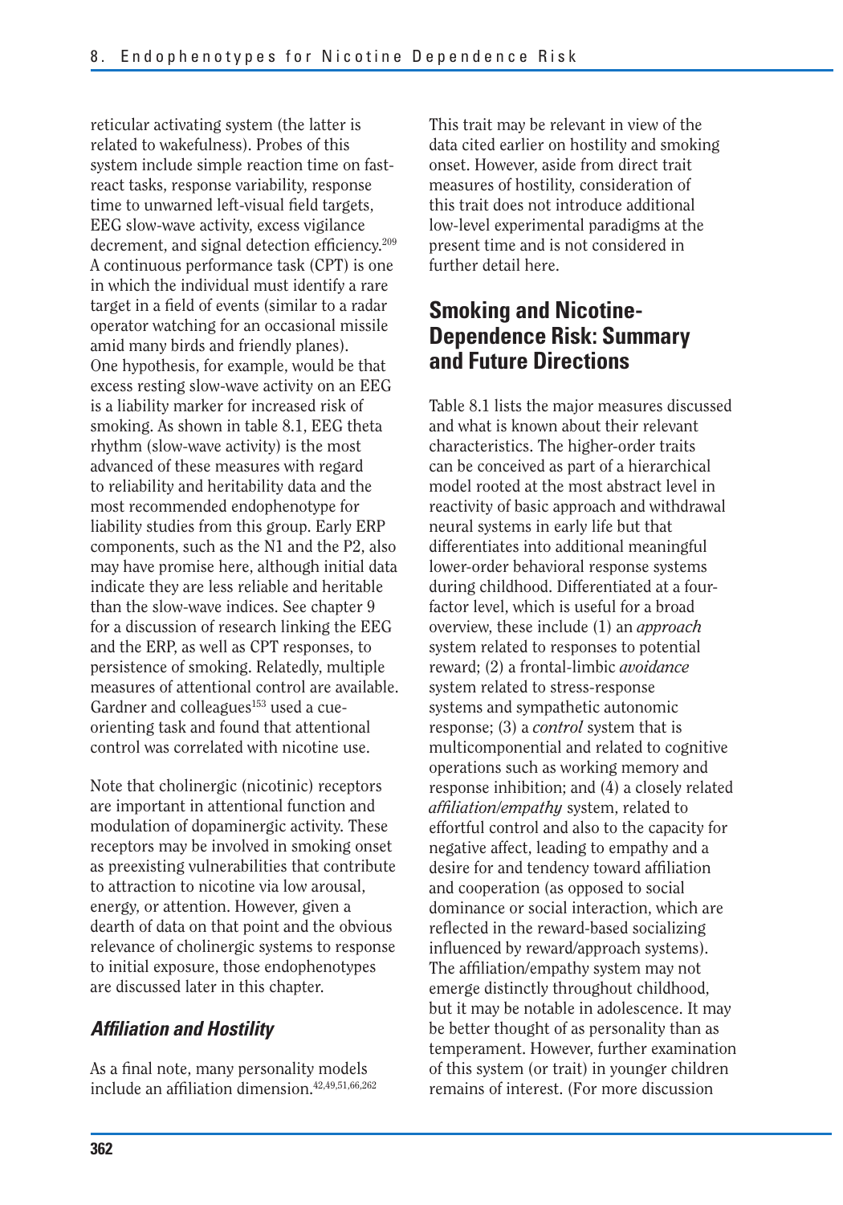reticular activating system (the latter is related to wakefulness). Probes of this system include simple reaction time on fast-react tasks, response variability, response time to unwarned left-visual field targets, EEG slow-wave activity, excess vigilance decrement, and signal detection efficiency.[209] A continuous performance task (CPT) is one in which the individual must identify a rare target in a field of events (similar to a radar operator watching for an occasional missile amid many birds and friendly planes). One hypothesis, for example, would be that excess resting slow-wave activity on an EEG is a liability marker for increased risk of smoking. As shown in table 8.1, EEG theta rhythm (slow-wave activity) is the most advanced of these measures with regard to reliability and heritability data and the most recommended endophenotype for liability studies from this group. Early ERP components, such as the N1 and the P2, also may have promise here, although initial data indicate they are less reliable and heritable than the slow-wave indices. See chapter 9 for a discussion of research linking the EEG and the ERP, as well as CPT responses, to persistence of smoking. Relatedly, multiple measures of attentional control are available. Gardner and colleagues[153] used a cue-orienting task and found that attentional control was correlated with nicotine use.

Note that cholinergic (nicotinic) receptors are important in attentional function and modulation of dopaminergic activity. These receptors may be involved in smoking onset as preexisting vulnerabilities that contribute to attraction to nicotine via low arousal, energy, or attention. However, given a dearth of data on that point and the obvious relevance of cholinergic systems to response to initial exposure, those endophenotypes are discussed later in this chapter.

### *Affiliation and Hostility*

As a final note, many personality models include an affiliation dimension.[42,49,51,66,262] This trait may be relevant in view of the data cited earlier on hostility and smoking onset. However, aside from direct trait measures of hostility, consideration of this trait does not introduce additional low-level experimental paradigms at the present time and is not considered in further detail here.

## Smoking and Nicotine-Dependence Risk: Summary and Future Directions

Table 8.1 lists the major measures discussed and what is known about their relevant characteristics. The higher-order traits can be conceived as part of a hierarchical model rooted at the most abstract level in reactivity of basic approach and withdrawal neural systems in early life but that differentiates into additional meaningful lower-order behavioral response systems during childhood. Differentiated at a four-factor level, which is useful for a broad overview, these include (1) an *approach* system related to responses to potential reward; (2) a frontal-limbic *avoidance* system related to stress-response systems and sympathetic autonomic response; (3) a *control* system that is multicomponential and related to cognitive operations such as working memory and response inhibition; and (4) a closely related *affiliation/empathy* system, related to effortful control and also to the capacity for negative affect, leading to empathy and a desire for and tendency toward affiliation and cooperation (as opposed to social dominance or social interaction, which are reflected in the reward-based socializing influenced by reward/approach systems). The affiliation/empathy system may not emerge distinctly throughout childhood, but it may be notable in adolescence. It may be better thought of as personality than as temperament. However, further examination of this system (or trait) in younger children remains of interest. (For more discussion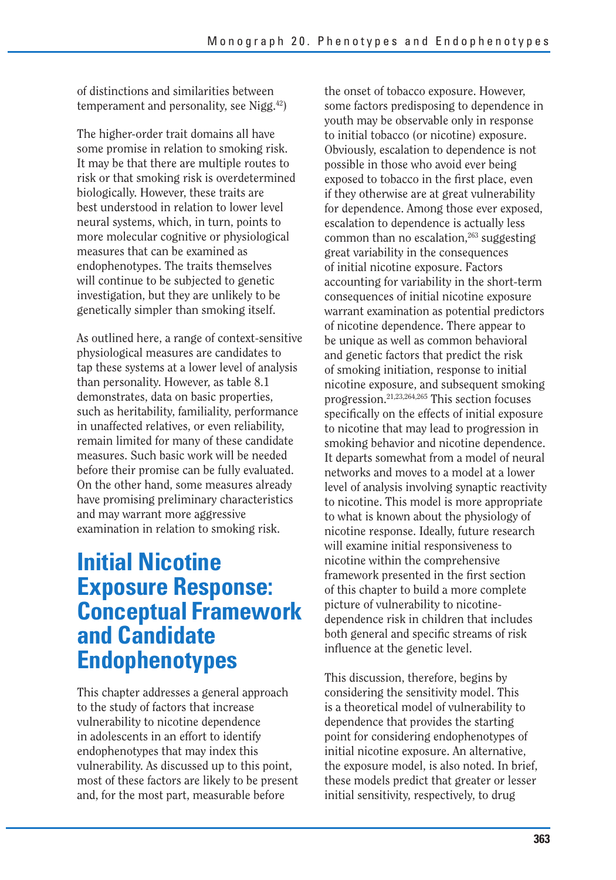of distinctions and similarities between temperament and personality, see Nigg.[42])

The higher-order trait domains all have some promise in relation to smoking risk. It may be that there are multiple routes to risk or that smoking risk is overdetermined biologically. However, these traits are best understood in relation to lower level neural systems, which, in turn, points to more molecular cognitive or physiological measures that can be examined as endophenotypes. The traits themselves will continue to be subjected to genetic investigation, but they are unlikely to be genetically simpler than smoking itself.

As outlined here, a range of context-sensitive physiological measures are candidates to tap these systems at a lower level of analysis than personality. However, as table 8.1 demonstrates, data on basic properties, such as heritability, familiality, performance in unaffected relatives, or even reliability, remain limited for many of these candidate measures. Such basic work will be needed before their promise can be fully evaluated. On the other hand, some measures already have promising preliminary characteristics and may warrant more aggressive examination in relation to smoking risk.

## Initial Nicotine Exposure Response: Conceptual Framework and Candidate Endophenotypes

This chapter addresses a general approach to the study of factors that increase vulnerability to nicotine dependence in adolescents in an effort to identify endophenotypes that may index this vulnerability. As discussed up to this point, most of these factors are likely to be present and, for the most part, measurable before the onset of tobacco exposure. However, some factors predisposing to dependence in youth may be observable only in response to initial tobacco (or nicotine) exposure. Obviously, escalation to dependence is not possible in those who avoid ever being exposed to tobacco in the first place, even if they otherwise are at great vulnerability for dependence. Among those ever exposed, escalation to dependence is actually less common than no escalation,[263] suggesting great variability in the consequences of initial nicotine exposure. Factors accounting for variability in the short-term consequences of initial nicotine exposure warrant examination as potential predictors of nicotine dependence. There appear to be unique as well as common behavioral and genetic factors that predict the risk of smoking initiation, response to initial nicotine exposure, and subsequent smoking progression.[21,23,264,265] This section focuses specifically on the effects of initial exposure to nicotine that may lead to progression in smoking behavior and nicotine dependence. It departs somewhat from a model of neural networks and moves to a model at a lower level of analysis involving synaptic reactivity to nicotine. This model is more appropriate to what is known about the physiology of nicotine response. Ideally, future research will examine initial responsiveness to nicotine within the comprehensive framework presented in the first section of this chapter to build a more complete picture of vulnerability to nicotine-dependence risk in children that includes both general and specific streams of risk influence at the genetic level.

This discussion, therefore, begins by considering the sensitivity model. This is a theoretical model of vulnerability to dependence that provides the starting point for considering endophenotypes of initial nicotine exposure. An alternative, the exposure model, is also noted. In brief, these models predict that greater or lesser initial sensitivity, respectively, to drug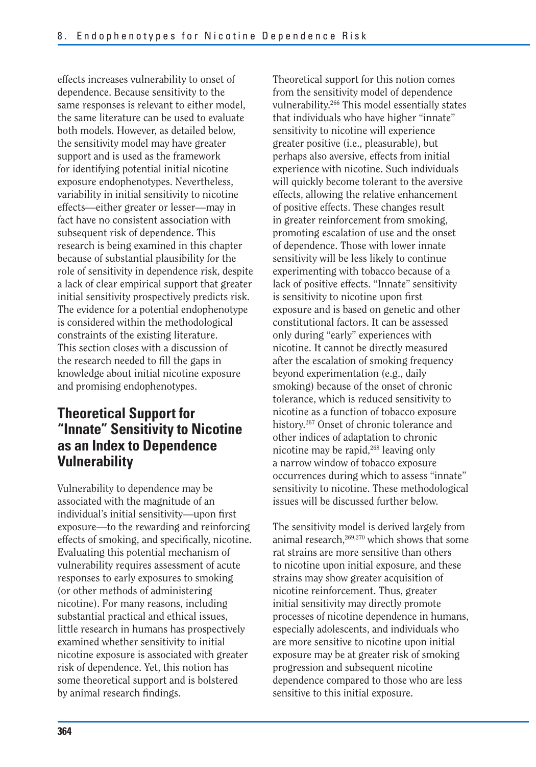effects increases vulnerability to onset of dependence. Because sensitivity to the same responses is relevant to either model, the same literature can be used to evaluate both models. However, as detailed below, the sensitivity model may have greater support and is used as the framework for identifying potential initial nicotine exposure endophenotypes. Nevertheless, variability in initial sensitivity to nicotine effects—either greater or lesser—may in fact have no consistent association with subsequent risk of dependence. This research is being examined in this chapter because of substantial plausibility for the role of sensitivity in dependence risk, despite a lack of clear empirical support that greater initial sensitivity prospectively predicts risk. The evidence for a potential endophenotype is considered within the methodological constraints of the existing literature. This section closes with a discussion of the research needed to fill the gaps in knowledge about initial nicotine exposure and promising endophenotypes.

## Theoretical Support for "Innate" Sensitivity to Nicotine as an Index to Dependence Vulnerability

Vulnerability to dependence may be associated with the magnitude of an individual's initial sensitivity—upon first exposure—to the rewarding and reinforcing effects of smoking, and specifically, nicotine. Evaluating this potential mechanism of vulnerability requires assessment of acute responses to early exposures to smoking (or other methods of administering nicotine). For many reasons, including substantial practical and ethical issues, little research in humans has prospectively examined whether sensitivity to initial nicotine exposure is associated with greater risk of dependence. Yet, this notion has some theoretical support and is bolstered by animal research findings.

Theoretical support for this notion comes from the sensitivity model of dependence vulnerability.[266] This model essentially states that individuals who have higher "innate" sensitivity to nicotine will experience greater positive (i.e., pleasurable), but perhaps also aversive, effects from initial experience with nicotine. Such individuals will quickly become tolerant to the aversive effects, allowing the relative enhancement of positive effects. These changes result in greater reinforcement from smoking, promoting escalation of use and the onset of dependence. Those with lower innate sensitivity will be less likely to continue experimenting with tobacco because of a lack of positive effects. "Innate" sensitivity is sensitivity to nicotine upon first exposure and is based on genetic and other constitutional factors. It can be assessed only during "early" experiences with nicotine. It cannot be directly measured after the escalation of smoking frequency beyond experimentation (e.g., daily smoking) because of the onset of chronic tolerance, which is reduced sensitivity to nicotine as a function of tobacco exposure history.[267] Onset of chronic tolerance and other indices of adaptation to chronic nicotine may be rapid,[268] leaving only a narrow window of tobacco exposure occurrences during which to assess "innate" sensitivity to nicotine. These methodological issues will be discussed further below.

The sensitivity model is derived largely from animal research,[269,270] which shows that some rat strains are more sensitive than others to nicotine upon initial exposure, and these strains may show greater acquisition of nicotine reinforcement. Thus, greater initial sensitivity may directly promote processes of nicotine dependence in humans, especially adolescents, and individuals who are more sensitive to nicotine upon initial exposure may be at greater risk of smoking progression and subsequent nicotine dependence compared to those who are less sensitive to this initial exposure.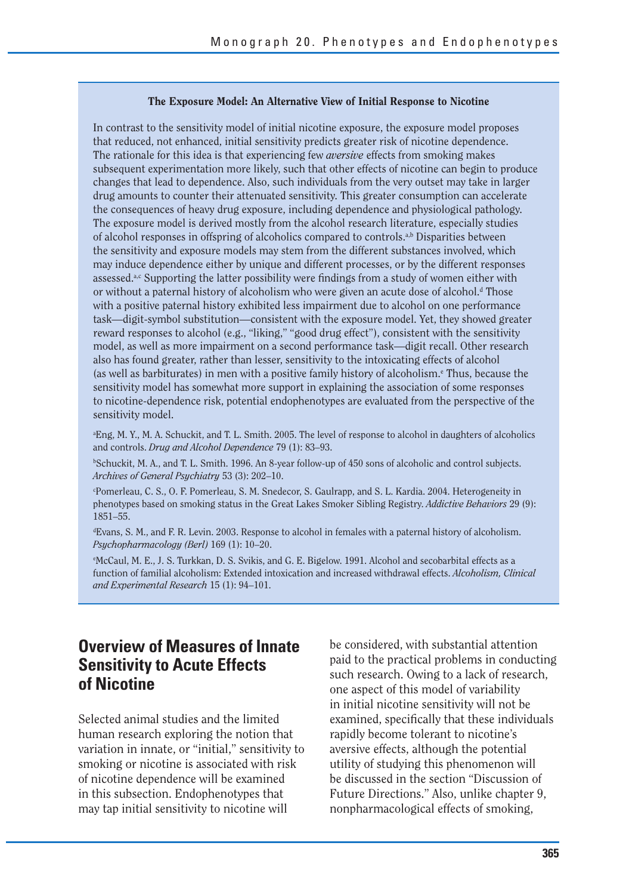**The Exposure Model: An Alternative View of Initial Response to Nicotine**

In contrast to the sensitivity model of initial nicotine exposure, the exposure model proposes that reduced, not enhanced, initial sensitivity predicts greater risk of nicotine dependence. The rationale for this idea is that experiencing few *aversive* effects from smoking makes subsequent experimentation more likely, such that other effects of nicotine can begin to produce changes that lead to dependence. Also, such individuals from the very outset may take in larger drug amounts to counter their attenuated sensitivity. This greater consumption can accelerate the consequences of heavy drug exposure, including dependence and physiological pathology. The exposure model is derived mostly from the alcohol research literature, especially studies of alcohol responses in offspring of alcoholics compared to controls.[a,b] Disparities between the sensitivity and exposure models may stem from the different substances involved, which may induce dependence either by unique and different processes, or by the different responses assessed.[a,c] Supporting the latter possibility were findings from a study of women either with or without a paternal history of alcoholism who were given an acute dose of alcohol.[d] Those with a positive paternal history exhibited less impairment due to alcohol on one performance task—digit-symbol substitution—consistent with the exposure model. Yet, they showed greater reward responses to alcohol (e.g., "liking," "good drug effect"), consistent with the sensitivity model, as well as more impairment on a second performance task—digit recall. Other research also has found greater, rather than lesser, sensitivity to the intoxicating effects of alcohol (as well as barbiturates) in men with a positive family history of alcoholism.[e] Thus, because the sensitivity model has somewhat more support in explaining the association of some responses to nicotine-dependence risk, potential endophenotypes are evaluated from the perspective of the sensitivity model.

[a]Eng, M. Y., M. A. Schuckit, and T. L. Smith. 2005. The level of response to alcohol in daughters of alcoholics and controls. *Drug and Alcohol Dependence* 79 (1): 83–93.

[b]Schuckit, M. A., and T. L. Smith. 1996. An 8-year follow-up of 450 sons of alcoholic and control subjects. *Archives of General Psychiatry* 53 (3): 202–10.

[c]Pomerleau, C. S., O. F. Pomerleau, S. M. Snedecor, S. Gaulrapp, and S. L. Kardia. 2004. Heterogeneity in phenotypes based on smoking status in the Great Lakes Smoker Sibling Registry. *Addictive Behaviors* 29 (9): 1851–55.

[d]Evans, S. M., and F. R. Levin. 2003. Response to alcohol in females with a paternal history of alcoholism. *Psychopharmacology (Berl)* 169 (1): 10–20.

[e]McCaul, M. E., J. S. Turkkan, D. S. Svikis, and G. E. Bigelow. 1991. Alcohol and secobarbital effects as a function of familial alcoholism: Extended intoxication and increased withdrawal effects. *Alcoholism, Clinical and Experimental Research* 15 (1): 94–101.

## Overview of Measures of Innate Sensitivity to Acute Effects of Nicotine

Selected animal studies and the limited human research exploring the notion that variation in innate, or "initial," sensitivity to smoking or nicotine is associated with risk of nicotine dependence will be examined in this subsection. Endophenotypes that may tap initial sensitivity to nicotine will be considered, with substantial attention paid to the practical problems in conducting such research. Owing to a lack of research, one aspect of this model of variability in initial nicotine sensitivity will not be examined, specifically that these individuals rapidly become tolerant to nicotine's aversive effects, although the potential utility of studying this phenomenon will be discussed in the section "Discussion of Future Directions." Also, unlike chapter 9, nonpharmacological effects of smoking,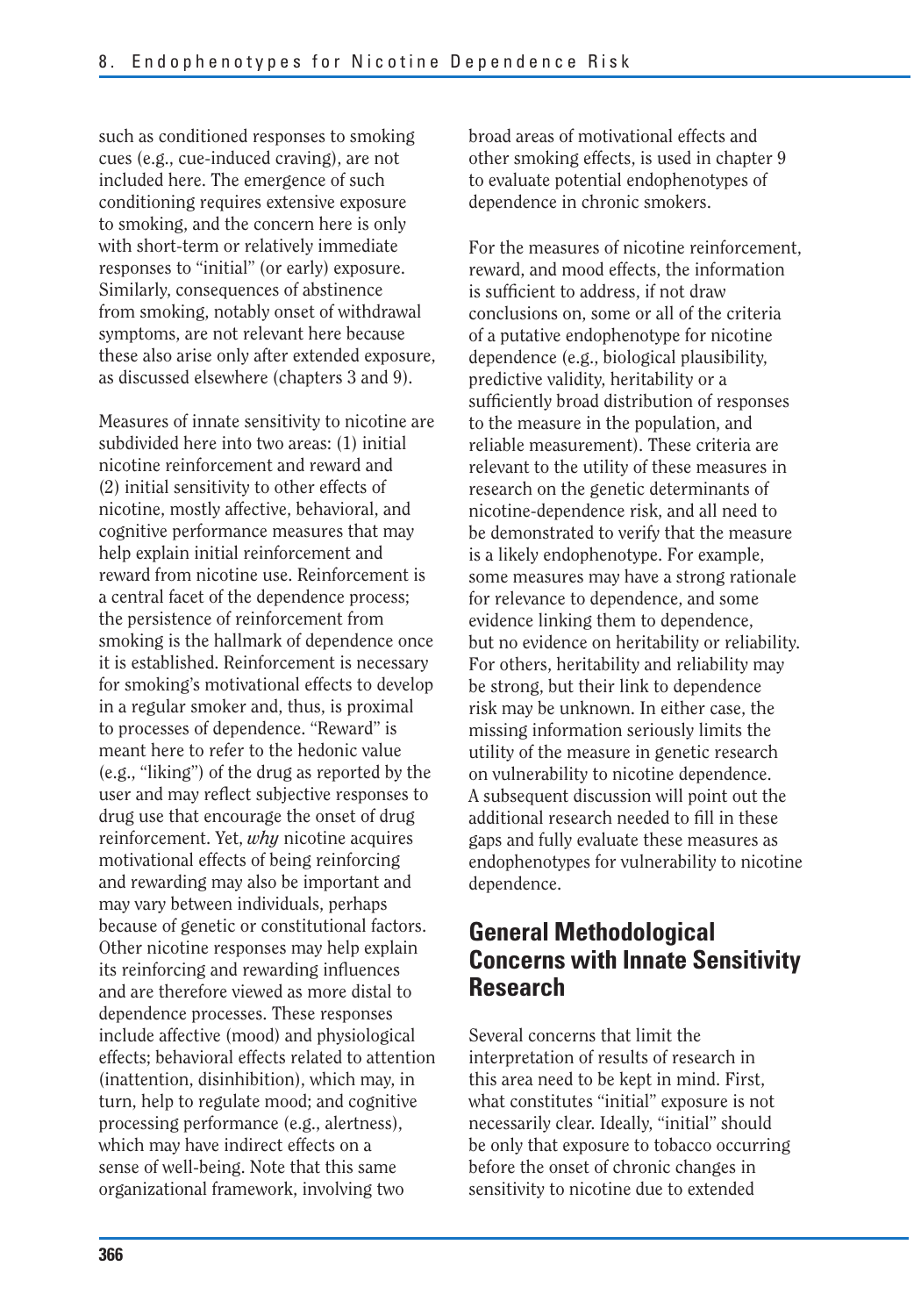such as conditioned responses to smoking cues (e.g., cue-induced craving), are not included here. The emergence of such conditioning requires extensive exposure to smoking, and the concern here is only with short-term or relatively immediate responses to "initial" (or early) exposure. Similarly, consequences of abstinence from smoking, notably onset of withdrawal symptoms, are not relevant here because these also arise only after extended exposure, as discussed elsewhere (chapters 3 and 9).

Measures of innate sensitivity to nicotine are subdivided here into two areas: (1) initial nicotine reinforcement and reward and (2) initial sensitivity to other effects of nicotine, mostly affective, behavioral, and cognitive performance measures that may help explain initial reinforcement and reward from nicotine use. Reinforcement is a central facet of the dependence process; the persistence of reinforcement from smoking is the hallmark of dependence once it is established. Reinforcement is necessary for smoking's motivational effects to develop in a regular smoker and, thus, is proximal to processes of dependence. "Reward" is meant here to refer to the hedonic value (e.g., "liking") of the drug as reported by the user and may reflect subjective responses to drug use that encourage the onset of drug reinforcement. Yet, *why* nicotine acquires motivational effects of being reinforcing and rewarding may also be important and may vary between individuals, perhaps because of genetic or constitutional factors. Other nicotine responses may help explain its reinforcing and rewarding influences and are therefore viewed as more distal to dependence processes. These responses include affective (mood) and physiological effects; behavioral effects related to attention (inattention, disinhibition), which may, in turn, help to regulate mood; and cognitive processing performance (e.g., alertness), which may have indirect effects on a sense of well-being. Note that this same organizational framework, involving two broad areas of motivational effects and other smoking effects, is used in chapter 9 to evaluate potential endophenotypes of dependence in chronic smokers.

For the measures of nicotine reinforcement, reward, and mood effects, the information is sufficient to address, if not draw conclusions on, some or all of the criteria of a putative endophenotype for nicotine dependence (e.g., biological plausibility, predictive validity, heritability or a sufficiently broad distribution of responses to the measure in the population, and reliable measurement). These criteria are relevant to the utility of these measures in research on the genetic determinants of nicotine-dependence risk, and all need to be demonstrated to verify that the measure is a likely endophenotype. For example, some measures may have a strong rationale for relevance to dependence, and some evidence linking them to dependence, but no evidence on heritability or reliability. For others, heritability and reliability may be strong, but their link to dependence risk may be unknown. In either case, the missing information seriously limits the utility of the measure in genetic research on vulnerability to nicotine dependence. A subsequent discussion will point out the additional research needed to fill in these gaps and fully evaluate these measures as endophenotypes for vulnerability to nicotine dependence.

## General Methodological Concerns with Innate Sensitivity Research

Several concerns that limit the interpretation of results of research in this area need to be kept in mind. First, what constitutes "initial" exposure is not necessarily clear. Ideally, "initial" should be only that exposure to tobacco occurring before the onset of chronic changes in sensitivity to nicotine due to extended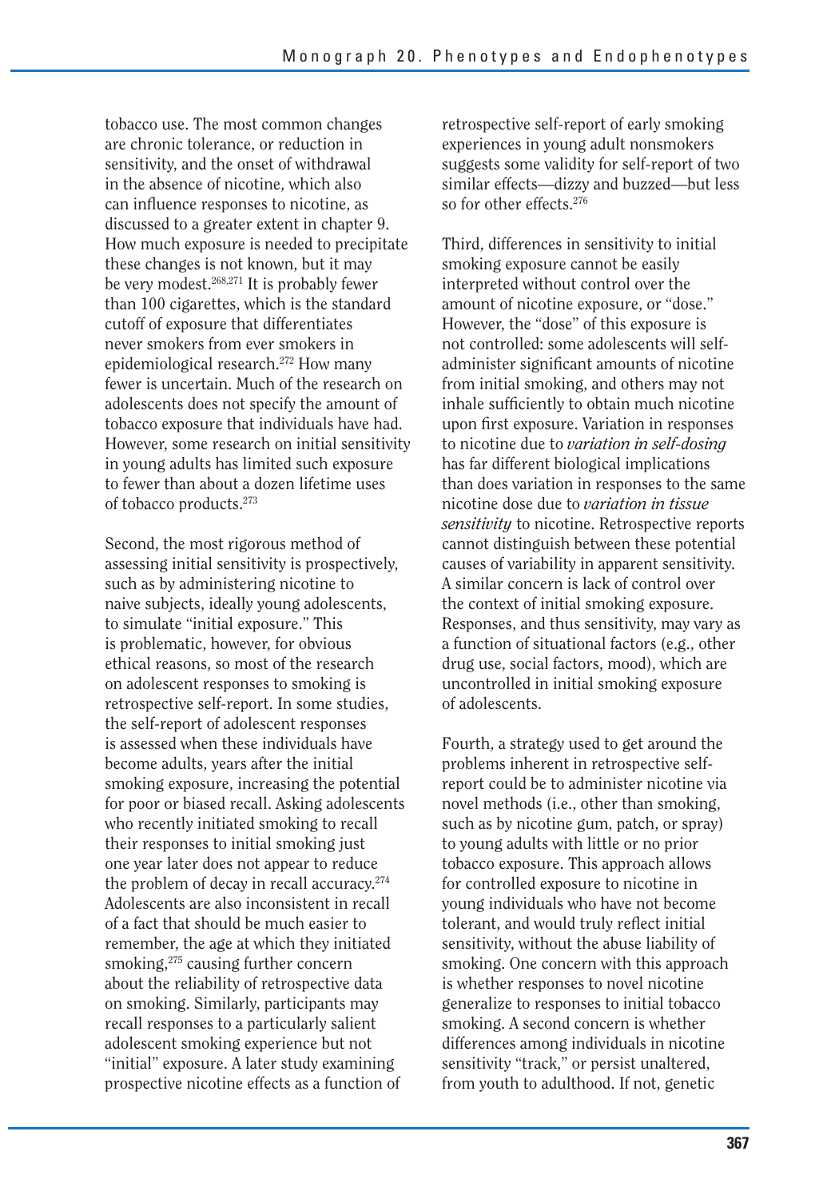tobacco use. The most common changes are chronic tolerance, or reduction in sensitivity, and the onset of withdrawal in the absence of nicotine, which also can influence responses to nicotine, as discussed to a greater extent in chapter 9. How much exposure is needed to precipitate these changes is not known, but it may be very modest.[268,271] It is probably fewer than 100 cigarettes, which is the standard cutoff of exposure that differentiates never smokers from ever smokers in epidemiological research.[272] How many fewer is uncertain. Much of the research on adolescents does not specify the amount of tobacco exposure that individuals have had. However, some research on initial sensitivity in young adults has limited such exposure to fewer than about a dozen lifetime uses of tobacco products.[273]

Second, the most rigorous method of assessing initial sensitivity is prospectively, such as by administering nicotine to naive subjects, ideally young adolescents, to simulate "initial exposure." This is problematic, however, for obvious ethical reasons, so most of the research on adolescent responses to smoking is retrospective self-report. In some studies, the self-report of adolescent responses is assessed when these individuals have become adults, years after the initial smoking exposure, increasing the potential for poor or biased recall. Asking adolescents who recently initiated smoking to recall their responses to initial smoking just one year later does not appear to reduce the problem of decay in recall accuracy.[274] Adolescents are also inconsistent in recall of a fact that should be much easier to remember, the age at which they initiated smoking,[275] causing further concern about the reliability of retrospective data on smoking. Similarly, participants may recall responses to a particularly salient adolescent smoking experience but not "initial" exposure. A later study examining prospective nicotine effects as a function of retrospective self-report of early smoking experiences in young adult nonsmokers suggests some validity for self-report of two similar effects—dizzy and buzzed—but less so for other effects.[276]

Third, differences in sensitivity to initial smoking exposure cannot be easily interpreted without control over the amount of nicotine exposure, or "dose." However, the "dose" of this exposure is not controlled: some adolescents will self-administer significant amounts of nicotine from initial smoking, and others may not inhale sufficiently to obtain much nicotine upon first exposure. Variation in responses to nicotine due to *variation in self-dosing* has far different biological implications than does variation in responses to the same nicotine dose due to *variation in tissue sensitivity* to nicotine. Retrospective reports cannot distinguish between these potential causes of variability in apparent sensitivity. A similar concern is lack of control over the context of initial smoking exposure. Responses, and thus sensitivity, may vary as a function of situational factors (e.g., other drug use, social factors, mood), which are uncontrolled in initial smoking exposure of adolescents.

Fourth, a strategy used to get around the problems inherent in retrospective self-report could be to administer nicotine via novel methods (i.e., other than smoking, such as by nicotine gum, patch, or spray) to young adults with little or no prior tobacco exposure. This approach allows for controlled exposure to nicotine in young individuals who have not become tolerant, and would truly reflect initial sensitivity, without the abuse liability of smoking. One concern with this approach is whether responses to novel nicotine generalize to responses to initial tobacco smoking. A second concern is whether differences among individuals in nicotine sensitivity "track," or persist unaltered, from youth to adulthood. If not, genetic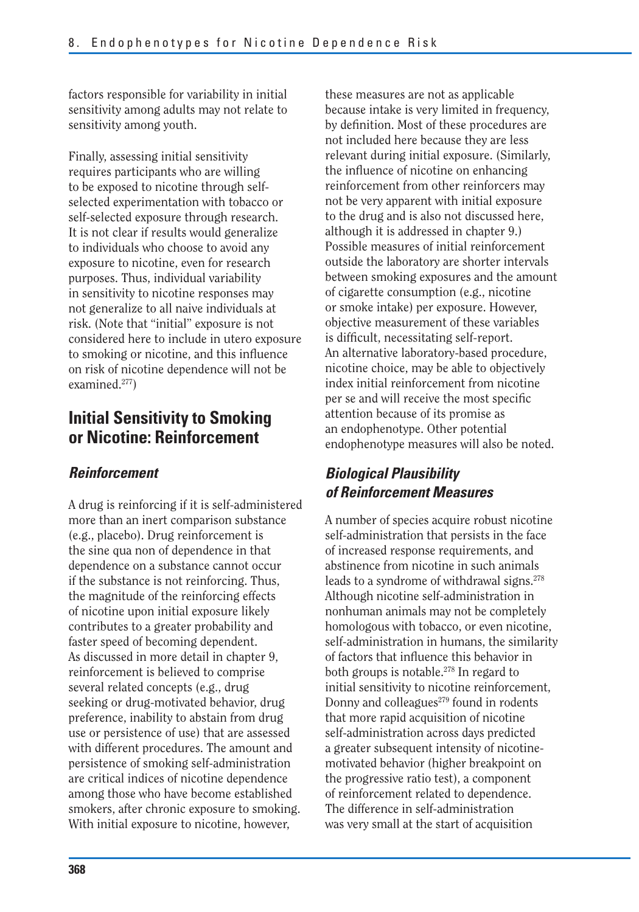factors responsible for variability in initial sensitivity among adults may not relate to sensitivity among youth.

Finally, assessing initial sensitivity requires participants who are willing to be exposed to nicotine through self-selected experimentation with tobacco or self-selected exposure through research. It is not clear if results would generalize to individuals who choose to avoid any exposure to nicotine, even for research purposes. Thus, individual variability in sensitivity to nicotine responses may not generalize to all naive individuals at risk. (Note that "initial" exposure is not considered here to include in utero exposure to smoking or nicotine, and this influence on risk of nicotine dependence will not be examined.[277])

## Initial Sensitivity to Smoking or Nicotine: Reinforcement

### *Reinforcement*

A drug is reinforcing if it is self-administered more than an inert comparison substance (e.g., placebo). Drug reinforcement is the sine qua non of dependence in that dependence on a substance cannot occur if the substance is not reinforcing. Thus, the magnitude of the reinforcing effects of nicotine upon initial exposure likely contributes to a greater probability and faster speed of becoming dependent. As discussed in more detail in chapter 9, reinforcement is believed to comprise several related concepts (e.g., drug seeking or drug-motivated behavior, drug preference, inability to abstain from drug use or persistence of use) that are assessed with different procedures. The amount and persistence of smoking self-administration are critical indices of nicotine dependence among those who have become established smokers, after chronic exposure to smoking. With initial exposure to nicotine, however, these measures are not as applicable because intake is very limited in frequency, by definition. Most of these procedures are not included here because they are less relevant during initial exposure. (Similarly, the influence of nicotine on enhancing reinforcement from other reinforcers may not be very apparent with initial exposure to the drug and is also not discussed here, although it is addressed in chapter 9.) Possible measures of initial reinforcement outside the laboratory are shorter intervals between smoking exposures and the amount of cigarette consumption (e.g., nicotine or smoke intake) per exposure. However, objective measurement of these variables is difficult, necessitating self-report. An alternative laboratory-based procedure, nicotine choice, may be able to objectively index initial reinforcement from nicotine per se and will receive the most specific attention because of its promise as an endophenotype. Other potential endophenotype measures will also be noted.

### *Biological Plausibility of Reinforcement Measures*

A number of species acquire robust nicotine self-administration that persists in the face of increased response requirements, and abstinence from nicotine in such animals leads to a syndrome of withdrawal signs.[278] Although nicotine self-administration in nonhuman animals may not be completely homologous with tobacco, or even nicotine, self-administration in humans, the similarity of factors that influence this behavior in both groups is notable.[278] In regard to initial sensitivity to nicotine reinforcement, Donny and colleagues[279] found in rodents that more rapid acquisition of nicotine self-administration across days predicted a greater subsequent intensity of nicotine-motivated behavior (higher breakpoint on the progressive ratio test), a component of reinforcement related to dependence. The difference in self-administration was very small at the start of acquisition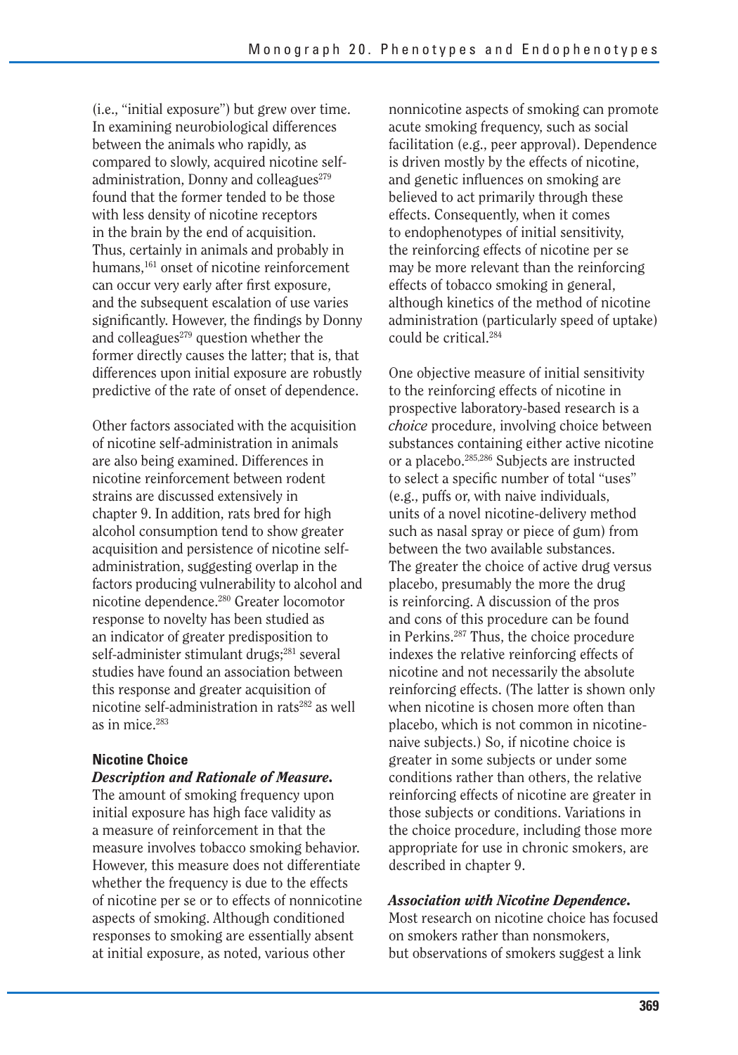(i.e., "initial exposure") but grew over time. In examining neurobiological differences between the animals who rapidly, as compared to slowly, acquired nicotine self-administration, Donny and colleagues[279] found that the former tended to be those with less density of nicotine receptors in the brain by the end of acquisition. Thus, certainly in animals and probably in humans,[161] onset of nicotine reinforcement can occur very early after first exposure, and the subsequent escalation of use varies significantly. However, the findings by Donny and colleagues[279] question whether the former directly causes the latter; that is, that differences upon initial exposure are robustly predictive of the rate of onset of dependence.

Other factors associated with the acquisition of nicotine self-administration in animals are also being examined. Differences in nicotine reinforcement between rodent strains are discussed extensively in chapter 9. In addition, rats bred for high alcohol consumption tend to show greater acquisition and persistence of nicotine self-administration, suggesting overlap in the factors producing vulnerability to alcohol and nicotine dependence.[280] Greater locomotor response to novelty has been studied as an indicator of greater predisposition to self-administer stimulant drugs;[281] several studies have found an association between this response and greater acquisition of nicotine self-administration in rats[282] as well as in mice.[283]

### Nicotine Choice

***Description and Rationale of Measure.*** The amount of smoking frequency upon initial exposure has high face validity as a measure of reinforcement in that the measure involves tobacco smoking behavior. However, this measure does not differentiate whether the frequency is due to the effects of nicotine per se or to effects of nonnicotine aspects of smoking. Although conditioned responses to smoking are essentially absent at initial exposure, as noted, various other nonnicotine aspects of smoking can promote acute smoking frequency, such as social facilitation (e.g., peer approval). Dependence is driven mostly by the effects of nicotine, and genetic influences on smoking are believed to act primarily through these effects. Consequently, when it comes to endophenotypes of initial sensitivity, the reinforcing effects of nicotine per se may be more relevant than the reinforcing effects of tobacco smoking in general, although kinetics of the method of nicotine administration (particularly speed of uptake) could be critical.[284]

One objective measure of initial sensitivity to the reinforcing effects of nicotine in prospective laboratory-based research is a *choice* procedure, involving choice between substances containing either active nicotine or a placebo.[285,286] Subjects are instructed to select a specific number of total "uses" (e.g., puffs or, with naive individuals, units of a novel nicotine-delivery method such as nasal spray or piece of gum) from between the two available substances. The greater the choice of active drug versus placebo, presumably the more the drug is reinforcing. A discussion of the pros and cons of this procedure can be found in Perkins.[287] Thus, the choice procedure indexes the relative reinforcing effects of nicotine and not necessarily the absolute reinforcing effects. (The latter is shown only when nicotine is chosen more often than placebo, which is not common in nicotine-naive subjects.) So, if nicotine choice is greater in some subjects or under some conditions rather than others, the relative reinforcing effects of nicotine are greater in those subjects or conditions. Variations in the choice procedure, including those more appropriate for use in chronic smokers, are described in chapter 9.

***Association with Nicotine Dependence.*** Most research on nicotine choice has focused on smokers rather than nonsmokers, but observations of smokers suggest a link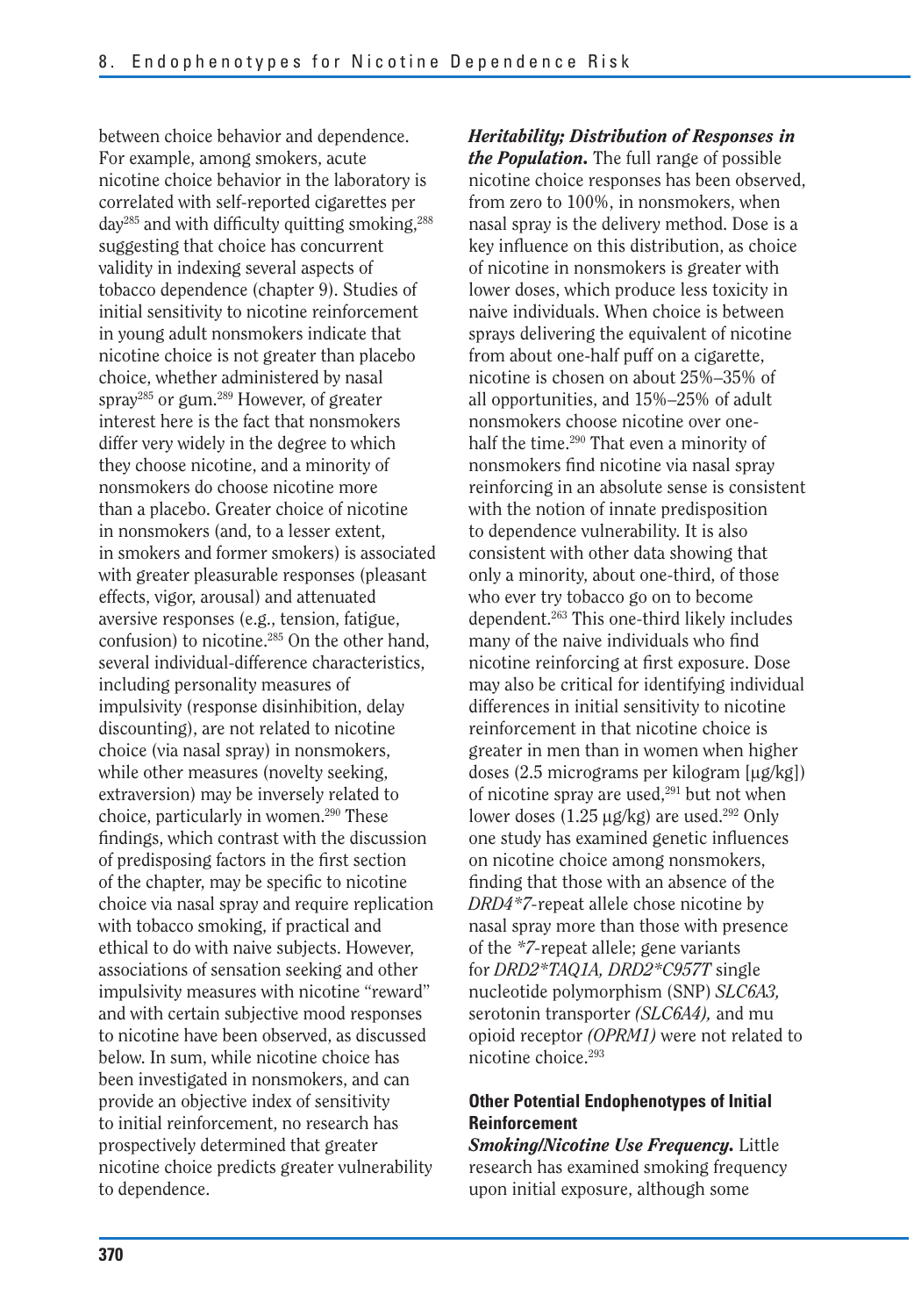between choice behavior and dependence. For example, among smokers, acute nicotine choice behavior in the laboratory is correlated with self-reported cigarettes per day[285] and with difficulty quitting smoking,[288] suggesting that choice has concurrent validity in indexing several aspects of tobacco dependence (chapter 9). Studies of initial sensitivity to nicotine reinforcement in young adult nonsmokers indicate that nicotine choice is not greater than placebo choice, whether administered by nasal spray[285] or gum.[289] However, of greater interest here is the fact that nonsmokers differ very widely in the degree to which they choose nicotine, and a minority of nonsmokers do choose nicotine more than a placebo. Greater choice of nicotine in nonsmokers (and, to a lesser extent, in smokers and former smokers) is associated with greater pleasurable responses (pleasant effects, vigor, arousal) and attenuated aversive responses (e.g., tension, fatigue, confusion) to nicotine.[285] On the other hand, several individual-difference characteristics, including personality measures of impulsivity (response disinhibition, delay discounting), are not related to nicotine choice (via nasal spray) in nonsmokers, while other measures (novelty seeking, extraversion) may be inversely related to choice, particularly in women.[290] These findings, which contrast with the discussion of predisposing factors in the first section of the chapter, may be specific to nicotine choice via nasal spray and require replication with tobacco smoking, if practical and ethical to do with naive subjects. However, associations of sensation seeking and other impulsivity measures with nicotine "reward" and with certain subjective mood responses to nicotine have been observed, as discussed below. In sum, while nicotine choice has been investigated in nonsmokers, and can provide an objective index of sensitivity to initial reinforcement, no research has prospectively determined that greater nicotine choice predicts greater vulnerability to dependence.

***Heritability; Distribution of Responses in the Population.*** The full range of possible nicotine choice responses has been observed, from zero to 100%, in nonsmokers, when nasal spray is the delivery method. Dose is a key influence on this distribution, as choice of nicotine in nonsmokers is greater with lower doses, which produce less toxicity in naive individuals. When choice is between sprays delivering the equivalent of nicotine from about one-half puff on a cigarette, nicotine is chosen on about 25%–35% of all opportunities, and 15%–25% of adult nonsmokers choose nicotine over one-half the time.[290] That even a minority of nonsmokers find nicotine via nasal spray reinforcing in an absolute sense is consistent with the notion of innate predisposition to dependence vulnerability. It is also consistent with other data showing that only a minority, about one-third, of those who ever try tobacco go on to become dependent.[263] This one-third likely includes many of the naive individuals who find nicotine reinforcing at first exposure. Dose may also be critical for identifying individual differences in initial sensitivity to nicotine reinforcement in that nicotine choice is greater in men than in women when higher doses (2.5 micrograms per kilogram [μg/kg]) of nicotine spray are used,[291] but not when lower doses (1.25 μg/kg) are used.[292] Only one study has examined genetic influences on nicotine choice among nonsmokers, finding that those with an absence of the *DRD4\*7*-repeat allele chose nicotine by nasal spray more than those with presence of the *\*7*-repeat allele; gene variants for *DRD2\*TAQ1A, DRD2\*C957T* single nucleotide polymorphism (SNP) *SLC6A3,* serotonin transporter *(SLC6A4),* and mu opioid receptor *(OPRM1)* were not related to nicotine choice.[293]

#### Other Potential Endophenotypes of Initial Reinforcement

***Smoking/Nicotine Use Frequency.*** Little research has examined smoking frequency upon initial exposure, although some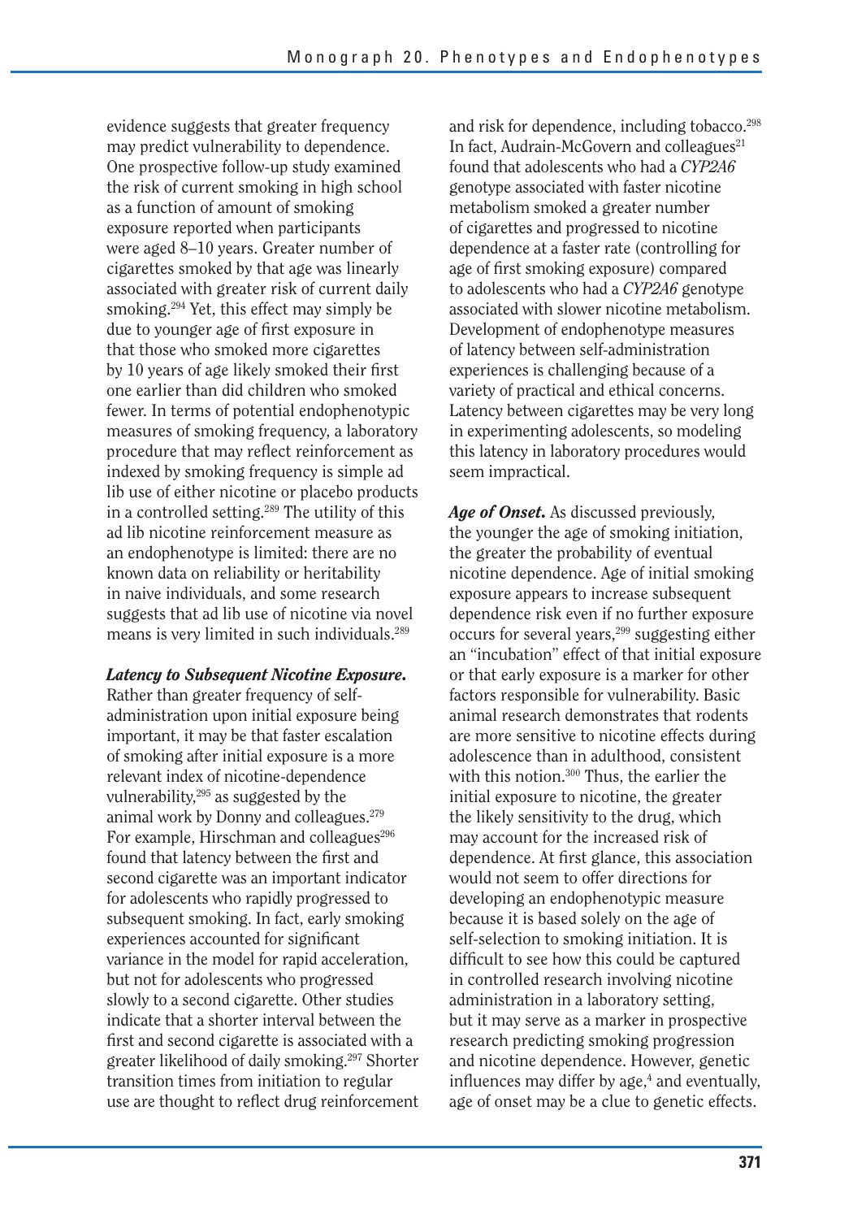evidence suggests that greater frequency may predict vulnerability to dependence. One prospective follow-up study examined the risk of current smoking in high school as a function of amount of smoking exposure reported when participants were aged 8–10 years. Greater number of cigarettes smoked by that age was linearly associated with greater risk of current daily smoking.[294] Yet, this effect may simply be due to younger age of first exposure in that those who smoked more cigarettes by 10 years of age likely smoked their first one earlier than did children who smoked fewer. In terms of potential endophenotypic measures of smoking frequency, a laboratory procedure that may reflect reinforcement as indexed by smoking frequency is simple ad lib use of either nicotine or placebo products in a controlled setting.[289] The utility of this ad lib nicotine reinforcement measure as an endophenotype is limited: there are no known data on reliability or heritability in naive individuals, and some research suggests that ad lib use of nicotine via novel means is very limited in such individuals.[289]

***Latency to Subsequent Nicotine Exposure.*** Rather than greater frequency of self-administration upon initial exposure being important, it may be that faster escalation of smoking after initial exposure is a more relevant index of nicotine-dependence vulnerability,[295] as suggested by the animal work by Donny and colleagues.[279] For example, Hirschman and colleagues[296] found that latency between the first and second cigarette was an important indicator for adolescents who rapidly progressed to subsequent smoking. In fact, early smoking experiences accounted for significant variance in the model for rapid acceleration, but not for adolescents who progressed slowly to a second cigarette. Other studies indicate that a shorter interval between the first and second cigarette is associated with a greater likelihood of daily smoking.[297] Shorter transition times from initiation to regular use are thought to reflect drug reinforcement and risk for dependence, including tobacco.[298] In fact, Audrain-McGovern and colleagues[21] found that adolescents who had a *CYP2A6* genotype associated with faster nicotine metabolism smoked a greater number of cigarettes and progressed to nicotine dependence at a faster rate (controlling for age of first smoking exposure) compared to adolescents who had a *CYP2A6* genotype associated with slower nicotine metabolism. Development of endophenotype measures of latency between self-administration experiences is challenging because of a variety of practical and ethical concerns. Latency between cigarettes may be very long in experimenting adolescents, so modeling this latency in laboratory procedures would seem impractical.

***Age of Onset.*** As discussed previously, the younger the age of smoking initiation, the greater the probability of eventual nicotine dependence. Age of initial smoking exposure appears to increase subsequent dependence risk even if no further exposure occurs for several years,[299] suggesting either an "incubation" effect of that initial exposure or that early exposure is a marker for other factors responsible for vulnerability. Basic animal research demonstrates that rodents are more sensitive to nicotine effects during adolescence than in adulthood, consistent with this notion.[300] Thus, the earlier the initial exposure to nicotine, the greater the likely sensitivity to the drug, which may account for the increased risk of dependence. At first glance, this association would not seem to offer directions for developing an endophenotypic measure because it is based solely on the age of self-selection to smoking initiation. It is difficult to see how this could be captured in controlled research involving nicotine administration in a laboratory setting, but it may serve as a marker in prospective research predicting smoking progression and nicotine dependence. However, genetic influences may differ by age,[4] and eventually, age of onset may be a clue to genetic effects.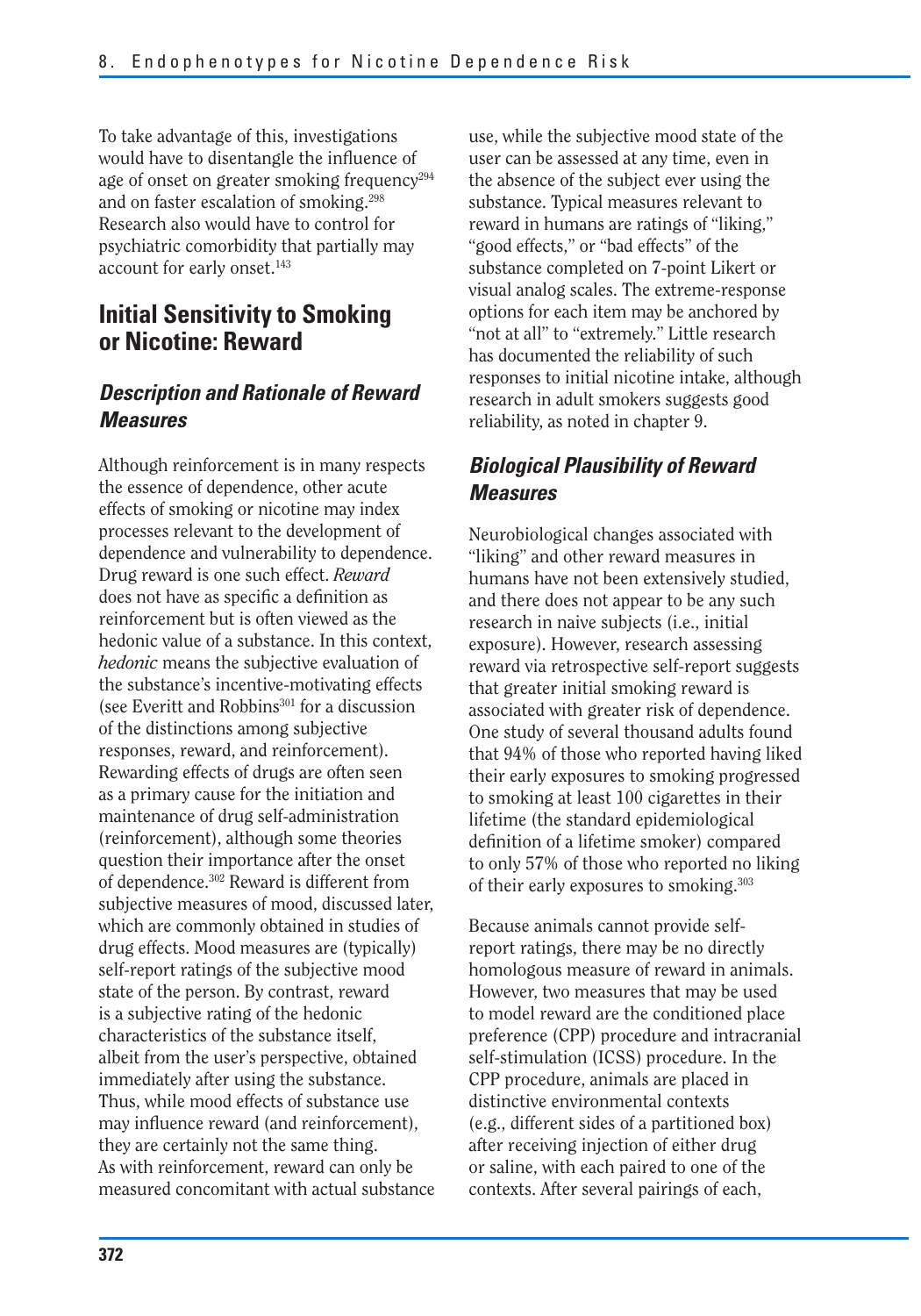To take advantage of this, investigations would have to disentangle the influence of age of onset on greater smoking frequency[294] and on faster escalation of smoking.[298] Research also would have to control for psychiatric comorbidity that partially may account for early onset.[143]

## Initial Sensitivity to Smoking or Nicotine: Reward

### *Description and Rationale of Reward Measures*

Although reinforcement is in many respects the essence of dependence, other acute effects of smoking or nicotine may index processes relevant to the development of dependence and vulnerability to dependence. Drug reward is one such effect. *Reward* does not have as specific a definition as reinforcement but is often viewed as the hedonic value of a substance. In this context, *hedonic* means the subjective evaluation of the substance's incentive-motivating effects (see Everitt and Robbins[301] for a discussion of the distinctions among subjective responses, reward, and reinforcement). Rewarding effects of drugs are often seen as a primary cause for the initiation and maintenance of drug self-administration (reinforcement), although some theories question their importance after the onset of dependence.[302] Reward is different from subjective measures of mood, discussed later, which are commonly obtained in studies of drug effects. Mood measures are (typically) self-report ratings of the subjective mood state of the person. By contrast, reward is a subjective rating of the hedonic characteristics of the substance itself, albeit from the user's perspective, obtained immediately after using the substance. Thus, while mood effects of substance use may influence reward (and reinforcement), they are certainly not the same thing. As with reinforcement, reward can only be measured concomitant with actual substance use, while the subjective mood state of the user can be assessed at any time, even in the absence of the subject ever using the substance. Typical measures relevant to reward in humans are ratings of "liking," "good effects," or "bad effects" of the substance completed on 7-point Likert or visual analog scales. The extreme-response options for each item may be anchored by "not at all" to "extremely." Little research has documented the reliability of such responses to initial nicotine intake, although research in adult smokers suggests good reliability, as noted in chapter 9.

### *Biological Plausibility of Reward Measures*

Neurobiological changes associated with "liking" and other reward measures in humans have not been extensively studied, and there does not appear to be any such research in naive subjects (i.e., initial exposure). However, research assessing reward via retrospective self-report suggests that greater initial smoking reward is associated with greater risk of dependence. One study of several thousand adults found that 94% of those who reported having liked their early exposures to smoking progressed to smoking at least 100 cigarettes in their lifetime (the standard epidemiological definition of a lifetime smoker) compared to only 57% of those who reported no liking of their early exposures to smoking.[303]

Because animals cannot provide self-report ratings, there may be no directly homologous measure of reward in animals. However, two measures that may be used to model reward are the conditioned place preference (CPP) procedure and intracranial self-stimulation (ICSS) procedure. In the CPP procedure, animals are placed in distinctive environmental contexts (e.g., different sides of a partitioned box) after receiving injection of either drug or saline, with each paired to one of the contexts. After several pairings of each,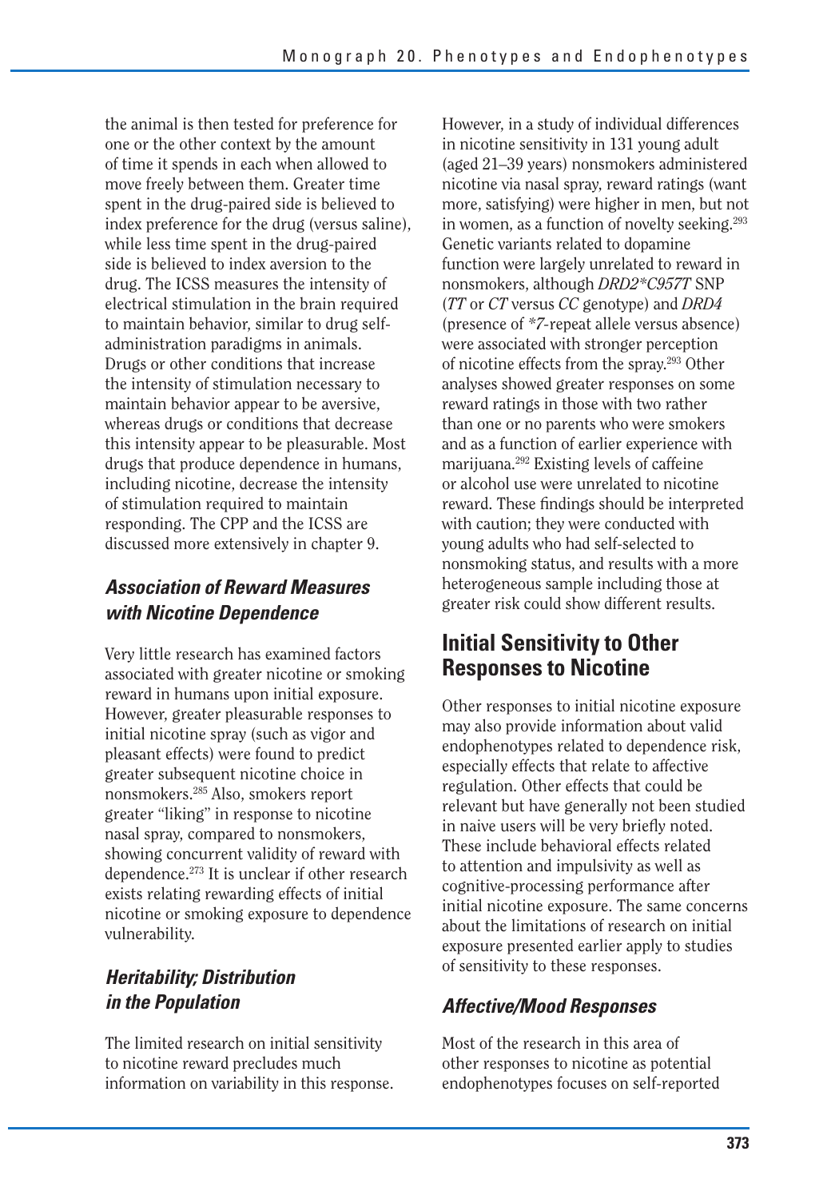the animal is then tested for preference for one or the other context by the amount of time it spends in each when allowed to move freely between them. Greater time spent in the drug-paired side is believed to index preference for the drug (versus saline), while less time spent in the drug-paired side is believed to index aversion to the drug. The ICSS measures the intensity of electrical stimulation in the brain required to maintain behavior, similar to drug self-administration paradigms in animals. Drugs or other conditions that increase the intensity of stimulation necessary to maintain behavior appear to be aversive, whereas drugs or conditions that decrease this intensity appear to be pleasurable. Most drugs that produce dependence in humans, including nicotine, decrease the intensity of stimulation required to maintain responding. The CPP and the ICSS are discussed more extensively in chapter 9.

### *Association of Reward Measures with Nicotine Dependence*

Very little research has examined factors associated with greater nicotine or smoking reward in humans upon initial exposure. However, greater pleasurable responses to initial nicotine spray (such as vigor and pleasant effects) were found to predict greater subsequent nicotine choice in nonsmokers.[285] Also, smokers report greater "liking" in response to nicotine nasal spray, compared to nonsmokers, showing concurrent validity of reward with dependence.[273] It is unclear if other research exists relating rewarding effects of initial nicotine or smoking exposure to dependence vulnerability.

### *Heritability; Distribution in the Population*

The limited research on initial sensitivity to nicotine reward precludes much information on variability in this response. However, in a study of individual differences in nicotine sensitivity in 131 young adult (aged 21–39 years) nonsmokers administered nicotine via nasal spray, reward ratings (want more, satisfying) were higher in men, but not in women, as a function of novelty seeking.[293] Genetic variants related to dopamine function were largely unrelated to reward in nonsmokers, although *DRD2\*C957T* SNP (*TT* or *CT* versus *CC* genotype) and *DRD4* (presence of *\*7*-repeat allele versus absence) were associated with stronger perception of nicotine effects from the spray.[293] Other analyses showed greater responses on some reward ratings in those with two rather than one or no parents who were smokers and as a function of earlier experience with marijuana.[292] Existing levels of caffeine or alcohol use were unrelated to nicotine reward. These findings should be interpreted with caution; they were conducted with young adults who had self-selected to nonsmoking status, and results with a more heterogeneous sample including those at greater risk could show different results.

## Initial Sensitivity to Other Responses to Nicotine

Other responses to initial nicotine exposure may also provide information about valid endophenotypes related to dependence risk, especially effects that relate to affective regulation. Other effects that could be relevant but have generally not been studied in naive users will be very briefly noted. These include behavioral effects related to attention and impulsivity as well as cognitive-processing performance after initial nicotine exposure. The same concerns about the limitations of research on initial exposure presented earlier apply to studies of sensitivity to these responses.

### *Affective/Mood Responses*

Most of the research in this area of other responses to nicotine as potential endophenotypes focuses on self-reported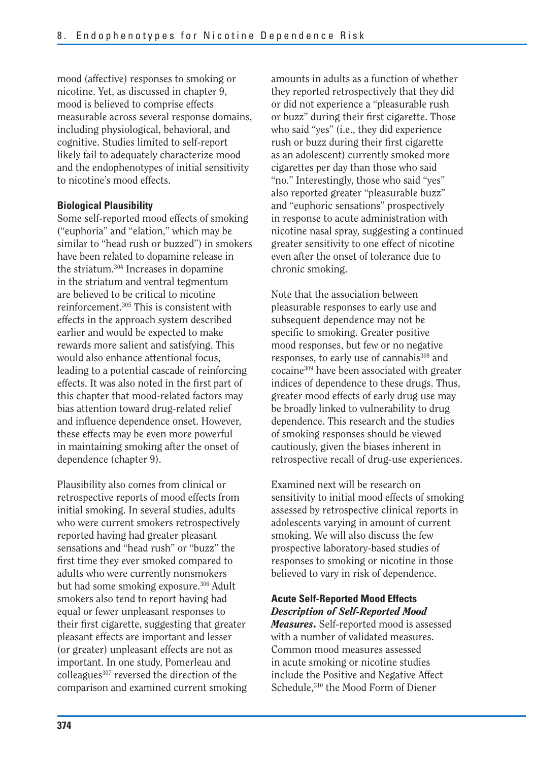mood (affective) responses to smoking or nicotine. Yet, as discussed in chapter 9, mood is believed to comprise effects measurable across several response domains, including physiological, behavioral, and cognitive. Studies limited to self-report likely fail to adequately characterize mood and the endophenotypes of initial sensitivity to nicotine's mood effects.

### Biological Plausibility

Some self-reported mood effects of smoking ("euphoria" and "elation," which may be similar to "head rush or buzzed") in smokers have been related to dopamine release in the striatum.[304] Increases in dopamine in the striatum and ventral tegmentum are believed to be critical to nicotine reinforcement.[305] This is consistent with effects in the approach system described earlier and would be expected to make rewards more salient and satisfying. This would also enhance attentional focus, leading to a potential cascade of reinforcing effects. It was also noted in the first part of this chapter that mood-related factors may bias attention toward drug-related relief and influence dependence onset. However, these effects may be even more powerful in maintaining smoking after the onset of dependence (chapter 9).

Plausibility also comes from clinical or retrospective reports of mood effects from initial smoking. In several studies, adults who were current smokers retrospectively reported having had greater pleasant sensations and "head rush" or "buzz" the first time they ever smoked compared to adults who were currently nonsmokers but had some smoking exposure.[306] Adult smokers also tend to report having had equal or fewer unpleasant responses to their first cigarette, suggesting that greater pleasant effects are important and lesser (or greater) unpleasant effects are not as important. In one study, Pomerleau and colleagues[307] reversed the direction of the comparison and examined current smoking amounts in adults as a function of whether they reported retrospectively that they did or did not experience a "pleasurable rush or buzz" during their first cigarette. Those who said "yes" (i.e., they did experience rush or buzz during their first cigarette as an adolescent) currently smoked more cigarettes per day than those who said "no." Interestingly, those who said "yes" also reported greater "pleasurable buzz" and "euphoric sensations" prospectively in response to acute administration with nicotine nasal spray, suggesting a continued greater sensitivity to one effect of nicotine even after the onset of tolerance due to chronic smoking.

Note that the association between pleasurable responses to early use and subsequent dependence may not be specific to smoking. Greater positive mood responses, but few or no negative responses, to early use of cannabis[308] and cocaine[309] have been associated with greater indices of dependence to these drugs. Thus, greater mood effects of early drug use may be broadly linked to vulnerability to drug dependence. This research and the studies of smoking responses should be viewed cautiously, given the biases inherent in retrospective recall of drug-use experiences.

Examined next will be research on sensitivity to initial mood effects of smoking assessed by retrospective clinical reports in adolescents varying in amount of current smoking. We will also discuss the few prospective laboratory-based studies of responses to smoking or nicotine in those believed to vary in risk of dependence.

### Acute Self-Reported Mood Effects

***Description of Self-Reported Mood Measures.*** Self-reported mood is assessed with a number of validated measures. Common mood measures assessed in acute smoking or nicotine studies include the Positive and Negative Affect Schedule,[310] the Mood Form of Diener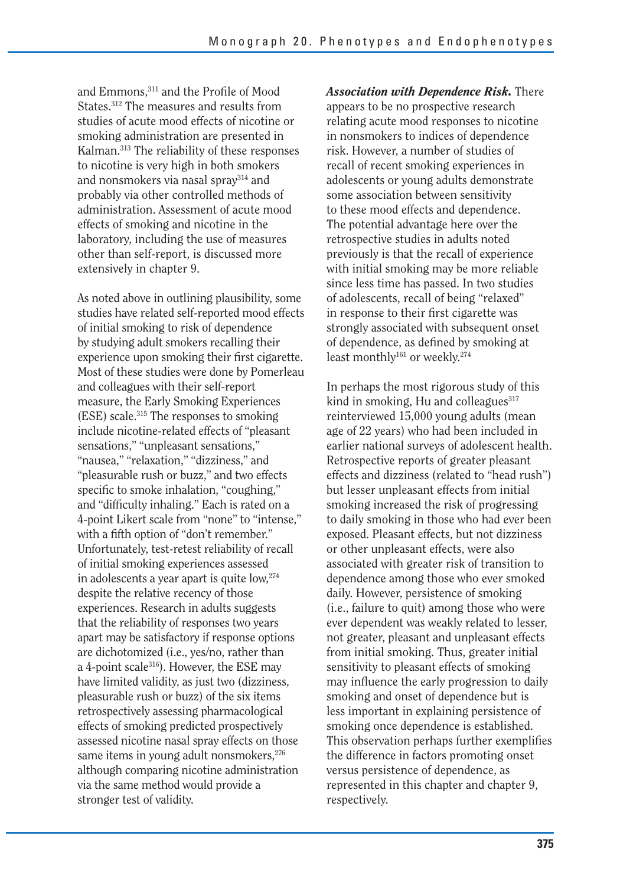and Emmons,[311] and the Profile of Mood States.[312] The measures and results from studies of acute mood effects of nicotine or smoking administration are presented in Kalman.[313] The reliability of these responses to nicotine is very high in both smokers and nonsmokers via nasal spray[314] and probably via other controlled methods of administration. Assessment of acute mood effects of smoking and nicotine in the laboratory, including the use of measures other than self-report, is discussed more extensively in chapter 9.

As noted above in outlining plausibility, some studies have related self-reported mood effects of initial smoking to risk of dependence by studying adult smokers recalling their experience upon smoking their first cigarette. Most of these studies were done by Pomerleau and colleagues with their self-report measure, the Early Smoking Experiences (ESE) scale.[315] The responses to smoking include nicotine-related effects of "pleasant sensations," "unpleasant sensations," "nausea," "relaxation," "dizziness," and "pleasurable rush or buzz," and two effects specific to smoke inhalation, "coughing," and "difficulty inhaling." Each is rated on a 4-point Likert scale from "none" to "intense," with a fifth option of "don't remember." Unfortunately, test-retest reliability of recall of initial smoking experiences assessed in adolescents a year apart is quite low,[274] despite the relative recency of those experiences. Research in adults suggests that the reliability of responses two years apart may be satisfactory if response options are dichotomized (i.e., yes/no, rather than a 4-point scale[316]). However, the ESE may have limited validity, as just two (dizziness, pleasurable rush or buzz) of the six items retrospectively assessing pharmacological effects of smoking predicted prospectively assessed nicotine nasal spray effects on those same items in young adult nonsmokers,[276] although comparing nicotine administration via the same method would provide a stronger test of validity.

***Association with Dependence Risk.*** There appears to be no prospective research relating acute mood responses to nicotine in nonsmokers to indices of dependence risk. However, a number of studies of recall of recent smoking experiences in adolescents or young adults demonstrate some association between sensitivity to these mood effects and dependence. The potential advantage here over the retrospective studies in adults noted previously is that the recall of experience with initial smoking may be more reliable since less time has passed. In two studies of adolescents, recall of being "relaxed" in response to their first cigarette was strongly associated with subsequent onset of dependence, as defined by smoking at least monthly[161] or weekly.[274]

In perhaps the most rigorous study of this kind in smoking, Hu and colleagues[317] reinterviewed 15,000 young adults (mean age of 22 years) who had been included in earlier national surveys of adolescent health. Retrospective reports of greater pleasant effects and dizziness (related to "head rush") but lesser unpleasant effects from initial smoking increased the risk of progressing to daily smoking in those who had ever been exposed. Pleasant effects, but not dizziness or other unpleasant effects, were also associated with greater risk of transition to dependence among those who ever smoked daily. However, persistence of smoking (i.e., failure to quit) among those who were ever dependent was weakly related to lesser, not greater, pleasant and unpleasant effects from initial smoking. Thus, greater initial sensitivity to pleasant effects of smoking may influence the early progression to daily smoking and onset of dependence but is less important in explaining persistence of smoking once dependence is established. This observation perhaps further exemplifies the difference in factors promoting onset versus persistence of dependence, as represented in this chapter and chapter 9, respectively.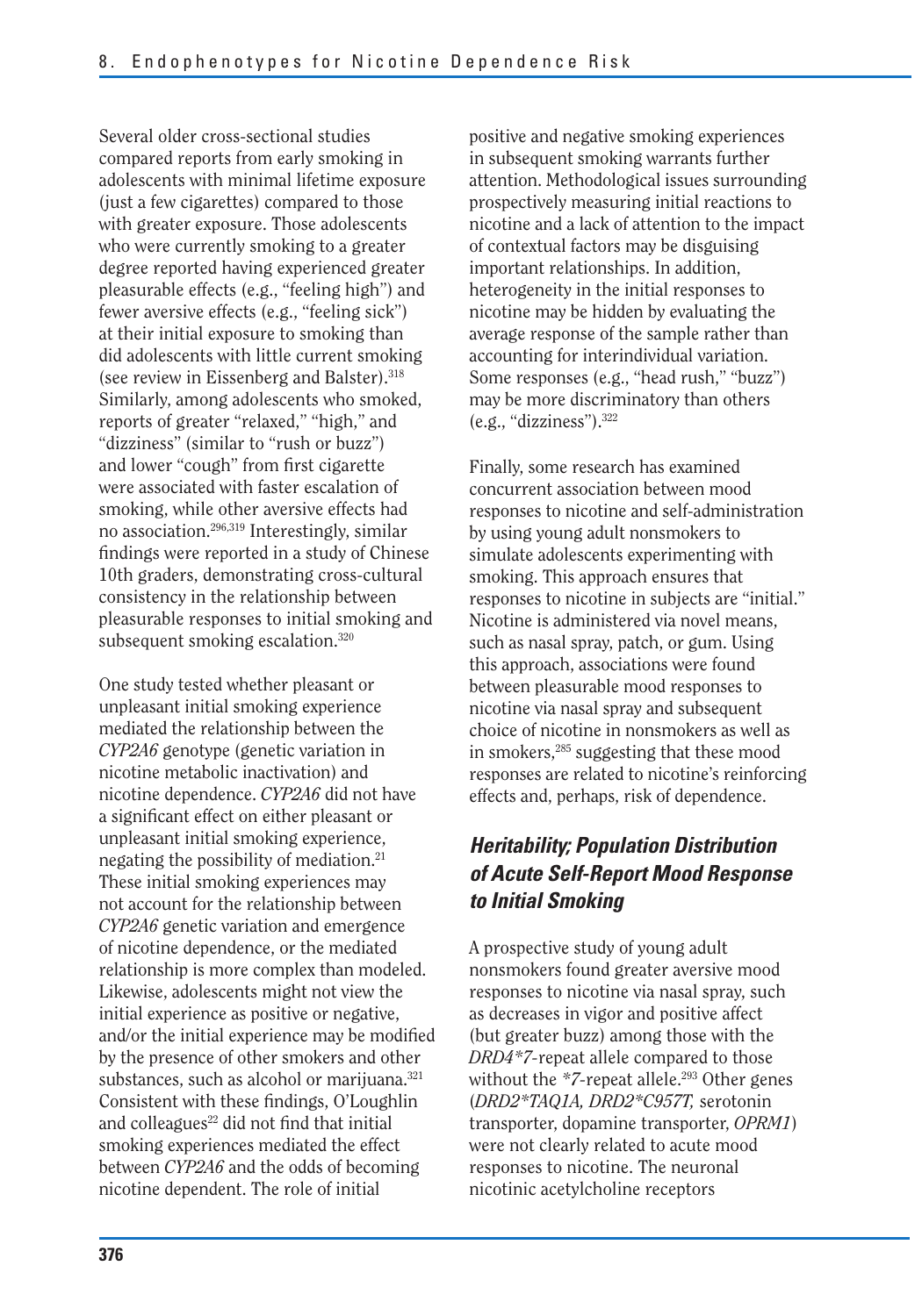Several older cross-sectional studies compared reports from early smoking in adolescents with minimal lifetime exposure (just a few cigarettes) compared to those with greater exposure. Those adolescents who were currently smoking to a greater degree reported having experienced greater pleasurable effects (e.g., "feeling high") and fewer aversive effects (e.g., "feeling sick") at their initial exposure to smoking than did adolescents with little current smoking (see review in Eissenberg and Balster).[318] Similarly, among adolescents who smoked, reports of greater "relaxed," "high," and "dizziness" (similar to "rush or buzz") and lower "cough" from first cigarette were associated with faster escalation of smoking, while other aversive effects had no association.[296,319] Interestingly, similar findings were reported in a study of Chinese 10th graders, demonstrating cross-cultural consistency in the relationship between pleasurable responses to initial smoking and subsequent smoking escalation.[320]

One study tested whether pleasant or unpleasant initial smoking experience mediated the relationship between the *CYP2A6* genotype (genetic variation in nicotine metabolic inactivation) and nicotine dependence. *CYP2A6* did not have a significant effect on either pleasant or unpleasant initial smoking experience, negating the possibility of mediation.[21] These initial smoking experiences may not account for the relationship between *CYP2A6* genetic variation and emergence of nicotine dependence, or the mediated relationship is more complex than modeled. Likewise, adolescents might not view the initial experience as positive or negative, and/or the initial experience may be modified by the presence of other smokers and other substances, such as alcohol or marijuana.[321] Consistent with these findings, O'Loughlin and colleagues[22] did not find that initial smoking experiences mediated the effect between *CYP2A6* and the odds of becoming nicotine dependent. The role of initial positive and negative smoking experiences in subsequent smoking warrants further attention. Methodological issues surrounding prospectively measuring initial reactions to nicotine and a lack of attention to the impact of contextual factors may be disguising important relationships. In addition, heterogeneity in the initial responses to nicotine may be hidden by evaluating the average response of the sample rather than accounting for interindividual variation. Some responses (e.g., "head rush," "buzz") may be more discriminatory than others (e.g., "dizziness").[322]

Finally, some research has examined concurrent association between mood responses to nicotine and self-administration by using young adult nonsmokers to simulate adolescents experimenting with smoking. This approach ensures that responses to nicotine in subjects are "initial." Nicotine is administered via novel means, such as nasal spray, patch, or gum. Using this approach, associations were found between pleasurable mood responses to nicotine via nasal spray and subsequent choice of nicotine in nonsmokers as well as in smokers,[285] suggesting that these mood responses are related to nicotine's reinforcing effects and, perhaps, risk of dependence.

### *Heritability; Population Distribution of Acute Self-Report Mood Response to Initial Smoking*

A prospective study of young adult nonsmokers found greater aversive mood responses to nicotine via nasal spray, such as decreases in vigor and positive affect (but greater buzz) among those with the *DRD4*7*-repeat allele compared to those without the *7*-repeat allele.[293] Other genes (*DRD2*TAQ1A, DRD2*C957T,* serotonin transporter, dopamine transporter, *OPRM1*) were not clearly related to acute mood responses to nicotine. The neuronal nicotinic acetylcholine receptors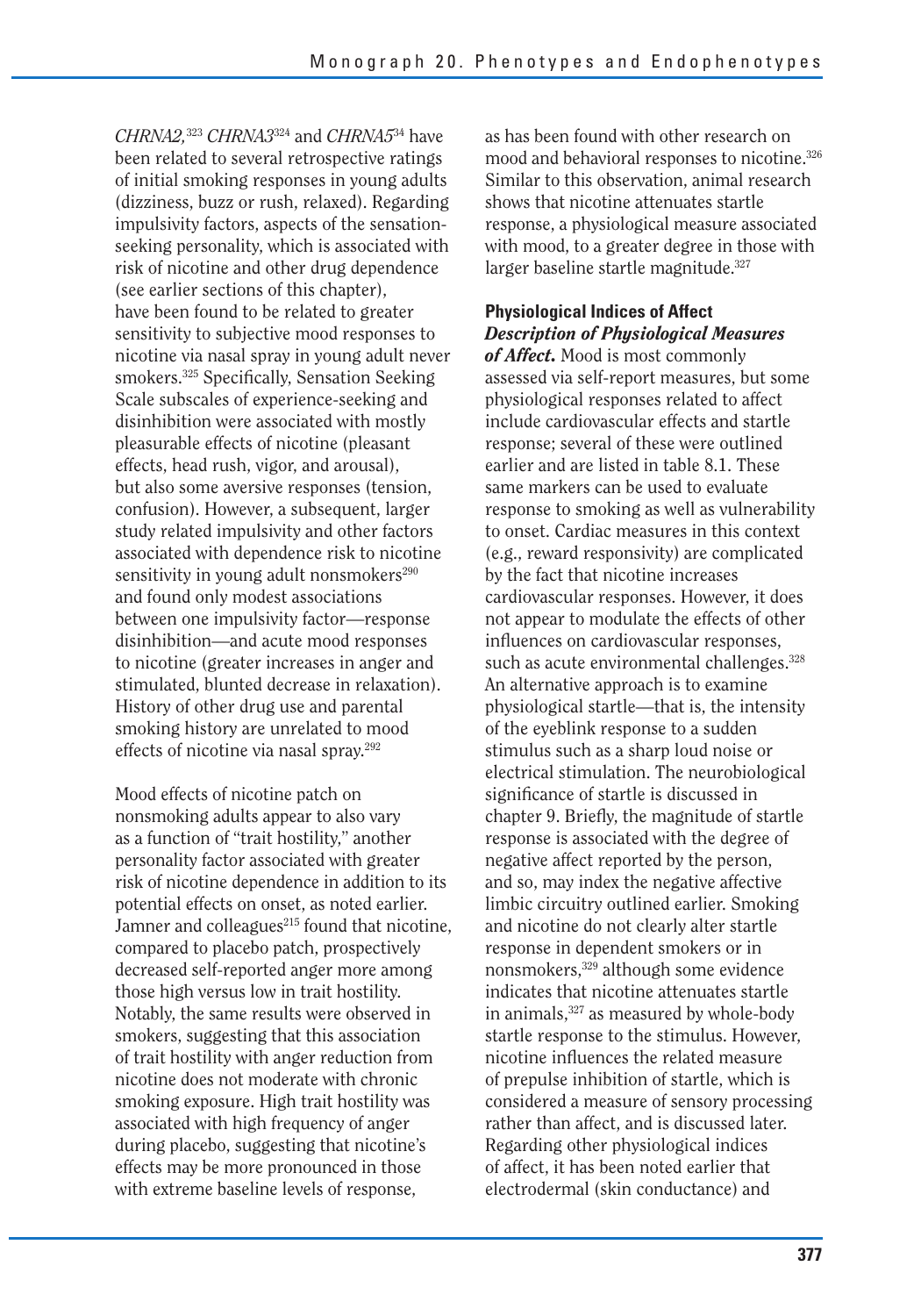*CHRNA2,*[323] *CHRNA3*[324] and *CHRNA5*[34] have been related to several retrospective ratings of initial smoking responses in young adults (dizziness, buzz or rush, relaxed). Regarding impulsivity factors, aspects of the sensation-seeking personality, which is associated with risk of nicotine and other drug dependence (see earlier sections of this chapter), have been found to be related to greater sensitivity to subjective mood responses to nicotine via nasal spray in young adult never smokers.[325] Specifically, Sensation Seeking Scale subscales of experience-seeking and disinhibition were associated with mostly pleasurable effects of nicotine (pleasant effects, head rush, vigor, and arousal), but also some aversive responses (tension, confusion). However, a subsequent, larger study related impulsivity and other factors associated with dependence risk to nicotine sensitivity in young adult nonsmokers[290] and found only modest associations between one impulsivity factor—response disinhibition—and acute mood responses to nicotine (greater increases in anger and stimulated, blunted decrease in relaxation). History of other drug use and parental smoking history are unrelated to mood effects of nicotine via nasal spray.[292]

Mood effects of nicotine patch on nonsmoking adults appear to also vary as a function of "trait hostility," another personality factor associated with greater risk of nicotine dependence in addition to its potential effects on onset, as noted earlier. Jamner and colleagues[215] found that nicotine, compared to placebo patch, prospectively decreased self-reported anger more among those high versus low in trait hostility. Notably, the same results were observed in smokers, suggesting that this association of trait hostility with anger reduction from nicotine does not moderate with chronic smoking exposure. High trait hostility was associated with high frequency of anger during placebo, suggesting that nicotine's effects may be more pronounced in those with extreme baseline levels of response, as has been found with other research on mood and behavioral responses to nicotine.[326] Similar to this observation, animal research shows that nicotine attenuates startle response, a physiological measure associated with mood, to a greater degree in those with larger baseline startle magnitude.[327]

### Physiological Indices of Affect

***Description of Physiological Measures of Affect.*** Mood is most commonly assessed via self-report measures, but some physiological responses related to affect include cardiovascular effects and startle response; several of these were outlined earlier and are listed in table 8.1. These same markers can be used to evaluate response to smoking as well as vulnerability to onset. Cardiac measures in this context (e.g., reward responsivity) are complicated by the fact that nicotine increases cardiovascular responses. However, it does not appear to modulate the effects of other influences on cardiovascular responses, such as acute environmental challenges.[328] An alternative approach is to examine physiological startle—that is, the intensity of the eyeblink response to a sudden stimulus such as a sharp loud noise or electrical stimulation. The neurobiological significance of startle is discussed in chapter 9. Briefly, the magnitude of startle response is associated with the degree of negative affect reported by the person, and so, may index the negative affective limbic circuitry outlined earlier. Smoking and nicotine do not clearly alter startle response in dependent smokers or in nonsmokers,[329] although some evidence indicates that nicotine attenuates startle in animals,[327] as measured by whole-body startle response to the stimulus. However, nicotine influences the related measure of prepulse inhibition of startle, which is considered a measure of sensory processing rather than affect, and is discussed later. Regarding other physiological indices of affect, it has been noted earlier that electrodermal (skin conductance) and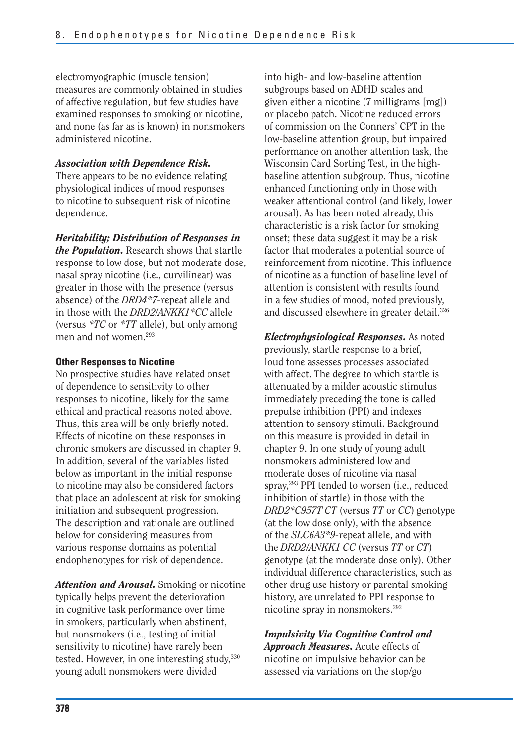electromyographic (muscle tension) measures are commonly obtained in studies of affective regulation, but few studies have examined responses to smoking or nicotine, and none (as far as is known) in nonsmokers administered nicotine.

***Association with Dependence Risk.*** There appears to be no evidence relating physiological indices of mood responses to nicotine to subsequent risk of nicotine dependence.

***Heritability; Distribution of Responses in the Population.*** Research shows that startle response to low dose, but not moderate dose, nasal spray nicotine (i.e., curvilinear) was greater in those with the presence (versus absence) of the *DRD4*7*-repeat allele and in those with the *DRD2/ANKK1*CC* allele (versus *\*TC* or *\*TT* allele), but only among men and not women.[293]

#### Other Responses to Nicotine

No prospective studies have related onset of dependence to sensitivity to other responses to nicotine, likely for the same ethical and practical reasons noted above. Thus, this area will be only briefly noted. Effects of nicotine on these responses in chronic smokers are discussed in chapter 9. In addition, several of the variables listed below as important in the initial response to nicotine may also be considered factors that place an adolescent at risk for smoking initiation and subsequent progression. The description and rationale are outlined below for considering measures from various response domains as potential endophenotypes for risk of dependence.

***Attention and Arousal.*** Smoking or nicotine typically helps prevent the deterioration in cognitive task performance over time in smokers, particularly when abstinent, but nonsmokers (i.e., testing of initial sensitivity to nicotine) have rarely been tested. However, in one interesting study,[330] young adult nonsmokers were divided into high- and low-baseline attention subgroups based on ADHD scales and given either a nicotine (7 milligrams [mg]) or placebo patch. Nicotine reduced errors of commission on the Conners' CPT in the low-baseline attention group, but impaired performance on another attention task, the Wisconsin Card Sorting Test, in the high-baseline attention subgroup. Thus, nicotine enhanced functioning only in those with weaker attentional control (and likely, lower arousal). As has been noted already, this characteristic is a risk factor for smoking onset; these data suggest it may be a risk factor that moderates a potential source of reinforcement from nicotine. This influence of nicotine as a function of baseline level of attention is consistent with results found in a few studies of mood, noted previously, and discussed elsewhere in greater detail.[326]

***Electrophysiological Responses.*** As noted previously, startle response to a brief, loud tone assesses processes associated with affect. The degree to which startle is attenuated by a milder acoustic stimulus immediately preceding the tone is called prepulse inhibition (PPI) and indexes attention to sensory stimuli. Background on this measure is provided in detail in chapter 9. In one study of young adult nonsmokers administered low and moderate doses of nicotine via nasal spray,[293] PPI tended to worsen (i.e., reduced inhibition of startle) in those with the *DRD2*C957T CT* (versus *TT* or *CC*) genotype (at the low dose only), with the absence of the *SLC6A3*9*-repeat allele, and with the *DRD2/ANKK1 CC* (versus *TT* or *CT*) genotype (at the moderate dose only). Other individual difference characteristics, such as other drug use history or parental smoking history, are unrelated to PPI response to nicotine spray in nonsmokers.[292]

***Impulsivity Via Cognitive Control and Approach Measures.*** Acute effects of nicotine on impulsive behavior can be assessed via variations on the stop/go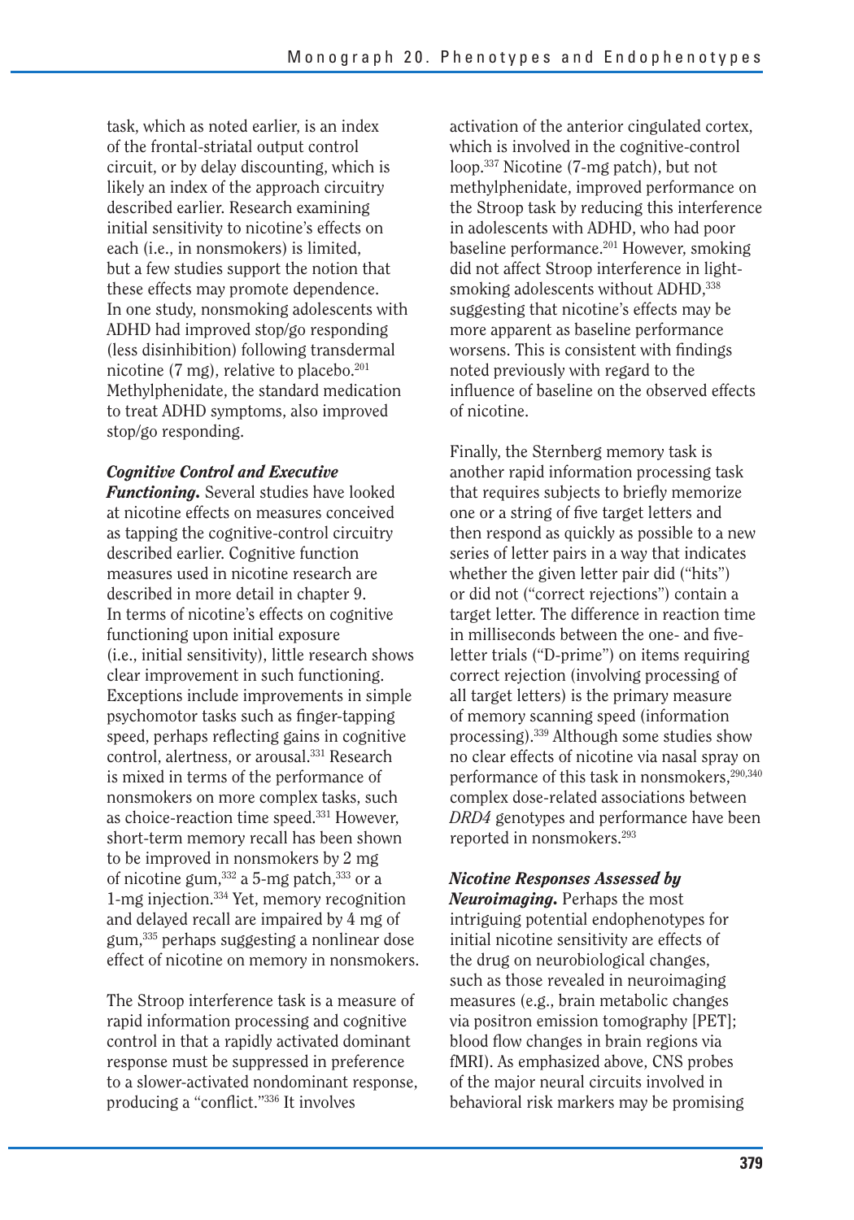task, which as noted earlier, is an index of the frontal-striatal output control circuit, or by delay discounting, which is likely an index of the approach circuitry described earlier. Research examining initial sensitivity to nicotine's effects on each (i.e., in nonsmokers) is limited, but a few studies support the notion that these effects may promote dependence. In one study, nonsmoking adolescents with ADHD had improved stop/go responding (less disinhibition) following transdermal nicotine (7 mg), relative to placebo.[201] Methylphenidate, the standard medication to treat ADHD symptoms, also improved stop/go responding.

***Cognitive Control and Executive Functioning.*** Several studies have looked at nicotine effects on measures conceived as tapping the cognitive-control circuitry described earlier. Cognitive function measures used in nicotine research are described in more detail in chapter 9. In terms of nicotine's effects on cognitive functioning upon initial exposure (i.e., initial sensitivity), little research shows clear improvement in such functioning. Exceptions include improvements in simple psychomotor tasks such as finger-tapping speed, perhaps reflecting gains in cognitive control, alertness, or arousal.[331] Research is mixed in terms of the performance of nonsmokers on more complex tasks, such as choice-reaction time speed.[331] However, short-term memory recall has been shown to be improved in nonsmokers by 2 mg of nicotine gum,[332] a 5-mg patch,[333] or a 1-mg injection.[334] Yet, memory recognition and delayed recall are impaired by 4 mg of gum,[335] perhaps suggesting a nonlinear dose effect of nicotine on memory in nonsmokers.

The Stroop interference task is a measure of rapid information processing and cognitive control in that a rapidly activated dominant response must be suppressed in preference to a slower-activated nondominant response, producing a "conflict."[336] It involves activation of the anterior cingulated cortex, which is involved in the cognitive-control loop.[337] Nicotine (7-mg patch), but not methylphenidate, improved performance on the Stroop task by reducing this interference in adolescents with ADHD, who had poor baseline performance.[201] However, smoking did not affect Stroop interference in light-smoking adolescents without ADHD,[338] suggesting that nicotine's effects may be more apparent as baseline performance worsens. This is consistent with findings noted previously with regard to the influence of baseline on the observed effects of nicotine.

Finally, the Sternberg memory task is another rapid information processing task that requires subjects to briefly memorize one or a string of five target letters and then respond as quickly as possible to a new series of letter pairs in a way that indicates whether the given letter pair did ("hits") or did not ("correct rejections") contain a target letter. The difference in reaction time in milliseconds between the one- and five-letter trials ("D-prime") on items requiring correct rejection (involving processing of all target letters) is the primary measure of memory scanning speed (information processing).[339] Although some studies show no clear effects of nicotine via nasal spray on performance of this task in nonsmokers,[290,340] complex dose-related associations between *DRD4* genotypes and performance have been reported in nonsmokers.[293]

***Nicotine Responses Assessed by Neuroimaging.*** Perhaps the most intriguing potential endophenotypes for initial nicotine sensitivity are effects of the drug on neurobiological changes, such as those revealed in neuroimaging measures (e.g., brain metabolic changes via positron emission tomography [PET]; blood flow changes in brain regions via fMRI). As emphasized above, CNS probes of the major neural circuits involved in behavioral risk markers may be promising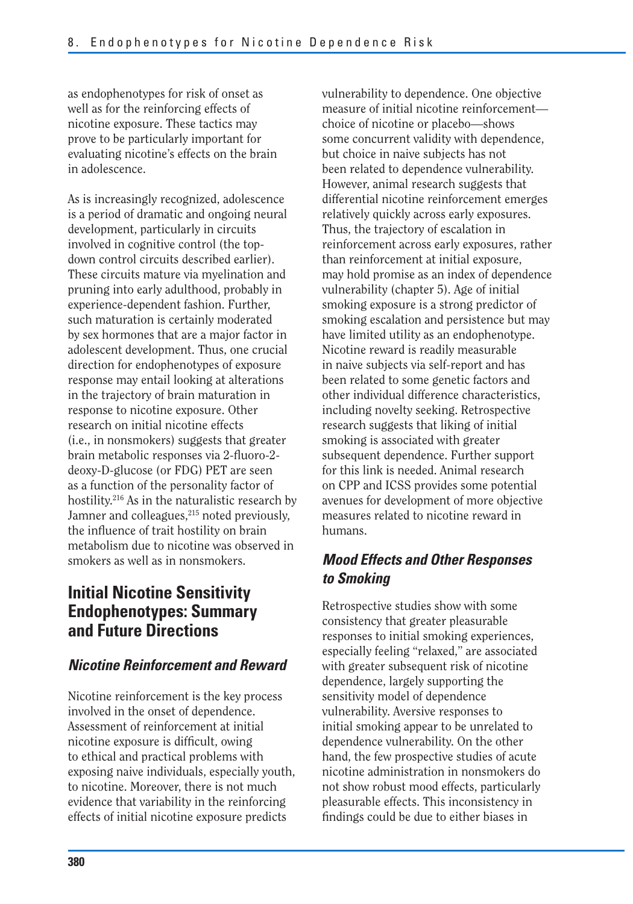as endophenotypes for risk of onset as well as for the reinforcing effects of nicotine exposure. These tactics may prove to be particularly important for evaluating nicotine's effects on the brain in adolescence.

As is increasingly recognized, adolescence is a period of dramatic and ongoing neural development, particularly in circuits involved in cognitive control (the top-down control circuits described earlier). These circuits mature via myelination and pruning into early adulthood, probably in experience-dependent fashion. Further, such maturation is certainly moderated by sex hormones that are a major factor in adolescent development. Thus, one crucial direction for endophenotypes of exposure response may entail looking at alterations in the trajectory of brain maturation in response to nicotine exposure. Other research on initial nicotine effects (i.e., in nonsmokers) suggests that greater brain metabolic responses via 2-fluoro-2-deoxy-D-glucose (or FDG) PET are seen as a function of the personality factor of hostility.[216] As in the naturalistic research by Jamner and colleagues,[215] noted previously, the influence of trait hostility on brain metabolism due to nicotine was observed in smokers as well as in nonsmokers.

## Initial Nicotine Sensitivity Endophenotypes: Summary and Future Directions

### *Nicotine Reinforcement and Reward*

Nicotine reinforcement is the key process involved in the onset of dependence. Assessment of reinforcement at initial nicotine exposure is difficult, owing to ethical and practical problems with exposing naive individuals, especially youth, to nicotine. Moreover, there is not much evidence that variability in the reinforcing effects of initial nicotine exposure predicts vulnerability to dependence. One objective measure of initial nicotine reinforcement—choice of nicotine or placebo—shows some concurrent validity with dependence, but choice in naive subjects has not been related to dependence vulnerability. However, animal research suggests that differential nicotine reinforcement emerges relatively quickly across early exposures. Thus, the trajectory of escalation in reinforcement across early exposures, rather than reinforcement at initial exposure, may hold promise as an index of dependence vulnerability (chapter 5). Age of initial smoking exposure is a strong predictor of smoking escalation and persistence but may have limited utility as an endophenotype. Nicotine reward is readily measurable in naive subjects via self-report and has been related to some genetic factors and other individual difference characteristics, including novelty seeking. Retrospective research suggests that liking of initial smoking is associated with greater subsequent dependence. Further support for this link is needed. Animal research on CPP and ICSS provides some potential avenues for development of more objective measures related to nicotine reward in humans.

### *Mood Effects and Other Responses to Smoking*

Retrospective studies show with some consistency that greater pleasurable responses to initial smoking experiences, especially feeling "relaxed," are associated with greater subsequent risk of nicotine dependence, largely supporting the sensitivity model of dependence vulnerability. Aversive responses to initial smoking appear to be unrelated to dependence vulnerability. On the other hand, the few prospective studies of acute nicotine administration in nonsmokers do not show robust mood effects, particularly pleasurable effects. This inconsistency in findings could be due to either biases in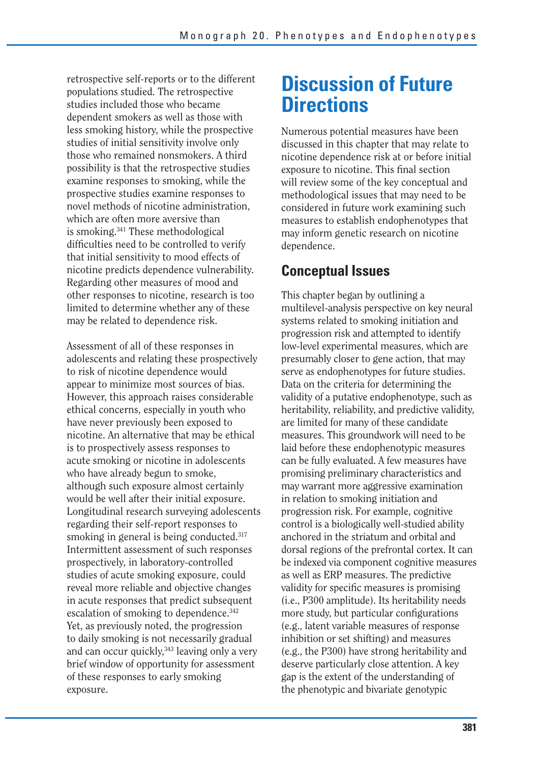retrospective self-reports or to the different populations studied. The retrospective studies included those who became dependent smokers as well as those with less smoking history, while the prospective studies of initial sensitivity involve only those who remained nonsmokers. A third possibility is that the retrospective studies examine responses to smoking, while the prospective studies examine responses to novel methods of nicotine administration, which are often more aversive than is smoking.[341] These methodological difficulties need to be controlled to verify that initial sensitivity to mood effects of nicotine predicts dependence vulnerability. Regarding other measures of mood and other responses to nicotine, research is too limited to determine whether any of these may be related to dependence risk.

Assessment of all of these responses in adolescents and relating these prospectively to risk of nicotine dependence would appear to minimize most sources of bias. However, this approach raises considerable ethical concerns, especially in youth who have never previously been exposed to nicotine. An alternative that may be ethical is to prospectively assess responses to acute smoking or nicotine in adolescents who have already begun to smoke, although such exposure almost certainly would be well after their initial exposure. Longitudinal research surveying adolescents regarding their self-report responses to smoking in general is being conducted.[317] Intermittent assessment of such responses prospectively, in laboratory-controlled studies of acute smoking exposure, could reveal more reliable and objective changes in acute responses that predict subsequent escalation of smoking to dependence.[342] Yet, as previously noted, the progression to daily smoking is not necessarily gradual and can occur quickly,[343] leaving only a very brief window of opportunity for assessment of these responses to early smoking exposure.

# Discussion of Future Directions

Numerous potential measures have been discussed in this chapter that may relate to nicotine dependence risk at or before initial exposure to nicotine. This final section will review some of the key conceptual and methodological issues that may need to be considered in future work examining such measures to establish endophenotypes that may inform genetic research on nicotine dependence.

## Conceptual Issues

This chapter began by outlining a multilevel-analysis perspective on key neural systems related to smoking initiation and progression risk and attempted to identify low-level experimental measures, which are presumably closer to gene action, that may serve as endophenotypes for future studies. Data on the criteria for determining the validity of a putative endophenotype, such as heritability, reliability, and predictive validity, are limited for many of these candidate measures. This groundwork will need to be laid before these endophenotypic measures can be fully evaluated. A few measures have promising preliminary characteristics and may warrant more aggressive examination in relation to smoking initiation and progression risk. For example, cognitive control is a biologically well-studied ability anchored in the striatum and orbital and dorsal regions of the prefrontal cortex. It can be indexed via component cognitive measures as well as ERP measures. The predictive validity for specific measures is promising (i.e., P300 amplitude). Its heritability needs more study, but particular configurations (e.g., latent variable measures of response inhibition or set shifting) and measures (e.g., the P300) have strong heritability and deserve particularly close attention. A key gap is the extent of the understanding of the phenotypic and bivariate genotypic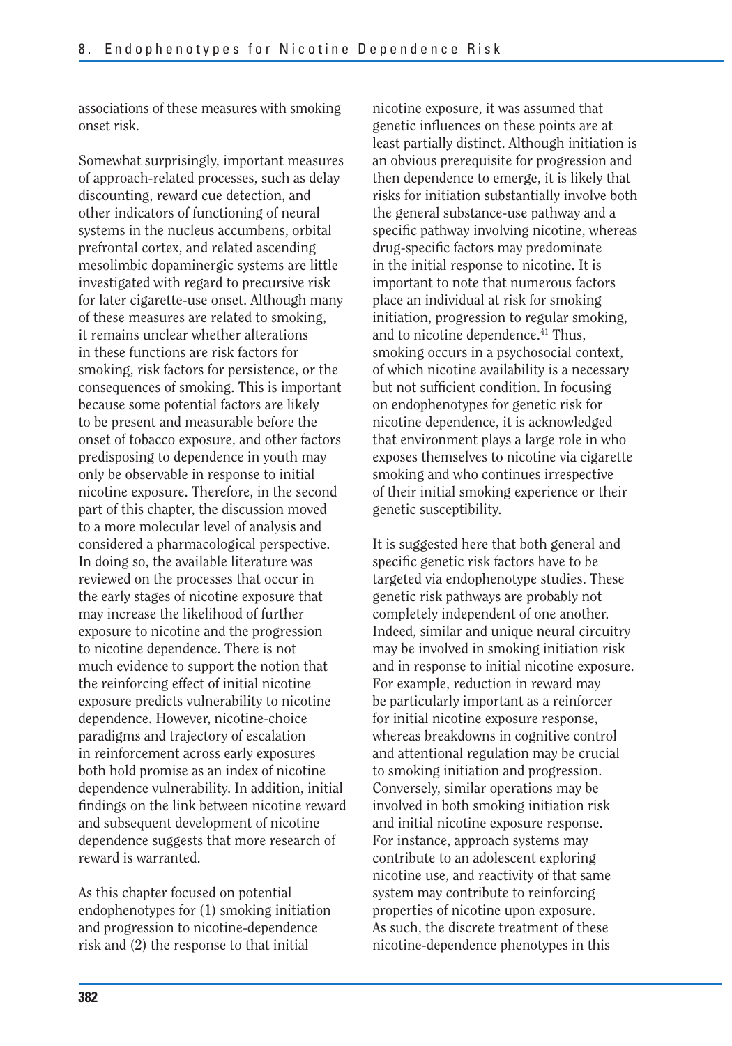associations of these measures with smoking onset risk.

Somewhat surprisingly, important measures of approach-related processes, such as delay discounting, reward cue detection, and other indicators of functioning of neural systems in the nucleus accumbens, orbital prefrontal cortex, and related ascending mesolimbic dopaminergic systems are little investigated with regard to precursive risk for later cigarette-use onset. Although many of these measures are related to smoking, it remains unclear whether alterations in these functions are risk factors for smoking, risk factors for persistence, or the consequences of smoking. This is important because some potential factors are likely to be present and measurable before the onset of tobacco exposure, and other factors predisposing to dependence in youth may only be observable in response to initial nicotine exposure. Therefore, in the second part of this chapter, the discussion moved to a more molecular level of analysis and considered a pharmacological perspective. In doing so, the available literature was reviewed on the processes that occur in the early stages of nicotine exposure that may increase the likelihood of further exposure to nicotine and the progression to nicotine dependence. There is not much evidence to support the notion that the reinforcing effect of initial nicotine exposure predicts vulnerability to nicotine dependence. However, nicotine-choice paradigms and trajectory of escalation in reinforcement across early exposures both hold promise as an index of nicotine dependence vulnerability. In addition, initial findings on the link between nicotine reward and subsequent development of nicotine dependence suggests that more research of reward is warranted.

As this chapter focused on potential endophenotypes for (1) smoking initiation and progression to nicotine-dependence risk and (2) the response to that initial nicotine exposure, it was assumed that genetic influences on these points are at least partially distinct. Although initiation is an obvious prerequisite for progression and then dependence to emerge, it is likely that risks for initiation substantially involve both the general substance-use pathway and a specific pathway involving nicotine, whereas drug-specific factors may predominate in the initial response to nicotine. It is important to note that numerous factors place an individual at risk for smoking initiation, progression to regular smoking, and to nicotine dependence.[41] Thus, smoking occurs in a psychosocial context, of which nicotine availability is a necessary but not sufficient condition. In focusing on endophenotypes for genetic risk for nicotine dependence, it is acknowledged that environment plays a large role in who exposes themselves to nicotine via cigarette smoking and who continues irrespective of their initial smoking experience or their genetic susceptibility.

It is suggested here that both general and specific genetic risk factors have to be targeted via endophenotype studies. These genetic risk pathways are probably not completely independent of one another. Indeed, similar and unique neural circuitry may be involved in smoking initiation risk and in response to initial nicotine exposure. For example, reduction in reward may be particularly important as a reinforcer for initial nicotine exposure response, whereas breakdowns in cognitive control and attentional regulation may be crucial to smoking initiation and progression. Conversely, similar operations may be involved in both smoking initiation risk and initial nicotine exposure response. For instance, approach systems may contribute to an adolescent exploring nicotine use, and reactivity of that same system may contribute to reinforcing properties of nicotine upon exposure. As such, the discrete treatment of these nicotine-dependence phenotypes in this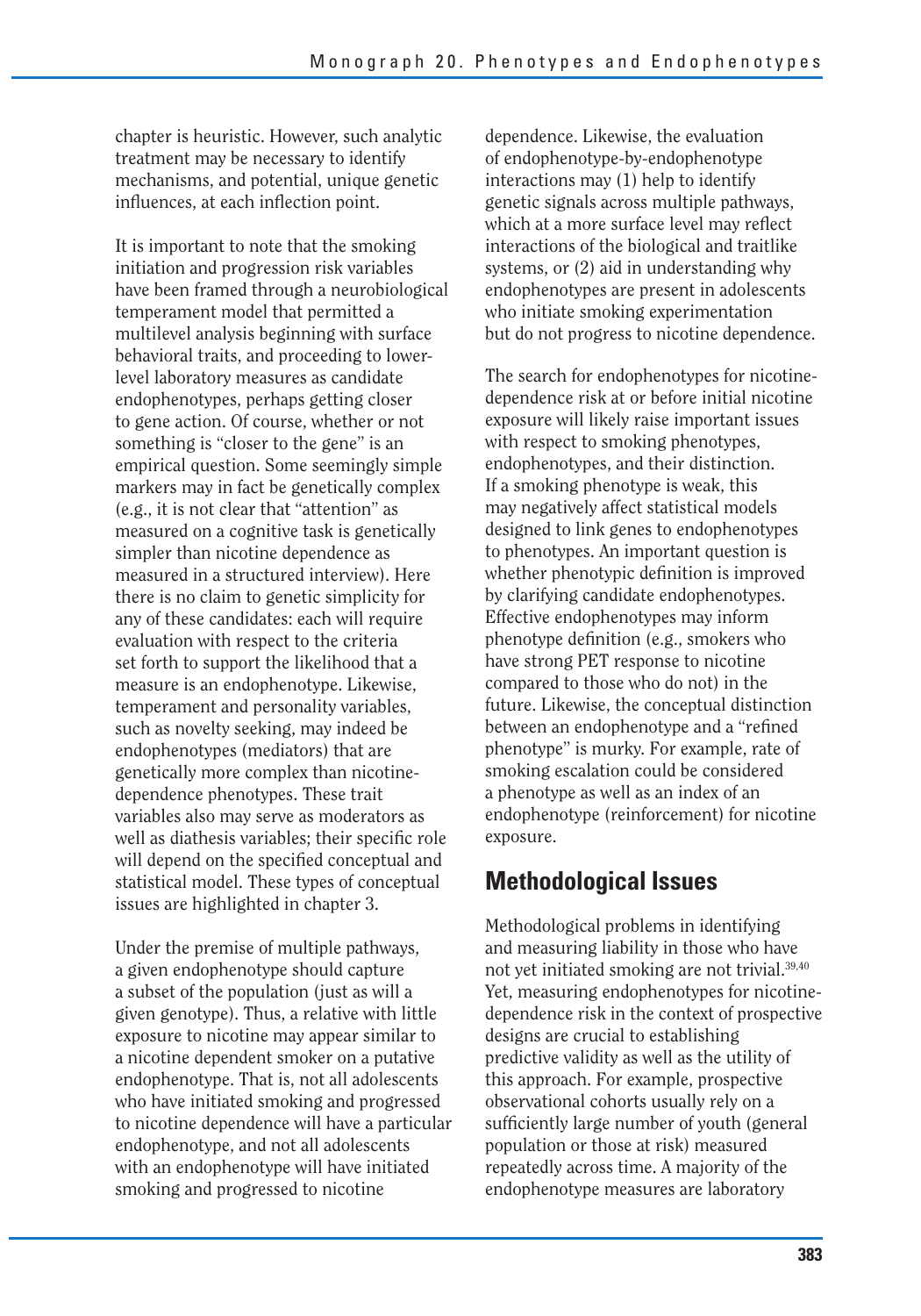chapter is heuristic. However, such analytic treatment may be necessary to identify mechanisms, and potential, unique genetic influences, at each inflection point.

It is important to note that the smoking initiation and progression risk variables have been framed through a neurobiological temperament model that permitted a multilevel analysis beginning with surface behavioral traits, and proceeding to lower-level laboratory measures as candidate endophenotypes, perhaps getting closer to gene action. Of course, whether or not something is "closer to the gene" is an empirical question. Some seemingly simple markers may in fact be genetically complex (e.g., it is not clear that "attention" as measured on a cognitive task is genetically simpler than nicotine dependence as measured in a structured interview). Here there is no claim to genetic simplicity for any of these candidates: each will require evaluation with respect to the criteria set forth to support the likelihood that a measure is an endophenotype. Likewise, temperament and personality variables, such as novelty seeking, may indeed be endophenotypes (mediators) that are genetically more complex than nicotine-dependence phenotypes. These trait variables also may serve as moderators as well as diathesis variables; their specific role will depend on the specified conceptual and statistical model. These types of conceptual issues are highlighted in chapter 3.

Under the premise of multiple pathways, a given endophenotype should capture a subset of the population (just as will a given genotype). Thus, a relative with little exposure to nicotine may appear similar to a nicotine dependent smoker on a putative endophenotype. That is, not all adolescents who have initiated smoking and progressed to nicotine dependence will have a particular endophenotype, and not all adolescents with an endophenotype will have initiated smoking and progressed to nicotine dependence. Likewise, the evaluation of endophenotype-by-endophenotype interactions may (1) help to identify genetic signals across multiple pathways, which at a more surface level may reflect interactions of the biological and traitlike systems, or (2) aid in understanding why endophenotypes are present in adolescents who initiate smoking experimentation but do not progress to nicotine dependence.

The search for endophenotypes for nicotine-dependence risk at or before initial nicotine exposure will likely raise important issues with respect to smoking phenotypes, endophenotypes, and their distinction. If a smoking phenotype is weak, this may negatively affect statistical models designed to link genes to endophenotypes to phenotypes. An important question is whether phenotypic definition is improved by clarifying candidate endophenotypes. Effective endophenotypes may inform phenotype definition (e.g., smokers who have strong PET response to nicotine compared to those who do not) in the future. Likewise, the conceptual distinction between an endophenotype and a "refined phenotype" is murky. For example, rate of smoking escalation could be considered a phenotype as well as an index of an endophenotype (reinforcement) for nicotine exposure.

## Methodological Issues

Methodological problems in identifying and measuring liability in those who have not yet initiated smoking are not trivial.[39,40] Yet, measuring endophenotypes for nicotine-dependence risk in the context of prospective designs are crucial to establishing predictive validity as well as the utility of this approach. For example, prospective observational cohorts usually rely on a sufficiently large number of youth (general population or those at risk) measured repeatedly across time. A majority of the endophenotype measures are laboratory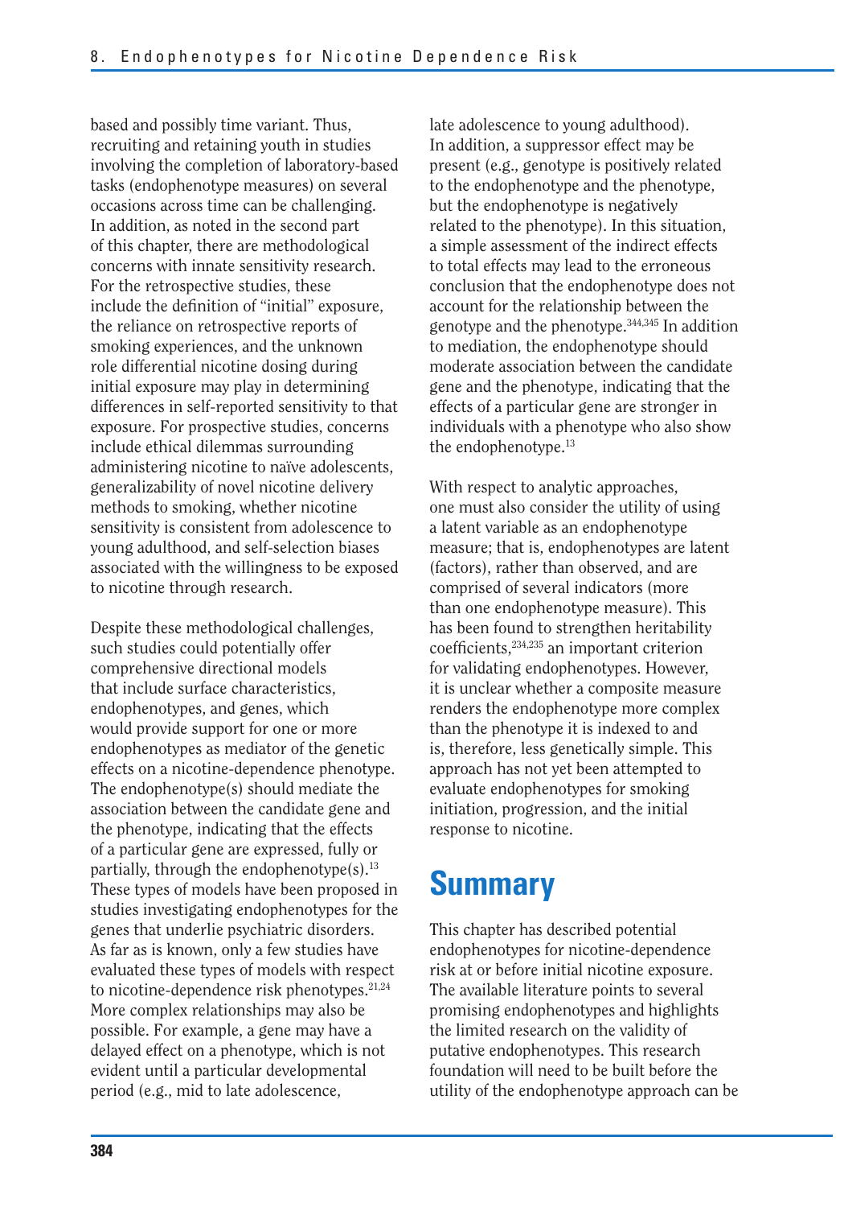based and possibly time variant. Thus, recruiting and retaining youth in studies involving the completion of laboratory-based tasks (endophenotype measures) on several occasions across time can be challenging. In addition, as noted in the second part of this chapter, there are methodological concerns with innate sensitivity research. For the retrospective studies, these include the definition of "initial" exposure, the reliance on retrospective reports of smoking experiences, and the unknown role differential nicotine dosing during initial exposure may play in determining differences in self-reported sensitivity to that exposure. For prospective studies, concerns include ethical dilemmas surrounding administering nicotine to naïve adolescents, generalizability of novel nicotine delivery methods to smoking, whether nicotine sensitivity is consistent from adolescence to young adulthood, and self-selection biases associated with the willingness to be exposed to nicotine through research.

Despite these methodological challenges, such studies could potentially offer comprehensive directional models that include surface characteristics, endophenotypes, and genes, which would provide support for one or more endophenotypes as mediator of the genetic effects on a nicotine-dependence phenotype. The endophenotype(s) should mediate the association between the candidate gene and the phenotype, indicating that the effects of a particular gene are expressed, fully or partially, through the endophenotype(s).[13] These types of models have been proposed in studies investigating endophenotypes for the genes that underlie psychiatric disorders. As far as is known, only a few studies have evaluated these types of models with respect to nicotine-dependence risk phenotypes.[21,24] More complex relationships may also be possible. For example, a gene may have a delayed effect on a phenotype, which is not evident until a particular developmental period (e.g., mid to late adolescence, late adolescence to young adulthood). In addition, a suppressor effect may be present (e.g., genotype is positively related to the endophenotype and the phenotype, but the endophenotype is negatively related to the phenotype). In this situation, a simple assessment of the indirect effects to total effects may lead to the erroneous conclusion that the endophenotype does not account for the relationship between the genotype and the phenotype.[344,345] In addition to mediation, the endophenotype should moderate association between the candidate gene and the phenotype, indicating that the effects of a particular gene are stronger in individuals with a phenotype who also show the endophenotype.[13]

With respect to analytic approaches, one must also consider the utility of using a latent variable as an endophenotype measure; that is, endophenotypes are latent (factors), rather than observed, and are comprised of several indicators (more than one endophenotype measure). This has been found to strengthen heritability coefficients,[234,235] an important criterion for validating endophenotypes. However, it is unclear whether a composite measure renders the endophenotype more complex than the phenotype it is indexed to and is, therefore, less genetically simple. This approach has not yet been attempted to evaluate endophenotypes for smoking initiation, progression, and the initial response to nicotine.

# Summary

This chapter has described potential endophenotypes for nicotine-dependence risk at or before initial nicotine exposure. The available literature points to several promising endophenotypes and highlights the limited research on the validity of putative endophenotypes. This research foundation will need to be built before the utility of the endophenotype approach can be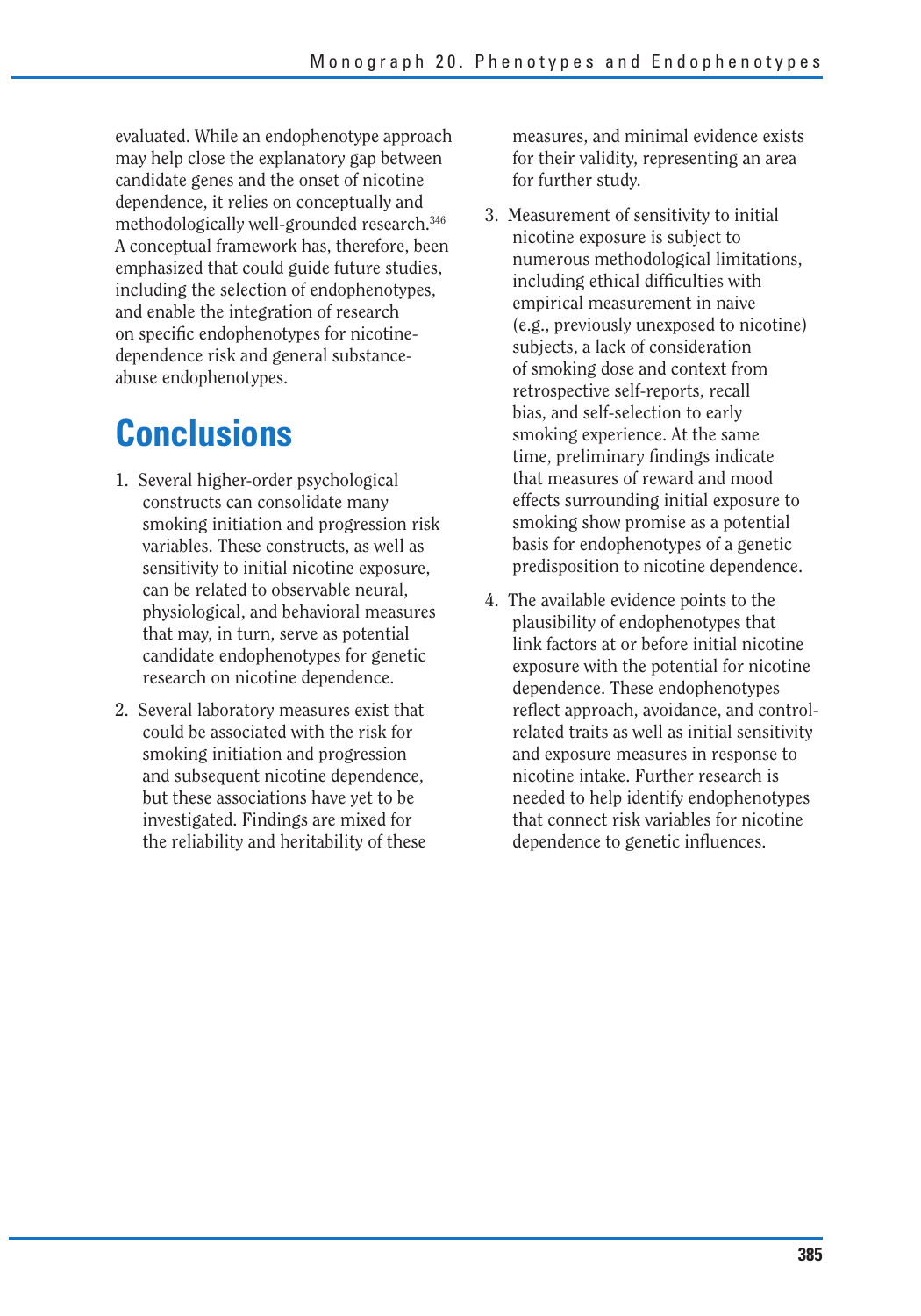evaluated. While an endophenotype approach may help close the explanatory gap between candidate genes and the onset of nicotine dependence, it relies on conceptually and methodologically well-grounded research.[346] A conceptual framework has, therefore, been emphasized that could guide future studies, including the selection of endophenotypes, and enable the integration of research on specific endophenotypes for nicotine-dependence risk and general substance-abuse endophenotypes.

# Conclusions

1. Several higher-order psychological constructs can consolidate many smoking initiation and progression risk variables. These constructs, as well as sensitivity to initial nicotine exposure, can be related to observable neural, physiological, and behavioral measures that may, in turn, serve as potential candidate endophenotypes for genetic research on nicotine dependence.
2. Several laboratory measures exist that could be associated with the risk for smoking initiation and progression and subsequent nicotine dependence, but these associations have yet to be investigated. Findings are mixed for the reliability and heritability of these measures, and minimal evidence exists for their validity, representing an area for further study.
3. Measurement of sensitivity to initial nicotine exposure is subject to numerous methodological limitations, including ethical difficulties with empirical measurement in naive (e.g., previously unexposed to nicotine) subjects, a lack of consideration of smoking dose and context from retrospective self-reports, recall bias, and self-selection to early smoking experience. At the same time, preliminary findings indicate that measures of reward and mood effects surrounding initial exposure to smoking show promise as a potential basis for endophenotypes of a genetic predisposition to nicotine dependence.
4. The available evidence points to the plausibility of endophenotypes that link factors at or before initial nicotine exposure with the potential for nicotine dependence. These endophenotypes reflect approach, avoidance, and control-related traits as well as initial sensitivity and exposure measures in response to nicotine intake. Further research is needed to help identify endophenotypes that connect risk variables for nicotine dependence to genetic influences.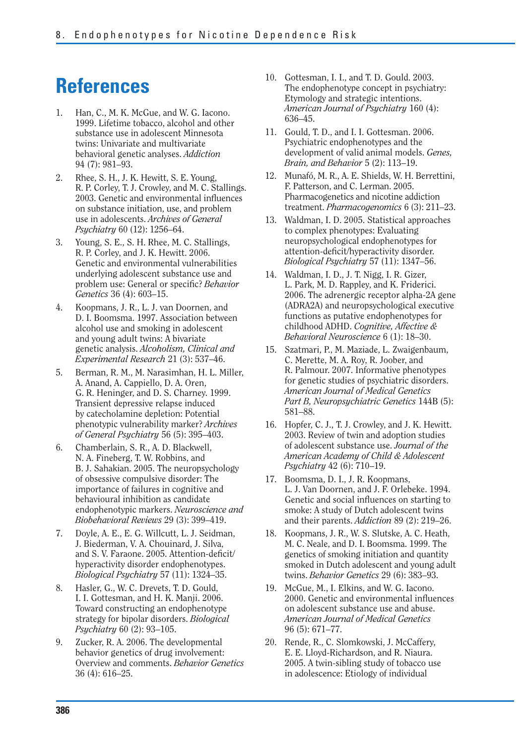# References

1. Han, C., M. K. McGue, and W. G. Iacono. 1999. Lifetime tobacco, alcohol and other substance use in adolescent Minnesota twins: Univariate and multivariate behavioral genetic analyses. *Addiction* 94 (7): 981–93.
2. Rhee, S. H., J. K. Hewitt, S. E. Young, R. P. Corley, T. J. Crowley, and M. C. Stallings. 2003. Genetic and environmental influences on substance initiation, use, and problem use in adolescents. *Archives of General Psychiatry* 60 (12): 1256–64.
3. Young, S. E., S. H. Rhee, M. C. Stallings, R. P. Corley, and J. K. Hewitt. 2006. Genetic and environmental vulnerabilities underlying adolescent substance use and problem use: General or specific? *Behavior Genetics* 36 (4): 603–15.
4. Koopmans, J. R., L. J. van Doornen, and D. I. Boomsma. 1997. Association between alcohol use and smoking in adolescent and young adult twins: A bivariate genetic analysis. *Alcoholism, Clinical and Experimental Research* 21 (3): 537–46.
5. Berman, R. M., M. Narasimhan, H. L. Miller, A. Anand, A. Cappiello, D. A. Oren, G. R. Heninger, and D. S. Charney. 1999. Transient depressive relapse induced by catecholamine depletion: Potential phenotypic vulnerability marker? *Archives of General Psychiatry* 56 (5): 395–403.
6. Chamberlain, S. R., A. D. Blackwell, N. A. Fineberg, T. W. Robbins, and B. J. Sahakian. 2005. The neuropsychology of obsessive compulsive disorder: The importance of failures in cognitive and behavioural inhibition as candidate endophenotypic markers. *Neuroscience and Biobehavioral Reviews* 29 (3): 399–419.
7. Doyle, A. E., E. G. Willcutt, L. J. Seidman, J. Biederman, V. A. Chouinard, J. Silva, and S. V. Faraone. 2005. Attention-deficit/hyperactivity disorder endophenotypes. *Biological Psychiatry* 57 (11): 1324–35.
8. Hasler, G., W. C. Drevets, T. D. Gould, I. I. Gottesman, and H. K. Manji. 2006. Toward constructing an endophenotype strategy for bipolar disorders. *Biological Psychiatry* 60 (2): 93–105.
9. Zucker, R. A. 2006. The developmental behavior genetics of drug involvement: Overview and comments. *Behavior Genetics* 36 (4): 616–25.
10. Gottesman, I. I., and T. D. Gould. 2003. The endophenotype concept in psychiatry: Etymology and strategic intentions. *American Journal of Psychiatry* 160 (4): 636–45.
11. Gould, T. D., and I. I. Gottesman. 2006. Psychiatric endophenotypes and the development of valid animal models. *Genes, Brain, and Behavior* 5 (2): 113–19.
12. Munafó, M. R., A. E. Shields, W. H. Berrettini, F. Patterson, and C. Lerman. 2005. Pharmacogenetics and nicotine addiction treatment. *Pharmacogenomics* 6 (3): 211–23.
13. Waldman, I. D. 2005. Statistical approaches to complex phenotypes: Evaluating neuropsychological endophenotypes for attention-deficit/hyperactivity disorder. *Biological Psychiatry* 57 (11): 1347–56.
14. Waldman, I. D., J. T. Nigg, I. R. Gizer, L. Park, M. D. Rappley, and K. Friderici. 2006. The adrenergic receptor alpha-2A gene (ADRA2A) and neuropsychological executive functions as putative endophenotypes for childhood ADHD. *Cognitive, Affective & Behavioral Neuroscience* 6 (1): 18–30.
15. Szatmari, P., M. Maziade, L. Zwaigenbaum, C. Merette, M. A. Roy, R. Joober, and R. Palmour. 2007. Informative phenotypes for genetic studies of psychiatric disorders. *American Journal of Medical Genetics Part B, Neuropsychiatric Genetics* 144B (5): 581–88.
16. Hopfer, C. J., T. J. Crowley, and J. K. Hewitt. 2003. Review of twin and adoption studies of adolescent substance use. *Journal of the American Academy of Child & Adolescent Psychiatry* 42 (6): 710–19.
17. Boomsma, D. I., J. R. Koopmans, L. J. Van Doornen, and J. F. Orlebeke. 1994. Genetic and social influences on starting to smoke: A study of Dutch adolescent twins and their parents. *Addiction* 89 (2): 219–26.
18. Koopmans, J. R., W. S. Slutske, A. C. Heath, M. C. Neale, and D. I. Boomsma. 1999. The genetics of smoking initiation and quantity smoked in Dutch adolescent and young adult twins. *Behavior Genetics* 29 (6): 383–93.
19. McGue, M., I. Elkins, and W. G. Iacono. 2000. Genetic and environmental influences on adolescent substance use and abuse. *American Journal of Medical Genetics* 96 (5): 671–77.
20. Rende, R., C. Slomkowski, J. McCaffery, E. E. Lloyd-Richardson, and R. Niaura. 2005. A twin-sibling study of tobacco use in adolescence: Etiology of individual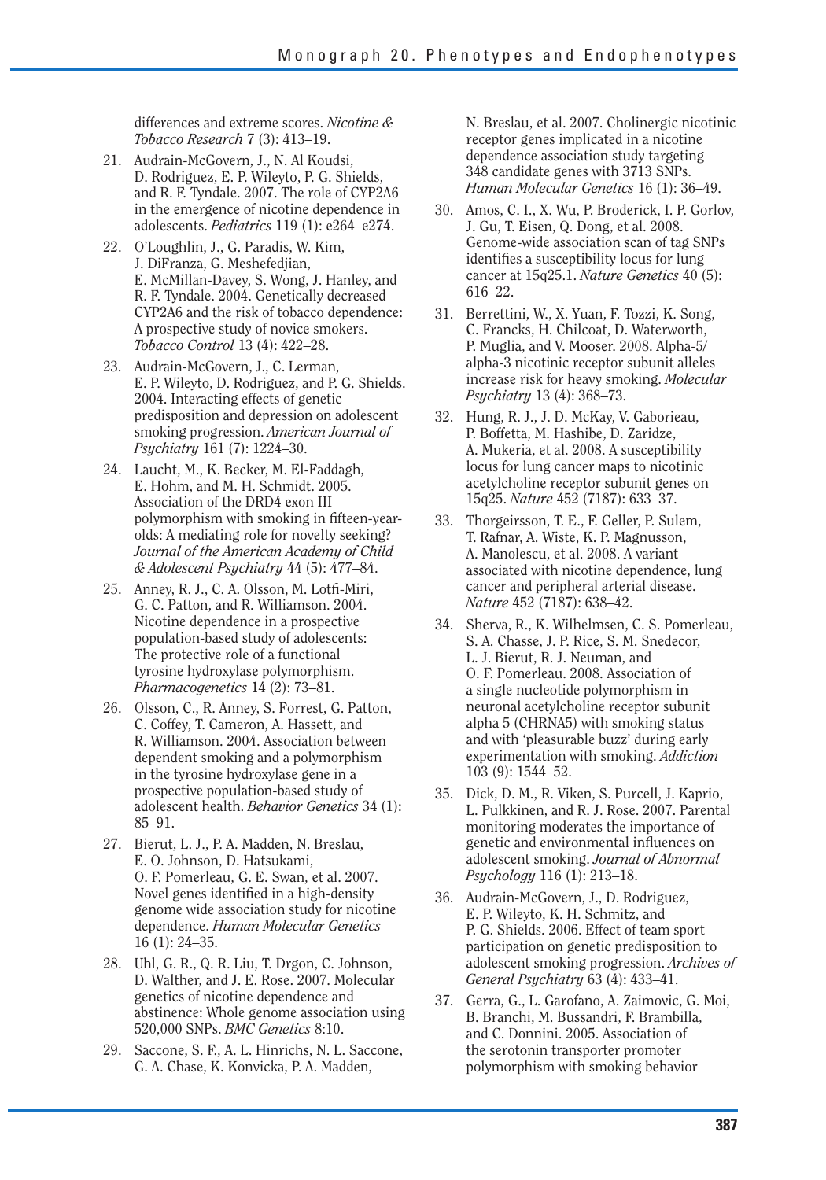differences and extreme scores. *Nicotine & Tobacco Research* 7 (3): 413–19.

21. Audrain-McGovern, J., N. Al Koudsi, D. Rodriguez, E. P. Wileyto, P. G. Shields, and R. F. Tyndale. 2007. The role of CYP2A6 in the emergence of nicotine dependence in adolescents. *Pediatrics* 119 (1): e264–e274.
22. O'Loughlin, J., G. Paradis, W. Kim, J. DiFranza, G. Meshefedjian, E. McMillan-Davey, S. Wong, J. Hanley, and R. F. Tyndale. 2004. Genetically decreased CYP2A6 and the risk of tobacco dependence: A prospective study of novice smokers. *Tobacco Control* 13 (4): 422–28.
23. Audrain-McGovern, J., C. Lerman, E. P. Wileyto, D. Rodriguez, and P. G. Shields. 2004. Interacting effects of genetic predisposition and depression on adolescent smoking progression. *American Journal of Psychiatry* 161 (7): 1224–30.
24. Laucht, M., K. Becker, M. El-Faddagh, E. Hohm, and M. H. Schmidt. 2005. Association of the DRD4 exon III polymorphism with smoking in fifteen-year-olds: A mediating role for novelty seeking? *Journal of the American Academy of Child & Adolescent Psychiatry* 44 (5): 477–84.
25. Anney, R. J., C. A. Olsson, M. Lotfi-Miri, G. C. Patton, and R. Williamson. 2004. Nicotine dependence in a prospective population-based study of adolescents: The protective role of a functional tyrosine hydroxylase polymorphism. *Pharmacogenetics* 14 (2): 73–81.
26. Olsson, C., R. Anney, S. Forrest, G. Patton, C. Coffey, T. Cameron, A. Hassett, and R. Williamson. 2004. Association between dependent smoking and a polymorphism in the tyrosine hydroxylase gene in a prospective population-based study of adolescent health. *Behavior Genetics* 34 (1): 85–91.
27. Bierut, L. J., P. A. Madden, N. Breslau, E. O. Johnson, D. Hatsukami, O. F. Pomerleau, G. E. Swan, et al. 2007. Novel genes identified in a high-density genome wide association study for nicotine dependence. *Human Molecular Genetics* 16 (1): 24–35.
28. Uhl, G. R., Q. R. Liu, T. Drgon, C. Johnson, D. Walther, and J. E. Rose. 2007. Molecular genetics of nicotine dependence and abstinence: Whole genome association using 520,000 SNPs. *BMC Genetics* 8:10.
29. Saccone, S. F., A. L. Hinrichs, N. L. Saccone, G. A. Chase, K. Konvicka, P. A. Madden, N. Breslau, et al. 2007. Cholinergic nicotinic receptor genes implicated in a nicotine dependence association study targeting 348 candidate genes with 3713 SNPs. *Human Molecular Genetics* 16 (1): 36–49.
30. Amos, C. I., X. Wu, P. Broderick, I. P. Gorlov, J. Gu, T. Eisen, Q. Dong, et al. 2008. Genome-wide association scan of tag SNPs identifies a susceptibility locus for lung cancer at 15q25.1. *Nature Genetics* 40 (5): 616–22.
31. Berrettini, W., X. Yuan, F. Tozzi, K. Song, C. Francks, H. Chilcoat, D. Waterworth, P. Muglia, and V. Mooser. 2008. Alpha-5/alpha-3 nicotinic receptor subunit alleles increase risk for heavy smoking. *Molecular Psychiatry* 13 (4): 368–73.
32. Hung, R. J., J. D. McKay, V. Gaborieau, P. Boffetta, M. Hashibe, D. Zaridze, A. Mukeria, et al. 2008. A susceptibility locus for lung cancer maps to nicotinic acetylcholine receptor subunit genes on 15q25. *Nature* 452 (7187): 633–37.
33. Thorgeirsson, T. E., F. Geller, P. Sulem, T. Rafnar, A. Wiste, K. P. Magnusson, A. Manolescu, et al. 2008. A variant associated with nicotine dependence, lung cancer and peripheral arterial disease. *Nature* 452 (7187): 638–42.
34. Sherva, R., K. Wilhelmsen, C. S. Pomerleau, S. A. Chasse, J. P. Rice, S. M. Snedecor, L. J. Bierut, R. J. Neuman, and O. F. Pomerleau. 2008. Association of a single nucleotide polymorphism in neuronal acetylcholine receptor subunit alpha 5 (CHRNA5) with smoking status and with 'pleasurable buzz' during early experimentation with smoking. *Addiction* 103 (9): 1544–52.
35. Dick, D. M., R. Viken, S. Purcell, J. Kaprio, L. Pulkkinen, and R. J. Rose. 2007. Parental monitoring moderates the importance of genetic and environmental influences on adolescent smoking. *Journal of Abnormal Psychology* 116 (1): 213–18.
36. Audrain-McGovern, J., D. Rodriguez, E. P. Wileyto, K. H. Schmitz, and P. G. Shields. 2006. Effect of team sport participation on genetic predisposition to adolescent smoking progression. *Archives of General Psychiatry* 63 (4): 433–41.
37. Gerra, G., L. Garofano, A. Zaimovic, G. Moi, B. Branchi, M. Bussandri, F. Brambilla, and C. Donnini. 2005. Association of the serotonin transporter promoter polymorphism with smoking behavior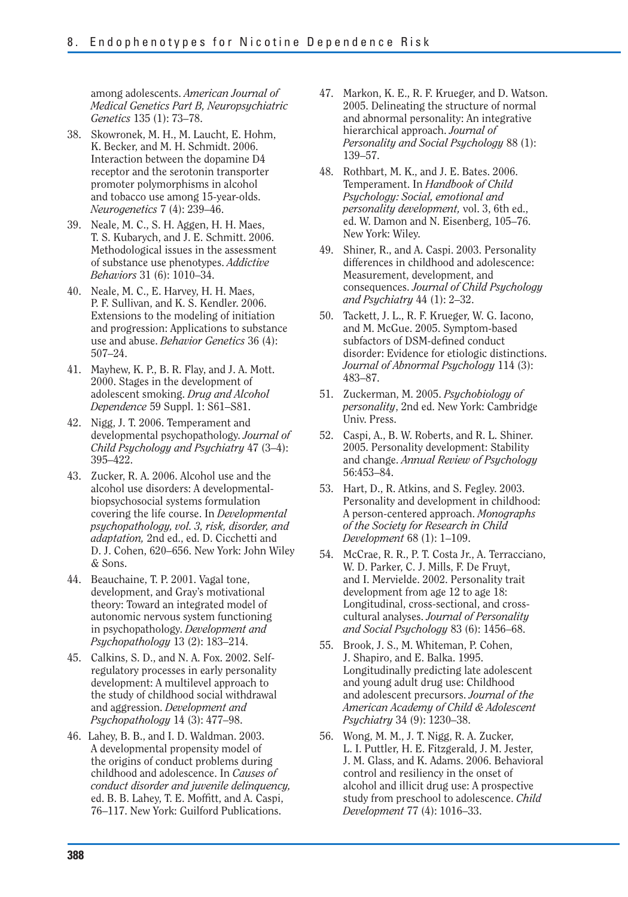among adolescents. *American Journal of Medical Genetics Part B, Neuropsychiatric Genetics* 135 (1): 73–78.

38. Skowronek, M. H., M. Laucht, E. Hohm, K. Becker, and M. H. Schmidt. 2006. Interaction between the dopamine D4 receptor and the serotonin transporter promoter polymorphisms in alcohol and tobacco use among 15-year-olds. *Neurogenetics* 7 (4): 239–46.
39. Neale, M. C., S. H. Aggen, H. H. Maes, T. S. Kubarych, and J. E. Schmitt. 2006. Methodological issues in the assessment of substance use phenotypes. *Addictive Behaviors* 31 (6): 1010–34.
40. Neale, M. C., E. Harvey, H. H. Maes, P. F. Sullivan, and K. S. Kendler. 2006. Extensions to the modeling of initiation and progression: Applications to substance use and abuse. *Behavior Genetics* 36 (4): 507–24.
41. Mayhew, K. P., B. R. Flay, and J. A. Mott. 2000. Stages in the development of adolescent smoking. *Drug and Alcohol Dependence* 59 Suppl. 1: S61–S81.
42. Nigg, J. T. 2006. Temperament and developmental psychopathology. *Journal of Child Psychology and Psychiatry* 47 (3–4): 395–422.
43. Zucker, R. A. 2006. Alcohol use and the alcohol use disorders: A developmental-biopsychosocial systems formulation covering the life course. In *Developmental psychopathology, vol. 3, risk, disorder, and adaptation,* 2nd ed., ed. D. Cicchetti and D. J. Cohen, 620–656. New York: John Wiley & Sons.
44. Beauchaine, T. P. 2001. Vagal tone, development, and Gray's motivational theory: Toward an integrated model of autonomic nervous system functioning in psychopathology. *Development and Psychopathology* 13 (2): 183–214.
45. Calkins, S. D., and N. A. Fox. 2002. Self-regulatory processes in early personality development: A multilevel approach to the study of childhood social withdrawal and aggression. *Development and Psychopathology* 14 (3): 477–98.
46. Lahey, B. B., and I. D. Waldman. 2003. A developmental propensity model of the origins of conduct problems during childhood and adolescence. In *Causes of conduct disorder and juvenile delinquency,* ed. B. B. Lahey, T. E. Moffitt, and A. Caspi, 76–117. New York: Guilford Publications.
47. Markon, K. E., R. F. Krueger, and D. Watson. 2005. Delineating the structure of normal and abnormal personality: An integrative hierarchical approach. *Journal of Personality and Social Psychology* 88 (1): 139–57.
48. Rothbart, M. K., and J. E. Bates. 2006. Temperament. In *Handbook of Child Psychology: Social, emotional and personality development,* vol. 3, 6th ed., ed. W. Damon and N. Eisenberg, 105–76. New York: Wiley.
49. Shiner, R., and A. Caspi. 2003. Personality differences in childhood and adolescence: Measurement, development, and consequences. *Journal of Child Psychology and Psychiatry* 44 (1): 2–32.
50. Tackett, J. L., R. F. Krueger, W. G. Iacono, and M. McGue. 2005. Symptom-based subfactors of DSM-defined conduct disorder: Evidence for etiologic distinctions. *Journal of Abnormal Psychology* 114 (3): 483–87.
51. Zuckerman, M. 2005. *Psychobiology of personality*, 2nd ed. New York: Cambridge Univ. Press.
52. Caspi, A., B. W. Roberts, and R. L. Shiner. 2005. Personality development: Stability and change. *Annual Review of Psychology* 56:453–84.
53. Hart, D., R. Atkins, and S. Fegley. 2003. Personality and development in childhood: A person-centered approach. *Monographs of the Society for Research in Child Development* 68 (1): 1–109.
54. McCrae, R. R., P. T. Costa Jr., A. Terracciano, W. D. Parker, C. J. Mills, F. De Fruyt, and I. Mervielde. 2002. Personality trait development from age 12 to age 18: Longitudinal, cross-sectional, and cross-cultural analyses. *Journal of Personality and Social Psychology* 83 (6): 1456–68.
55. Brook, J. S., M. Whiteman, P. Cohen, J. Shapiro, and E. Balka. 1995. Longitudinally predicting late adolescent and young adult drug use: Childhood and adolescent precursors. *Journal of the American Academy of Child & Adolescent Psychiatry* 34 (9): 1230–38.
56. Wong, M. M., J. T. Nigg, R. A. Zucker, L. I. Puttler, H. E. Fitzgerald, J. M. Jester, J. M. Glass, and K. Adams. 2006. Behavioral control and resiliency in the onset of alcohol and illicit drug use: A prospective study from preschool to adolescence. *Child Development* 77 (4): 1016–33.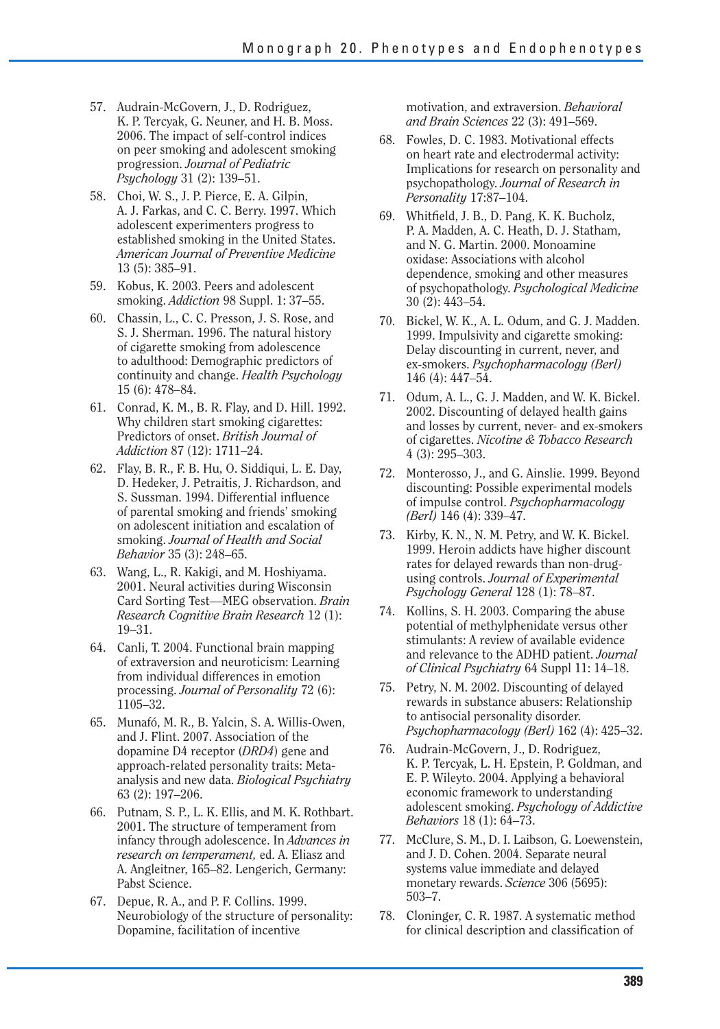57. Audrain-McGovern, J., D. Rodriguez, K. P. Tercyak, G. Neuner, and H. B. Moss. 2006. The impact of self-control indices on peer smoking and adolescent smoking progression. *Journal of Pediatric Psychology* 31 (2): 139–51.
58. Choi, W. S., J. P. Pierce, E. A. Gilpin, A. J. Farkas, and C. C. Berry. 1997. Which adolescent experimenters progress to established smoking in the United States. *American Journal of Preventive Medicine* 13 (5): 385–91.
59. Kobus, K. 2003. Peers and adolescent smoking. *Addiction* 98 Suppl. 1: 37–55.
60. Chassin, L., C. C. Presson, J. S. Rose, and S. J. Sherman. 1996. The natural history of cigarette smoking from adolescence to adulthood: Demographic predictors of continuity and change. *Health Psychology* 15 (6): 478–84.
61. Conrad, K. M., B. R. Flay, and D. Hill. 1992. Why children start smoking cigarettes: Predictors of onset. *British Journal of Addiction* 87 (12): 1711–24.
62. Flay, B. R., F. B. Hu, O. Siddiqui, L. E. Day, D. Hedeker, J. Petraitis, J. Richardson, and S. Sussman. 1994. Differential influence of parental smoking and friends' smoking on adolescent initiation and escalation of smoking. *Journal of Health and Social Behavior* 35 (3): 248–65.
63. Wang, L., R. Kakigi, and M. Hoshiyama. 2001. Neural activities during Wisconsin Card Sorting Test—MEG observation. *Brain Research Cognitive Brain Research* 12 (1): 19–31.
64. Canli, T. 2004. Functional brain mapping of extraversion and neuroticism: Learning from individual differences in emotion processing. *Journal of Personality* 72 (6): 1105–32.
65. Munafó, M. R., B. Yalcin, S. A. Willis-Owen, and J. Flint. 2007. Association of the dopamine D4 receptor (*DRD4*) gene and approach-related personality traits: Meta-analysis and new data. *Biological Psychiatry* 63 (2): 197–206.
66. Putnam, S. P., L. K. Ellis, and M. K. Rothbart. 2001. The structure of temperament from infancy through adolescence. In *Advances in research on temperament,* ed. A. Eliasz and A. Angleitner, 165–82. Lengerich, Germany: Pabst Science.
67. Depue, R. A., and P. F. Collins. 1999. Neurobiology of the structure of personality: Dopamine, facilitation of incentive motivation, and extraversion. *Behavioral and Brain Sciences* 22 (3): 491–569.
68. Fowles, D. C. 1983. Motivational effects on heart rate and electrodermal activity: Implications for research on personality and psychopathology. *Journal of Research in Personality* 17:87–104.
69. Whitfield, J. B., D. Pang, K. K. Bucholz, P. A. Madden, A. C. Heath, D. J. Statham, and N. G. Martin. 2000. Monoamine oxidase: Associations with alcohol dependence, smoking and other measures of psychopathology. *Psychological Medicine* 30 (2): 443–54.
70. Bickel, W. K., A. L. Odum, and G. J. Madden. 1999. Impulsivity and cigarette smoking: Delay discounting in current, never, and ex-smokers. *Psychopharmacology (Berl)* 146 (4): 447–54.
71. Odum, A. L., G. J. Madden, and W. K. Bickel. 2002. Discounting of delayed health gains and losses by current, never- and ex-smokers of cigarettes. *Nicotine & Tobacco Research* 4 (3): 295–303.
72. Monterosso, J., and G. Ainslie. 1999. Beyond discounting: Possible experimental models of impulse control. *Psychopharmacology (Berl)* 146 (4): 339–47.
73. Kirby, K. N., N. M. Petry, and W. K. Bickel. 1999. Heroin addicts have higher discount rates for delayed rewards than non-drug-using controls. *Journal of Experimental Psychology General* 128 (1): 78–87.
74. Kollins, S. H. 2003. Comparing the abuse potential of methylphenidate versus other stimulants: A review of available evidence and relevance to the ADHD patient. *Journal of Clinical Psychiatry* 64 Suppl 11: 14–18.
75. Petry, N. M. 2002. Discounting of delayed rewards in substance abusers: Relationship to antisocial personality disorder. *Psychopharmacology (Berl)* 162 (4): 425–32.
76. Audrain-McGovern, J., D. Rodriguez, K. P. Tercyak, L. H. Epstein, P. Goldman, and E. P. Wileyto. 2004. Applying a behavioral economic framework to understanding adolescent smoking. *Psychology of Addictive Behaviors* 18 (1): 64–73.
77. McClure, S. M., D. I. Laibson, G. Loewenstein, and J. D. Cohen. 2004. Separate neural systems value immediate and delayed monetary rewards. *Science* 306 (5695): 503–7.
78. Cloninger, C. R. 1987. A systematic method for clinical description and classification of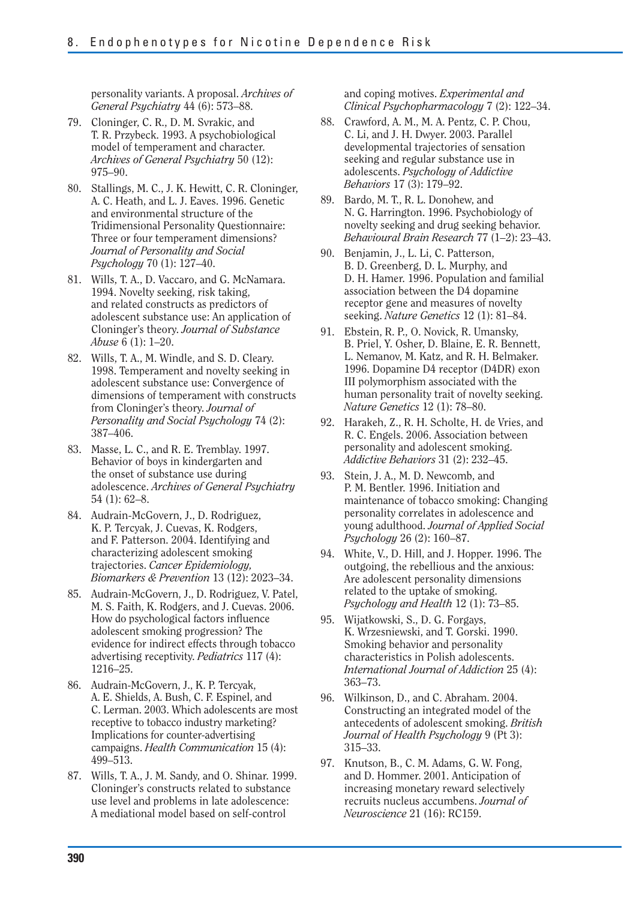personality variants. A proposal. *Archives of General Psychiatry* 44 (6): 573–88.

79. Cloninger, C. R., D. M. Svrakic, and T. R. Przybeck. 1993. A psychobiological model of temperament and character. *Archives of General Psychiatry* 50 (12): 975–90.
80. Stallings, M. C., J. K. Hewitt, C. R. Cloninger, A. C. Heath, and L. J. Eaves. 1996. Genetic and environmental structure of the Tridimensional Personality Questionnaire: Three or four temperament dimensions? *Journal of Personality and Social Psychology* 70 (1): 127–40.
81. Wills, T. A., D. Vaccaro, and G. McNamara. 1994. Novelty seeking, risk taking, and related constructs as predictors of adolescent substance use: An application of Cloninger's theory. *Journal of Substance Abuse* 6 (1): 1–20.
82. Wills, T. A., M. Windle, and S. D. Cleary. 1998. Temperament and novelty seeking in adolescent substance use: Convergence of dimensions of temperament with constructs from Cloninger's theory. *Journal of Personality and Social Psychology* 74 (2): 387–406.
83. Masse, L. C., and R. E. Tremblay. 1997. Behavior of boys in kindergarten and the onset of substance use during adolescence. *Archives of General Psychiatry* 54 (1): 62–8.
84. Audrain-McGovern, J., D. Rodriguez, K. P. Tercyak, J. Cuevas, K. Rodgers, and F. Patterson. 2004. Identifying and characterizing adolescent smoking trajectories. *Cancer Epidemiology, Biomarkers & Prevention* 13 (12): 2023–34.
85. Audrain-McGovern, J., D. Rodriguez, V. Patel, M. S. Faith, K. Rodgers, and J. Cuevas. 2006. How do psychological factors influence adolescent smoking progression? The evidence for indirect effects through tobacco advertising receptivity. *Pediatrics* 117 (4): 1216–25.
86. Audrain-McGovern, J., K. P. Tercyak, A. E. Shields, A. Bush, C. F. Espinel, and C. Lerman. 2003. Which adolescents are most receptive to tobacco industry marketing? Implications for counter-advertising campaigns. *Health Communication* 15 (4): 499–513.
87. Wills, T. A., J. M. Sandy, and O. Shinar. 1999. Cloninger's constructs related to substance use level and problems in late adolescence: A mediational model based on self-control and coping motives. *Experimental and Clinical Psychopharmacology* 7 (2): 122–34.
88. Crawford, A. M., M. A. Pentz, C. P. Chou, C. Li, and J. H. Dwyer. 2003. Parallel developmental trajectories of sensation seeking and regular substance use in adolescents. *Psychology of Addictive Behaviors* 17 (3): 179–92.
89. Bardo, M. T., R. L. Donohew, and N. G. Harrington. 1996. Psychobiology of novelty seeking and drug seeking behavior. *Behavioural Brain Research* 77 (1–2): 23–43.
90. Benjamin, J., L. Li, C. Patterson, B. D. Greenberg, D. L. Murphy, and D. H. Hamer. 1996. Population and familial association between the D4 dopamine receptor gene and measures of novelty seeking. *Nature Genetics* 12 (1): 81–84.
91. Ebstein, R. P., O. Novick, R. Umansky, B. Priel, Y. Osher, D. Blaine, E. R. Bennett, L. Nemanov, M. Katz, and R. H. Belmaker. 1996. Dopamine D4 receptor (D4DR) exon III polymorphism associated with the human personality trait of novelty seeking. *Nature Genetics* 12 (1): 78–80.
92. Harakeh, Z., R. H. Scholte, H. de Vries, and R. C. Engels. 2006. Association between personality and adolescent smoking. *Addictive Behaviors* 31 (2): 232–45.
93. Stein, J. A., M. D. Newcomb, and P. M. Bentler. 1996. Initiation and maintenance of tobacco smoking: Changing personality correlates in adolescence and young adulthood. *Journal of Applied Social Psychology* 26 (2): 160–87.
94. White, V., D. Hill, and J. Hopper. 1996. The outgoing, the rebellious and the anxious: Are adolescent personality dimensions related to the uptake of smoking. *Psychology and Health* 12 (1): 73–85.
95. Wijatkowski, S., D. G. Forgays, K. Wrzesniewski, and T. Gorski. 1990. Smoking behavior and personality characteristics in Polish adolescents. *International Journal of Addiction* 25 (4): 363–73.
96. Wilkinson, D., and C. Abraham. 2004. Constructing an integrated model of the antecedents of adolescent smoking. *British Journal of Health Psychology* 9 (Pt 3): 315–33.
97. Knutson, B., C. M. Adams, G. W. Fong, and D. Hommer. 2001. Anticipation of increasing monetary reward selectively recruits nucleus accumbens. *Journal of Neuroscience* 21 (16): RC159.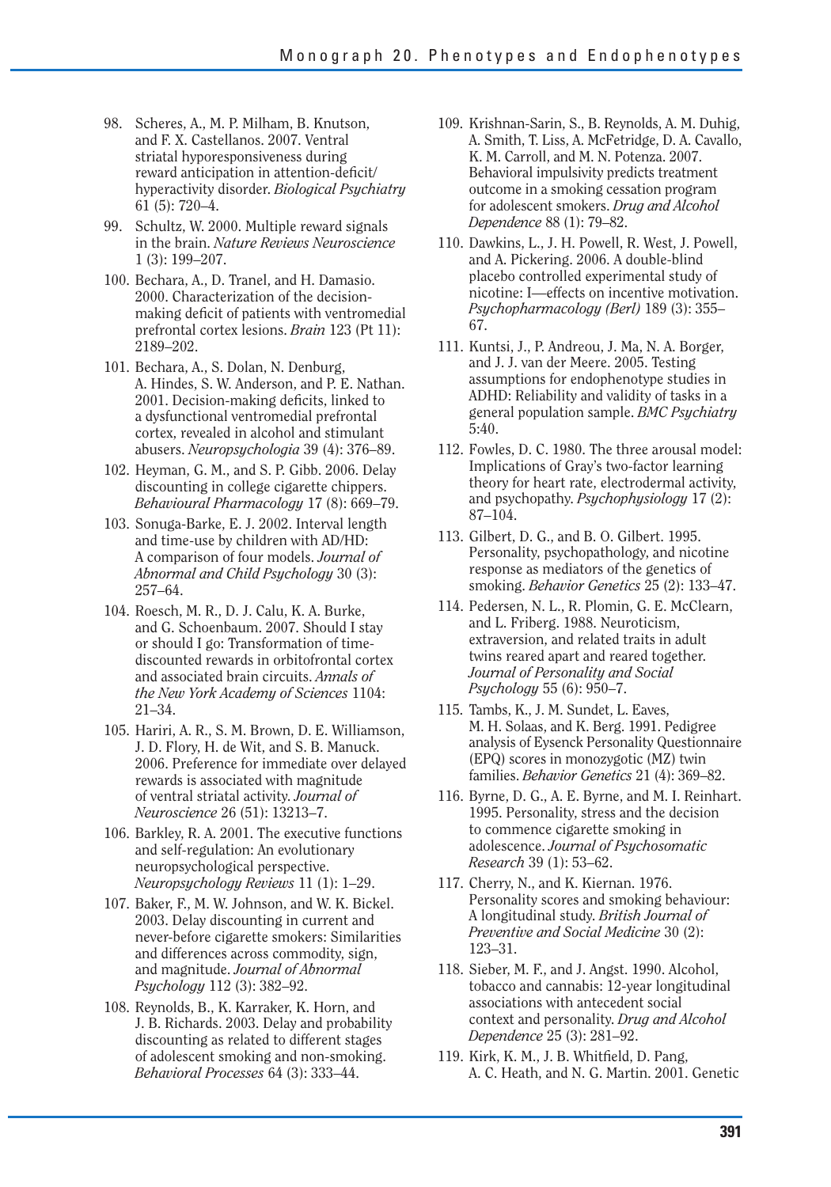98. Scheres, A., M. P. Milham, B. Knutson, and F. X. Castellanos. 2007. Ventral striatal hyporesponsiveness during reward anticipation in attention-deficit/hyperactivity disorder. *Biological Psychiatry* 61 (5): 720–4.

99. Schultz, W. 2000. Multiple reward signals in the brain. *Nature Reviews Neuroscience* 1 (3): 199–207.

100. Bechara, A., D. Tranel, and H. Damasio. 2000. Characterization of the decision-making deficit of patients with ventromedial prefrontal cortex lesions. *Brain* 123 (Pt 11): 2189–202.

101. Bechara, A., S. Dolan, N. Denburg, A. Hindes, S. W. Anderson, and P. E. Nathan. 2001. Decision-making deficits, linked to a dysfunctional ventromedial prefrontal cortex, revealed in alcohol and stimulant abusers. *Neuropsychologia* 39 (4): 376–89.

102. Heyman, G. M., and S. P. Gibb. 2006. Delay discounting in college cigarette chippers. *Behavioural Pharmacology* 17 (8): 669–79.

103. Sonuga-Barke, E. J. 2002. Interval length and time-use by children with AD/HD: A comparison of four models. *Journal of Abnormal and Child Psychology* 30 (3): 257–64.

104. Roesch, M. R., D. J. Calu, K. A. Burke, and G. Schoenbaum. 2007. Should I stay or should I go: Transformation of time-discounted rewards in orbitofrontal cortex and associated brain circuits. *Annals of the New York Academy of Sciences* 1104: 21–34.

105. Hariri, A. R., S. M. Brown, D. E. Williamson, J. D. Flory, H. de Wit, and S. B. Manuck. 2006. Preference for immediate over delayed rewards is associated with magnitude of ventral striatal activity. *Journal of Neuroscience* 26 (51): 13213–7.

106. Barkley, R. A. 2001. The executive functions and self-regulation: An evolutionary neuropsychological perspective. *Neuropsychology Reviews* 11 (1): 1–29.

107. Baker, F., M. W. Johnson, and W. K. Bickel. 2003. Delay discounting in current and never-before cigarette smokers: Similarities and differences across commodity, sign, and magnitude. *Journal of Abnormal Psychology* 112 (3): 382–92.

108. Reynolds, B., K. Karraker, K. Horn, and J. B. Richards. 2003. Delay and probability discounting as related to different stages of adolescent smoking and non-smoking. *Behavioral Processes* 64 (3): 333–44.

109. Krishnan-Sarin, S., B. Reynolds, A. M. Duhig, A. Smith, T. Liss, A. McFetridge, D. A. Cavallo, K. M. Carroll, and M. N. Potenza. 2007. Behavioral impulsivity predicts treatment outcome in a smoking cessation program for adolescent smokers. *Drug and Alcohol Dependence* 88 (1): 79–82.

110. Dawkins, L., J. H. Powell, R. West, J. Powell, and A. Pickering. 2006. A double-blind placebo controlled experimental study of nicotine: I—effects on incentive motivation. *Psychopharmacology (Berl)* 189 (3): 355–67.

111. Kuntsi, J., P. Andreou, J. Ma, N. A. Borger, and J. J. van der Meere. 2005. Testing assumptions for endophenotype studies in ADHD: Reliability and validity of tasks in a general population sample. *BMC Psychiatry* 5:40.

112. Fowles, D. C. 1980. The three arousal model: Implications of Gray's two-factor learning theory for heart rate, electrodermal activity, and psychopathy. *Psychophysiology* 17 (2): 87–104.

113. Gilbert, D. G., and B. O. Gilbert. 1995. Personality, psychopathology, and nicotine response as mediators of the genetics of smoking. *Behavior Genetics* 25 (2): 133–47.

114. Pedersen, N. L., R. Plomin, G. E. McClearn, and L. Friberg. 1988. Neuroticism, extraversion, and related traits in adult twins reared apart and reared together. *Journal of Personality and Social Psychology* 55 (6): 950–7.

115. Tambs, K., J. M. Sundet, L. Eaves, M. H. Solaas, and K. Berg. 1991. Pedigree analysis of Eysenck Personality Questionnaire (EPQ) scores in monozygotic (MZ) twin families. *Behavior Genetics* 21 (4): 369–82.

116. Byrne, D. G., A. E. Byrne, and M. I. Reinhart. 1995. Personality, stress and the decision to commence cigarette smoking in adolescence. *Journal of Psychosomatic Research* 39 (1): 53–62.

117. Cherry, N., and K. Kiernan. 1976. Personality scores and smoking behaviour: A longitudinal study. *British Journal of Preventive and Social Medicine* 30 (2): 123–31.

118. Sieber, M. F., and J. Angst. 1990. Alcohol, tobacco and cannabis: 12-year longitudinal associations with antecedent social context and personality. *Drug and Alcohol Dependence* 25 (3): 281–92.

119. Kirk, K. M., J. B. Whitfield, D. Pang, A. C. Heath, and N. G. Martin. 2001. Genetic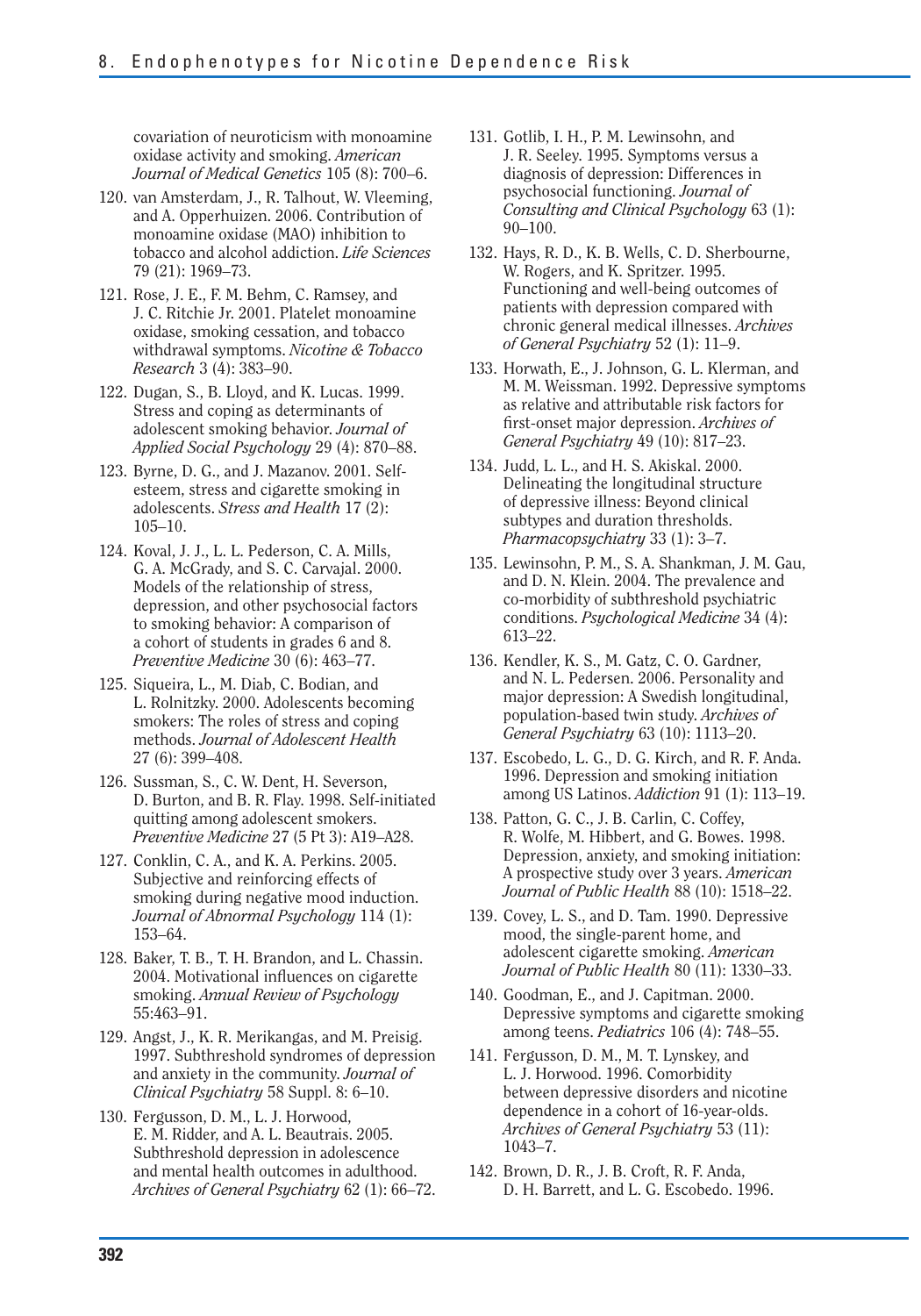covariation of neuroticism with monoamine oxidase activity and smoking. *American Journal of Medical Genetics* 105 (8): 700–6.

120. van Amsterdam, J., R. Talhout, W. Vleeming, and A. Opperhuizen. 2006. Contribution of monoamine oxidase (MAO) inhibition to tobacco and alcohol addiction. *Life Sciences* 79 (21): 1969–73.
121. Rose, J. E., F. M. Behm, C. Ramsey, and J. C. Ritchie Jr. 2001. Platelet monoamine oxidase, smoking cessation, and tobacco withdrawal symptoms. *Nicotine & Tobacco Research* 3 (4): 383–90.
122. Dugan, S., B. Lloyd, and K. Lucas. 1999. Stress and coping as determinants of adolescent smoking behavior. *Journal of Applied Social Psychology* 29 (4): 870–88.
123. Byrne, D. G., and J. Mazanov. 2001. Self-esteem, stress and cigarette smoking in adolescents. *Stress and Health* 17 (2): 105–10.
124. Koval, J. J., L. L. Pederson, C. A. Mills, G. A. McGrady, and S. C. Carvajal. 2000. Models of the relationship of stress, depression, and other psychosocial factors to smoking behavior: A comparison of a cohort of students in grades 6 and 8. *Preventive Medicine* 30 (6): 463–77.
125. Siqueira, L., M. Diab, C. Bodian, and L. Rolnitzky. 2000. Adolescents becoming smokers: The roles of stress and coping methods. *Journal of Adolescent Health* 27 (6): 399–408.
126. Sussman, S., C. W. Dent, H. Severson, D. Burton, and B. R. Flay. 1998. Self-initiated quitting among adolescent smokers. *Preventive Medicine* 27 (5 Pt 3): A19–A28.
127. Conklin, C. A., and K. A. Perkins. 2005. Subjective and reinforcing effects of smoking during negative mood induction. *Journal of Abnormal Psychology* 114 (1): 153–64.
128. Baker, T. B., T. H. Brandon, and L. Chassin. 2004. Motivational influences on cigarette smoking. *Annual Review of Psychology* 55:463–91.
129. Angst, J., K. R. Merikangas, and M. Preisig. 1997. Subthreshold syndromes of depression and anxiety in the community. *Journal of Clinical Psychiatry* 58 Suppl. 8: 6–10.
130. Fergusson, D. M., L. J. Horwood, E. M. Ridder, and A. L. Beautrais. 2005. Subthreshold depression in adolescence and mental health outcomes in adulthood. *Archives of General Psychiatry* 62 (1): 66–72.
131. Gotlib, I. H., P. M. Lewinsohn, and J. R. Seeley. 1995. Symptoms versus a diagnosis of depression: Differences in psychosocial functioning. *Journal of Consulting and Clinical Psychology* 63 (1): 90–100.
132. Hays, R. D., K. B. Wells, C. D. Sherbourne, W. Rogers, and K. Spritzer. 1995. Functioning and well-being outcomes of patients with depression compared with chronic general medical illnesses. *Archives of General Psychiatry* 52 (1): 11–9.
133. Horwath, E., J. Johnson, G. L. Klerman, and M. M. Weissman. 1992. Depressive symptoms as relative and attributable risk factors for first-onset major depression. *Archives of General Psychiatry* 49 (10): 817–23.
134. Judd, L. L., and H. S. Akiskal. 2000. Delineating the longitudinal structure of depressive illness: Beyond clinical subtypes and duration thresholds. *Pharmacopsychiatry* 33 (1): 3–7.
135. Lewinsohn, P. M., S. A. Shankman, J. M. Gau, and D. N. Klein. 2004. The prevalence and co-morbidity of subthreshold psychiatric conditions. *Psychological Medicine* 34 (4): 613–22.
136. Kendler, K. S., M. Gatz, C. O. Gardner, and N. L. Pedersen. 2006. Personality and major depression: A Swedish longitudinal, population-based twin study. *Archives of General Psychiatry* 63 (10): 1113–20.
137. Escobedo, L. G., D. G. Kirch, and R. F. Anda. 1996. Depression and smoking initiation among US Latinos. *Addiction* 91 (1): 113–19.
138. Patton, G. C., J. B. Carlin, C. Coffey, R. Wolfe, M. Hibbert, and G. Bowes. 1998. Depression, anxiety, and smoking initiation: A prospective study over 3 years. *American Journal of Public Health* 88 (10): 1518–22.
139. Covey, L. S., and D. Tam. 1990. Depressive mood, the single-parent home, and adolescent cigarette smoking. *American Journal of Public Health* 80 (11): 1330–33.
140. Goodman, E., and J. Capitman. 2000. Depressive symptoms and cigarette smoking among teens. *Pediatrics* 106 (4): 748–55.
141. Fergusson, D. M., M. T. Lynskey, and L. J. Horwood. 1996. Comorbidity between depressive disorders and nicotine dependence in a cohort of 16-year-olds. *Archives of General Psychiatry* 53 (11): 1043–7.
142. Brown, D. R., J. B. Croft, R. F. Anda, D. H. Barrett, and L. G. Escobedo. 1996.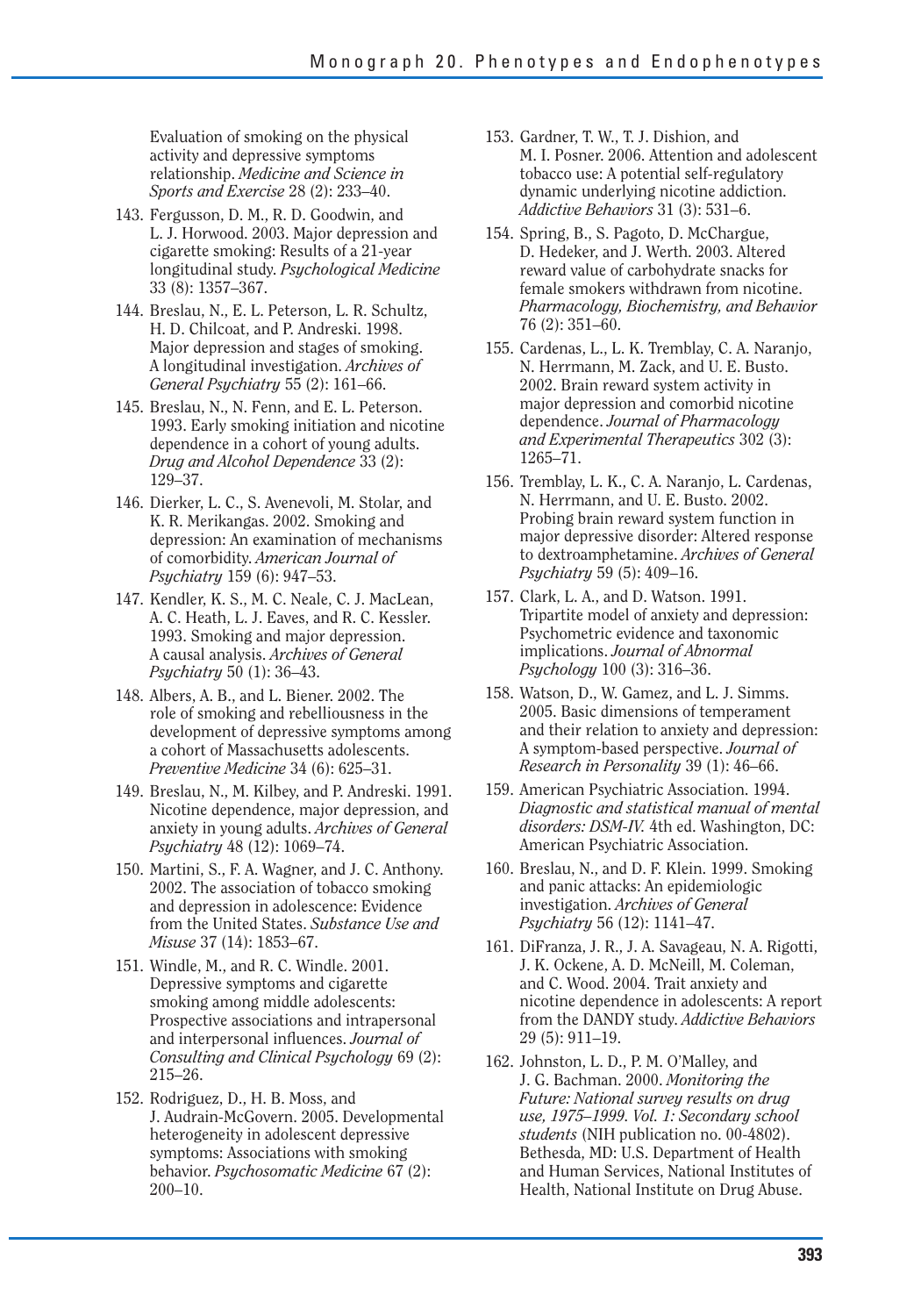Evaluation of smoking on the physical activity and depressive symptoms relationship. *Medicine and Science in Sports and Exercise* 28 (2): 233–40.

143. Fergusson, D. M., R. D. Goodwin, and L. J. Horwood. 2003. Major depression and cigarette smoking: Results of a 21-year longitudinal study. *Psychological Medicine* 33 (8): 1357–367.

144. Breslau, N., E. L. Peterson, L. R. Schultz, H. D. Chilcoat, and P. Andreski. 1998. Major depression and stages of smoking. A longitudinal investigation. *Archives of General Psychiatry* 55 (2): 161–66.

145. Breslau, N., N. Fenn, and E. L. Peterson. 1993. Early smoking initiation and nicotine dependence in a cohort of young adults. *Drug and Alcohol Dependence* 33 (2): 129–37.

146. Dierker, L. C., S. Avenevoli, M. Stolar, and K. R. Merikangas. 2002. Smoking and depression: An examination of mechanisms of comorbidity. *American Journal of Psychiatry* 159 (6): 947–53.

147. Kendler, K. S., M. C. Neale, C. J. MacLean, A. C. Heath, L. J. Eaves, and R. C. Kessler. 1993. Smoking and major depression. A causal analysis. *Archives of General Psychiatry* 50 (1): 36–43.

148. Albers, A. B., and L. Biener. 2002. The role of smoking and rebelliousness in the development of depressive symptoms among a cohort of Massachusetts adolescents. *Preventive Medicine* 34 (6): 625–31.

149. Breslau, N., M. Kilbey, and P. Andreski. 1991. Nicotine dependence, major depression, and anxiety in young adults. *Archives of General Psychiatry* 48 (12): 1069–74.

150. Martini, S., F. A. Wagner, and J. C. Anthony. 2002. The association of tobacco smoking and depression in adolescence: Evidence from the United States. *Substance Use and Misuse* 37 (14): 1853–67.

151. Windle, M., and R. C. Windle. 2001. Depressive symptoms and cigarette smoking among middle adolescents: Prospective associations and intrapersonal and interpersonal influences. *Journal of Consulting and Clinical Psychology* 69 (2): 215–26.

152. Rodriguez, D., H. B. Moss, and J. Audrain-McGovern. 2005. Developmental heterogeneity in adolescent depressive symptoms: Associations with smoking behavior. *Psychosomatic Medicine* 67 (2): 200–10.

153. Gardner, T. W., T. J. Dishion, and M. I. Posner. 2006. Attention and adolescent tobacco use: A potential self-regulatory dynamic underlying nicotine addiction. *Addictive Behaviors* 31 (3): 531–6.

154. Spring, B., S. Pagoto, D. McChargue, D. Hedeker, and J. Werth. 2003. Altered reward value of carbohydrate snacks for female smokers withdrawn from nicotine. *Pharmacology, Biochemistry, and Behavior* 76 (2): 351–60.

155. Cardenas, L., L. K. Tremblay, C. A. Naranjo, N. Herrmann, M. Zack, and U. E. Busto. 2002. Brain reward system activity in major depression and comorbid nicotine dependence. *Journal of Pharmacology and Experimental Therapeutics* 302 (3): 1265–71.

156. Tremblay, L. K., C. A. Naranjo, L. Cardenas, N. Herrmann, and U. E. Busto. 2002. Probing brain reward system function in major depressive disorder: Altered response to dextroamphetamine. *Archives of General Psychiatry* 59 (5): 409–16.

157. Clark, L. A., and D. Watson. 1991. Tripartite model of anxiety and depression: Psychometric evidence and taxonomic implications. *Journal of Abnormal Psychology* 100 (3): 316–36.

158. Watson, D., W. Gamez, and L. J. Simms. 2005. Basic dimensions of temperament and their relation to anxiety and depression: A symptom-based perspective. *Journal of Research in Personality* 39 (1): 46–66.

159. American Psychiatric Association. 1994. *Diagnostic and statistical manual of mental disorders: DSM-IV.* 4th ed. Washington, DC: American Psychiatric Association.

160. Breslau, N., and D. F. Klein. 1999. Smoking and panic attacks: An epidemiologic investigation. *Archives of General Psychiatry* 56 (12): 1141–47.

161. DiFranza, J. R., J. A. Savageau, N. A. Rigotti, J. K. Ockene, A. D. McNeill, M. Coleman, and C. Wood. 2004. Trait anxiety and nicotine dependence in adolescents: A report from the DANDY study. *Addictive Behaviors* 29 (5): 911–19.

162. Johnston, L. D., P. M. O'Malley, and J. G. Bachman. 2000. *Monitoring the Future: National survey results on drug use, 1975–1999. Vol. 1: Secondary school students* (NIH publication no. 00-4802). Bethesda, MD: U.S. Department of Health and Human Services, National Institutes of Health, National Institute on Drug Abuse.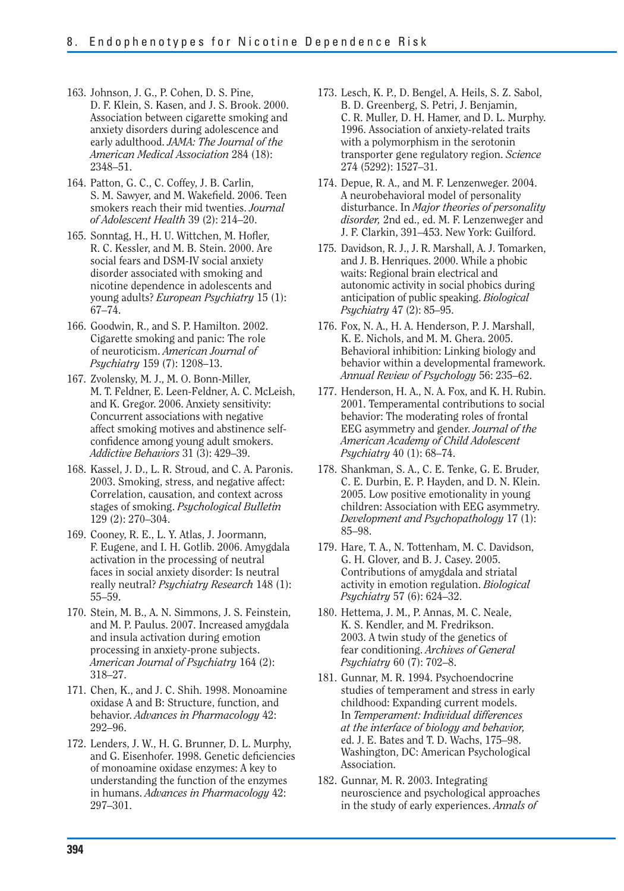163. Johnson, J. G., P. Cohen, D. S. Pine, D. F. Klein, S. Kasen, and J. S. Brook. 2000. Association between cigarette smoking and anxiety disorders during adolescence and early adulthood. *JAMA: The Journal of the American Medical Association* 284 (18): 2348–51.

164. Patton, G. C., C. Coffey, J. B. Carlin, S. M. Sawyer, and M. Wakefield. 2006. Teen smokers reach their mid twenties. *Journal of Adolescent Health* 39 (2): 214–20.

165. Sonntag, H., H. U. Wittchen, M. Hofler, R. C. Kessler, and M. B. Stein. 2000. Are social fears and DSM-IV social anxiety disorder associated with smoking and nicotine dependence in adolescents and young adults? *European Psychiatry* 15 (1): 67–74.

166. Goodwin, R., and S. P. Hamilton. 2002. Cigarette smoking and panic: The role of neuroticism. *American Journal of Psychiatry* 159 (7): 1208–13.

167. Zvolensky, M. J., M. O. Bonn-Miller, M. T. Feldner, E. Leen-Feldner, A. C. McLeish, and K. Gregor. 2006. Anxiety sensitivity: Concurrent associations with negative affect smoking motives and abstinence self-confidence among young adult smokers. *Addictive Behaviors* 31 (3): 429–39.

168. Kassel, J. D., L. R. Stroud, and C. A. Paronis. 2003. Smoking, stress, and negative affect: Correlation, causation, and context across stages of smoking. *Psychological Bulletin* 129 (2): 270–304.

169. Cooney, R. E., L. Y. Atlas, J. Joormann, F. Eugene, and I. H. Gotlib. 2006. Amygdala activation in the processing of neutral faces in social anxiety disorder: Is neutral really neutral? *Psychiatry Research* 148 (1): 55–59.

170. Stein, M. B., A. N. Simmons, J. S. Feinstein, and M. P. Paulus. 2007. Increased amygdala and insula activation during emotion processing in anxiety-prone subjects. *American Journal of Psychiatry* 164 (2): 318–27.

171. Chen, K., and J. C. Shih. 1998. Monoamine oxidase A and B: Structure, function, and behavior. *Advances in Pharmacology* 42: 292–96.

172. Lenders, J. W., H. G. Brunner, D. L. Murphy, and G. Eisenhofer. 1998. Genetic deficiencies of monoamine oxidase enzymes: A key to understanding the function of the enzymes in humans. *Advances in Pharmacology* 42: 297–301.

173. Lesch, K. P., D. Bengel, A. Heils, S. Z. Sabol, B. D. Greenberg, S. Petri, J. Benjamin, C. R. Muller, D. H. Hamer, and D. L. Murphy. 1996. Association of anxiety-related traits with a polymorphism in the serotonin transporter gene regulatory region. *Science* 274 (5292): 1527–31.

174. Depue, R. A., and M. F. Lenzenweger. 2004. A neurobehavioral model of personality disturbance. In *Major theories of personality disorder,* 2nd ed., ed. M. F. Lenzenweger and J. F. Clarkin, 391–453. New York: Guilford.

175. Davidson, R. J., J. R. Marshall, A. J. Tomarken, and J. B. Henriques. 2000. While a phobic waits: Regional brain electrical and autonomic activity in social phobics during anticipation of public speaking. *Biological Psychiatry* 47 (2): 85–95.

176. Fox, N. A., H. A. Henderson, P. J. Marshall, K. E. Nichols, and M. M. Ghera. 2005. Behavioral inhibition: Linking biology and behavior within a developmental framework. *Annual Review of Psychology* 56: 235–62.

177. Henderson, H. A., N. A. Fox, and K. H. Rubin. 2001. Temperamental contributions to social behavior: The moderating roles of frontal EEG asymmetry and gender. *Journal of the American Academy of Child Adolescent Psychiatry* 40 (1): 68–74.

178. Shankman, S. A., C. E. Tenke, G. E. Bruder, C. E. Durbin, E. P. Hayden, and D. N. Klein. 2005. Low positive emotionality in young children: Association with EEG asymmetry. *Development and Psychopathology* 17 (1): 85–98.

179. Hare, T. A., N. Tottenham, M. C. Davidson, G. H. Glover, and B. J. Casey. 2005. Contributions of amygdala and striatal activity in emotion regulation. *Biological Psychiatry* 57 (6): 624–32.

180. Hettema, J. M., P. Annas, M. C. Neale, K. S. Kendler, and M. Fredrikson. 2003. A twin study of the genetics of fear conditioning. *Archives of General Psychiatry* 60 (7): 702–8.

181. Gunnar, M. R. 1994. Psychoendocrine studies of temperament and stress in early childhood: Expanding current models. In *Temperament: Individual differences at the interface of biology and behavior,* ed. J. E. Bates and T. D. Wachs, 175–98. Washington, DC: American Psychological Association.

182. Gunnar, M. R. 2003. Integrating neuroscience and psychological approaches in the study of early experiences. *Annals of*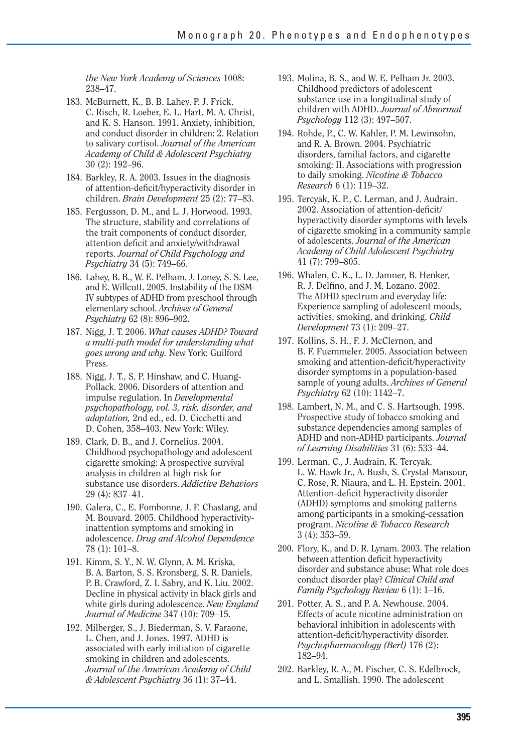*the New York Academy of Sciences* 1008: 238–47.

183. McBurnett, K., B. B. Lahey, P. J. Frick, C. Risch, R. Loeber, E. L. Hart, M. A. Christ, and K. S. Hanson. 1991. Anxiety, inhibition, and conduct disorder in children: 2. Relation to salivary cortisol. *Journal of the American Academy of Child & Adolescent Psychiatry* 30 (2): 192–96.
184. Barkley, R. A. 2003. Issues in the diagnosis of attention-deficit/hyperactivity disorder in children. *Brain Development* 25 (2): 77–83.
185. Fergusson, D. M., and L. J. Horwood. 1993. The structure, stability and correlations of the trait components of conduct disorder, attention deficit and anxiety/withdrawal reports. *Journal of Child Psychology and Psychiatry* 34 (5): 749–66.
186. Lahey, B. B., W. E. Pelham, J. Loney, S. S. Lee, and E. Willcutt. 2005. Instability of the DSM-IV subtypes of ADHD from preschool through elementary school. *Archives of General Psychiatry* 62 (8): 896–902.
187. Nigg, J. T. 2006. *What causes ADHD? Toward a multi-path model for understanding what goes wrong and why.* New York: Guilford Press.
188. Nigg, J. T., S. P. Hinshaw, and C. Huang-Pollack. 2006. Disorders of attention and impulse regulation. In *Developmental psychopathology, vol. 3, risk, disorder, and adaptation,* 2nd ed., ed. D. Cicchetti and D. Cohen, 358–403. New York: Wiley.
189. Clark, D. B., and J. Cornelius. 2004. Childhood psychopathology and adolescent cigarette smoking: A prospective survival analysis in children at high risk for substance use disorders. *Addictive Behaviors* 29 (4): 837–41.
190. Galera, C., E. Fombonne, J. F. Chastang, and M. Bouvard. 2005. Childhood hyperactivity-inattention symptoms and smoking in adolescence. *Drug and Alcohol Dependence* 78 (1): 101–8.
191. Kimm, S. Y., N. W. Glynn, A. M. Kriska, B. A. Barton, S. S. Kronsberg, S. R. Daniels, P. B. Crawford, Z. I. Sabry, and K. Liu. 2002. Decline in physical activity in black girls and white girls during adolescence. *New England Journal of Medicine* 347 (10): 709–15.
192. Milberger, S., J. Biederman, S. V. Faraone, L. Chen, and J. Jones. 1997. ADHD is associated with early initiation of cigarette smoking in children and adolescents. *Journal of the American Academy of Child & Adolescent Psychiatry* 36 (1): 37–44.
193. Molina, B. S., and W. E. Pelham Jr. 2003. Childhood predictors of adolescent substance use in a longitudinal study of children with ADHD. *Journal of Abnormal Psychology* 112 (3): 497–507.
194. Rohde, P., C. W. Kahler, P. M. Lewinsohn, and R. A. Brown. 2004. Psychiatric disorders, familial factors, and cigarette smoking: II. Associations with progression to daily smoking. *Nicotine & Tobacco Research* 6 (1): 119–32.
195. Tercyak, K. P., C. Lerman, and J. Audrain. 2002. Association of attention-deficit/hyperactivity disorder symptoms with levels of cigarette smoking in a community sample of adolescents. *Journal of the American Academy of Child Adolescent Psychiatry* 41 (7): 799–805.
196. Whalen, C. K., L. D. Jamner, B. Henker, R. J. Delfino, and J. M. Lozano. 2002. The ADHD spectrum and everyday life: Experience sampling of adolescent moods, activities, smoking, and drinking. *Child Development* 73 (1): 209–27.
197. Kollins, S. H., F. J. McClernon, and B. F. Fuemmeler. 2005. Association between smoking and attention-deficit/hyperactivity disorder symptoms in a population-based sample of young adults. *Archives of General Psychiatry* 62 (10): 1142–7.
198. Lambert, N. M., and C. S. Hartsough. 1998. Prospective study of tobacco smoking and substance dependencies among samples of ADHD and non-ADHD participants. *Journal of Learning Disabilities* 31 (6): 533–44.
199. Lerman, C., J. Audrain, K. Tercyak, L. W. Hawk Jr., A. Bush, S. Crystal-Mansour, C. Rose, R. Niaura, and L. H. Epstein. 2001. Attention-deficit hyperactivity disorder (ADHD) symptoms and smoking patterns among participants in a smoking-cessation program. *Nicotine & Tobacco Research* 3 (4): 353–59.
200. Flory, K., and D. R. Lynam. 2003. The relation between attention deficit hyperactivity disorder and substance abuse: What role does conduct disorder play? *Clinical Child and Family Psychology Review* 6 (1): 1–16.
201. Potter, A. S., and P. A. Newhouse. 2004. Effects of acute nicotine administration on behavioral inhibition in adolescents with attention-deficit/hyperactivity disorder. *Psychopharmacology (Berl)* 176 (2): 182–94.
202. Barkley, R. A., M. Fischer, C. S. Edelbrock, and L. Smallish. 1990. The adolescent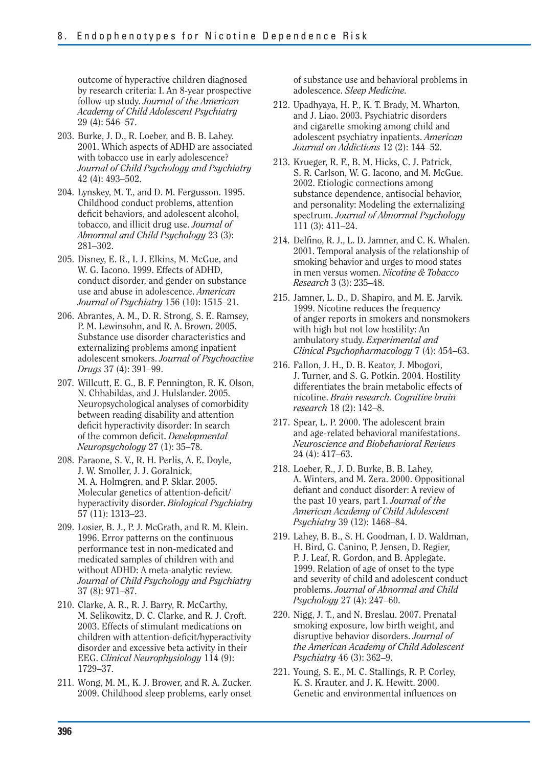outcome of hyperactive children diagnosed by research criteria: I. An 8-year prospective follow-up study. *Journal of the American Academy of Child Adolescent Psychiatry* 29 (4): 546–57.

203. Burke, J. D., R. Loeber, and B. B. Lahey. 2001. Which aspects of ADHD are associated with tobacco use in early adolescence? *Journal of Child Psychology and Psychiatry* 42 (4): 493–502.
204. Lynskey, M. T., and D. M. Fergusson. 1995. Childhood conduct problems, attention deficit behaviors, and adolescent alcohol, tobacco, and illicit drug use. *Journal of Abnormal and Child Psychology* 23 (3): 281–302.
205. Disney, E. R., I. J. Elkins, M. McGue, and W. G. Iacono. 1999. Effects of ADHD, conduct disorder, and gender on substance use and abuse in adolescence. *American Journal of Psychiatry* 156 (10): 1515–21.
206. Abrantes, A. M., D. R. Strong, S. E. Ramsey, P. M. Lewinsohn, and R. A. Brown. 2005. Substance use disorder characteristics and externalizing problems among inpatient adolescent smokers. *Journal of Psychoactive Drugs* 37 (4): 391–99.
207. Willcutt, E. G., B. F. Pennington, R. K. Olson, N. Chhabildas, and J. Hulslander. 2005. Neuropsychological analyses of comorbidity between reading disability and attention deficit hyperactivity disorder: In search of the common deficit. *Developmental Neuropsychology* 27 (1): 35–78.
208. Faraone, S. V., R. H. Perlis, A. E. Doyle, J. W. Smoller, J. J. Goralnick, M. A. Holmgren, and P. Sklar. 2005. Molecular genetics of attention-deficit/hyperactivity disorder. *Biological Psychiatry* 57 (11): 1313–23.
209. Losier, B. J., P. J. McGrath, and R. M. Klein. 1996. Error patterns on the continuous performance test in non-medicated and medicated samples of children with and without ADHD: A meta-analytic review. *Journal of Child Psychology and Psychiatry* 37 (8): 971–87.
210. Clarke, A. R., R. J. Barry, R. McCarthy, M. Selikowitz, D. C. Clarke, and R. J. Croft. 2003. Effects of stimulant medications on children with attention-deficit/hyperactivity disorder and excessive beta activity in their EEG. *Clinical Neurophysiology* 114 (9): 1729–37.
211. Wong, M. M., K. J. Brower, and R. A. Zucker. 2009. Childhood sleep problems, early onset of substance use and behavioral problems in adolescence. *Sleep Medicine*.
212. Upadhyaya, H. P., K. T. Brady, M. Wharton, and J. Liao. 2003. Psychiatric disorders and cigarette smoking among child and adolescent psychiatry inpatients. *American Journal on Addictions* 12 (2): 144–52.
213. Krueger, R. F., B. M. Hicks, C. J. Patrick, S. R. Carlson, W. G. Iacono, and M. McGue. 2002. Etiologic connections among substance dependence, antisocial behavior, and personality: Modeling the externalizing spectrum. *Journal of Abnormal Psychology* 111 (3): 411–24.
214. Delfino, R. J., L. D. Jamner, and C. K. Whalen. 2001. Temporal analysis of the relationship of smoking behavior and urges to mood states in men versus women. *Nicotine & Tobacco Research* 3 (3): 235–48.
215. Jamner, L. D., D. Shapiro, and M. E. Jarvik. 1999. Nicotine reduces the frequency of anger reports in smokers and nonsmokers with high but not low hostility: An ambulatory study. *Experimental and Clinical Psychopharmacology* 7 (4): 454–63.
216. Fallon, J. H., D. B. Keator, J. Mbogori, J. Turner, and S. G. Potkin. 2004. Hostility differentiates the brain metabolic effects of nicotine. *Brain research. Cognitive brain research* 18 (2): 142–8.
217. Spear, L. P. 2000. The adolescent brain and age-related behavioral manifestations. *Neuroscience and Biobehavioral Reviews* 24 (4): 417–63.
218. Loeber, R., J. D. Burke, B. B. Lahey, A. Winters, and M. Zera. 2000. Oppositional defiant and conduct disorder: A review of the past 10 years, part I. *Journal of the American Academy of Child Adolescent Psychiatry* 39 (12): 1468–84.
219. Lahey, B. B., S. H. Goodman, I. D. Waldman, H. Bird, G. Canino, P. Jensen, D. Regier, P. J. Leaf, R. Gordon, and B. Applegate. 1999. Relation of age of onset to the type and severity of child and adolescent conduct problems. *Journal of Abnormal and Child Psychology* 27 (4): 247–60.
220. Nigg, J. T., and N. Breslau. 2007. Prenatal smoking exposure, low birth weight, and disruptive behavior disorders. *Journal of the American Academy of Child Adolescent Psychiatry* 46 (3): 362–9.
221. Young, S. E., M. C. Stallings, R. P. Corley, K. S. Krauter, and J. K. Hewitt. 2000. Genetic and environmental influences on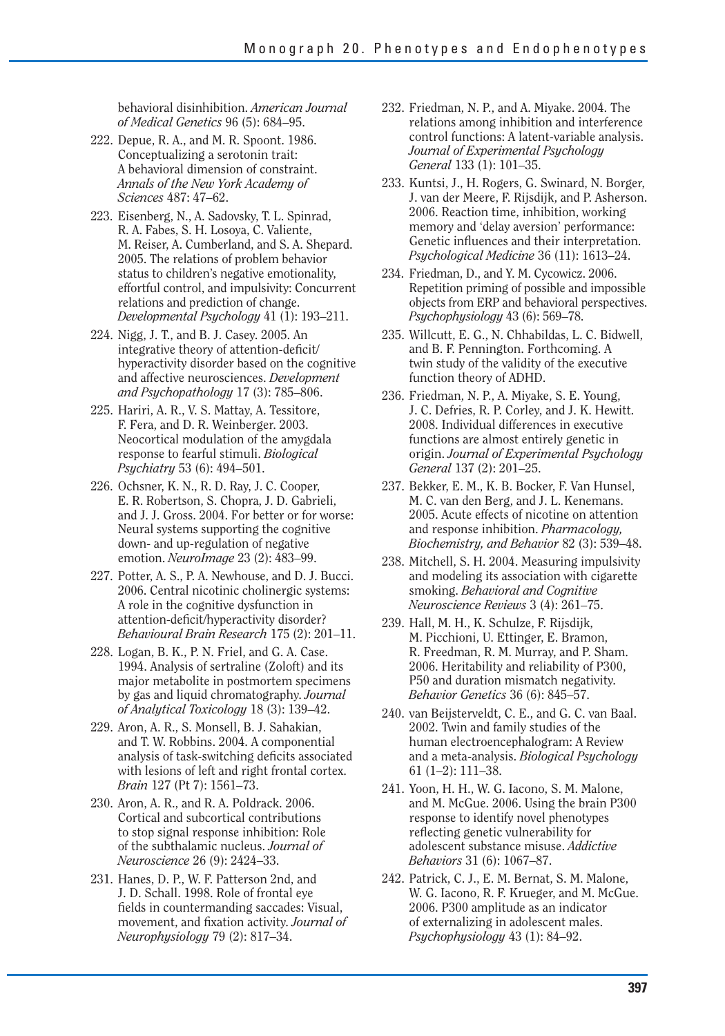behavioral disinhibition. *American Journal of Medical Genetics* 96 (5): 684–95.

222. Depue, R. A., and M. R. Spoont. 1986. Conceptualizing a serotonin trait: A behavioral dimension of constraint. *Annals of the New York Academy of Sciences* 487: 47–62.
223. Eisenberg, N., A. Sadovsky, T. L. Spinrad, R. A. Fabes, S. H. Losoya, C. Valiente, M. Reiser, A. Cumberland, and S. A. Shepard. 2005. The relations of problem behavior status to children's negative emotionality, effortful control, and impulsivity: Concurrent relations and prediction of change. *Developmental Psychology* 41 (1): 193–211.
224. Nigg, J. T., and B. J. Casey. 2005. An integrative theory of attention-deficit/hyperactivity disorder based on the cognitive and affective neurosciences. *Development and Psychopathology* 17 (3): 785–806.
225. Hariri, A. R., V. S. Mattay, A. Tessitore, F. Fera, and D. R. Weinberger. 2003. Neocortical modulation of the amygdala response to fearful stimuli. *Biological Psychiatry* 53 (6): 494–501.
226. Ochsner, K. N., R. D. Ray, J. C. Cooper, E. R. Robertson, S. Chopra, J. D. Gabrieli, and J. J. Gross. 2004. For better or for worse: Neural systems supporting the cognitive down- and up-regulation of negative emotion. *NeuroImage* 23 (2): 483–99.
227. Potter, A. S., P. A. Newhouse, and D. J. Bucci. 2006. Central nicotinic cholinergic systems: A role in the cognitive dysfunction in attention-deficit/hyperactivity disorder? *Behavioural Brain Research* 175 (2): 201–11.
228. Logan, B. K., P. N. Friel, and G. A. Case. 1994. Analysis of sertraline (Zoloft) and its major metabolite in postmortem specimens by gas and liquid chromatography. *Journal of Analytical Toxicology* 18 (3): 139–42.
229. Aron, A. R., S. Monsell, B. J. Sahakian, and T. W. Robbins. 2004. A componential analysis of task-switching deficits associated with lesions of left and right frontal cortex. *Brain* 127 (Pt 7): 1561–73.
230. Aron, A. R., and R. A. Poldrack. 2006. Cortical and subcortical contributions to stop signal response inhibition: Role of the subthalamic nucleus. *Journal of Neuroscience* 26 (9): 2424–33.
231. Hanes, D. P., W. F. Patterson 2nd, and J. D. Schall. 1998. Role of frontal eye fields in countermanding saccades: Visual, movement, and fixation activity. *Journal of Neurophysiology* 79 (2): 817–34.
232. Friedman, N. P., and A. Miyake. 2004. The relations among inhibition and interference control functions: A latent-variable analysis. *Journal of Experimental Psychology General* 133 (1): 101–35.
233. Kuntsi, J., H. Rogers, G. Swinard, N. Borger, J. van der Meere, F. Rijsdijk, and P. Asherson. 2006. Reaction time, inhibition, working memory and 'delay aversion' performance: Genetic influences and their interpretation. *Psychological Medicine* 36 (11): 1613–24.
234. Friedman, D., and Y. M. Cycowicz. 2006. Repetition priming of possible and impossible objects from ERP and behavioral perspectives. *Psychophysiology* 43 (6): 569–78.
235. Willcutt, E. G., N. Chhabildas, L. C. Bidwell, and B. F. Pennington. Forthcoming. A twin study of the validity of the executive function theory of ADHD.
236. Friedman, N. P., A. Miyake, S. E. Young, J. C. Defries, R. P. Corley, and J. K. Hewitt. 2008. Individual differences in executive functions are almost entirely genetic in origin. *Journal of Experimental Psychology General* 137 (2): 201–25.
237. Bekker, E. M., K. B. Bocker, F. Van Hunsel, M. C. van den Berg, and J. L. Kenemans. 2005. Acute effects of nicotine on attention and response inhibition. *Pharmacology, Biochemistry, and Behavior* 82 (3): 539–48.
238. Mitchell, S. H. 2004. Measuring impulsivity and modeling its association with cigarette smoking. *Behavioral and Cognitive Neuroscience Reviews* 3 (4): 261–75.
239. Hall, M. H., K. Schulze, F. Rijsdijk, M. Picchioni, U. Ettinger, E. Bramon, R. Freedman, R. M. Murray, and P. Sham. 2006. Heritability and reliability of P300, P50 and duration mismatch negativity. *Behavior Genetics* 36 (6): 845–57.
240. van Beijsterveldt, C. E., and G. C. van Baal. 2002. Twin and family studies of the human electroencephalogram: A Review and a meta-analysis. *Biological Psychology* 61 (1–2): 111–38.
241. Yoon, H. H., W. G. Iacono, S. M. Malone, and M. McGue. 2006. Using the brain P300 response to identify novel phenotypes reflecting genetic vulnerability for adolescent substance misuse. *Addictive Behaviors* 31 (6): 1067–87.
242. Patrick, C. J., E. M. Bernat, S. M. Malone, W. G. Iacono, R. F. Krueger, and M. McGue. 2006. P300 amplitude as an indicator of externalizing in adolescent males. *Psychophysiology* 43 (1): 84–92.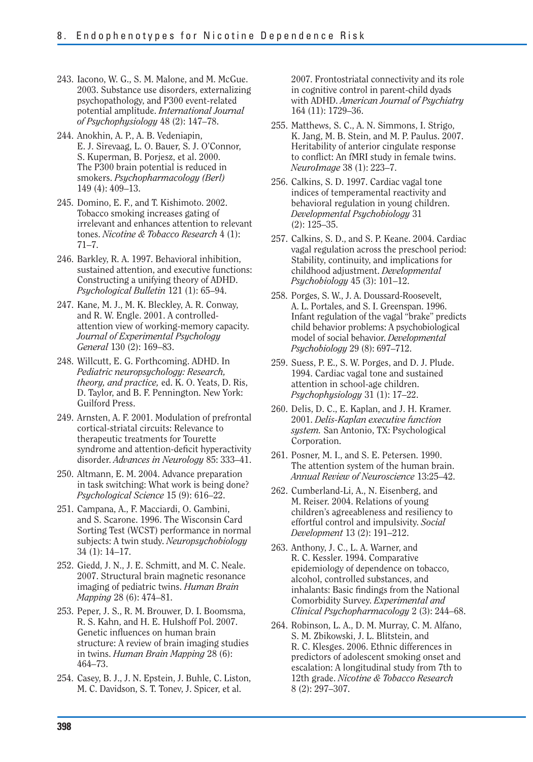243. Iacono, W. G., S. M. Malone, and M. McGue. 2003. Substance use disorders, externalizing psychopathology, and P300 event-related potential amplitude. *International Journal of Psychophysiology* 48 (2): 147–78.

244. Anokhin, A. P., A. B. Vedeniapin, E. J. Sirevaag, L. O. Bauer, S. J. O'Connor, S. Kuperman, B. Porjesz, et al. 2000. The P300 brain potential is reduced in smokers. *Psychopharmacology (Berl)* 149 (4): 409–13.

245. Domino, E. F., and T. Kishimoto. 2002. Tobacco smoking increases gating of irrelevant and enhances attention to relevant tones. *Nicotine & Tobacco Research* 4 (1): 71–7.

246. Barkley, R. A. 1997. Behavioral inhibition, sustained attention, and executive functions: Constructing a unifying theory of ADHD. *Psychological Bulletin* 121 (1): 65–94.

247. Kane, M. J., M. K. Bleckley, A. R. Conway, and R. W. Engle. 2001. A controlled-attention view of working-memory capacity. *Journal of Experimental Psychology General* 130 (2): 169–83.

248. Willcutt, E. G. Forthcoming. ADHD. In *Pediatric neuropsychology: Research, theory, and practice,* ed. K. O. Yeats, D. Ris, D. Taylor, and B. F. Pennington. New York: Guilford Press.

249. Arnsten, A. F. 2001. Modulation of prefrontal cortical-striatal circuits: Relevance to therapeutic treatments for Tourette syndrome and attention-deficit hyperactivity disorder. *Advances in Neurology* 85: 333–41.

250. Altmann, E. M. 2004. Advance preparation in task switching: What work is being done? *Psychological Science* 15 (9): 616–22.

251. Campana, A., F. Macciardi, O. Gambini, and S. Scarone. 1996. The Wisconsin Card Sorting Test (WCST) performance in normal subjects: A twin study. *Neuropsychobiology* 34 (1): 14–17.

252. Giedd, J. N., J. E. Schmitt, and M. C. Neale. 2007. Structural brain magnetic resonance imaging of pediatric twins. *Human Brain Mapping* 28 (6): 474–81.

253. Peper, J. S., R. M. Brouwer, D. I. Boomsma, R. S. Kahn, and H. E. Hulshoff Pol. 2007. Genetic influences on human brain structure: A review of brain imaging studies in twins. *Human Brain Mapping* 28 (6): 464–73.

254. Casey, B. J., J. N. Epstein, J. Buhle, C. Liston, M. C. Davidson, S. T. Tonev, J. Spicer, et al. 2007. Frontostriatal connectivity and its role in cognitive control in parent-child dyads with ADHD. *American Journal of Psychiatry* 164 (11): 1729–36.

255. Matthews, S. C., A. N. Simmons, I. Strigo, K. Jang, M. B. Stein, and M. P. Paulus. 2007. Heritability of anterior cingulate response to conflict: An fMRI study in female twins. *NeuroImage* 38 (1): 223–7.

256. Calkins, S. D. 1997. Cardiac vagal tone indices of temperamental reactivity and behavioral regulation in young children. *Developmental Psychobiology* 31 (2): 125–35.

257. Calkins, S. D., and S. P. Keane. 2004. Cardiac vagal regulation across the preschool period: Stability, continuity, and implications for childhood adjustment. *Developmental Psychobiology* 45 (3): 101–12.

258. Porges, S. W., J. A. Doussard-Roosevelt, A. L. Portales, and S. I. Greenspan. 1996. Infant regulation of the vagal "brake" predicts child behavior problems: A psychobiological model of social behavior. *Developmental Psychobiology* 29 (8): 697–712.

259. Suess, P. E., S. W. Porges, and D. J. Plude. 1994. Cardiac vagal tone and sustained attention in school-age children. *Psychophysiology* 31 (1): 17–22.

260. Delis, D. C., E. Kaplan, and J. H. Kramer. 2001. *Delis-Kaplan executive function system.* San Antonio, TX: Psychological Corporation.

261. Posner, M. I., and S. E. Petersen. 1990. The attention system of the human brain. *Annual Review of Neuroscience* 13:25–42.

262. Cumberland-Li, A., N. Eisenberg, and M. Reiser. 2004. Relations of young children's agreeableness and resiliency to effortful control and impulsivity. *Social Development* 13 (2): 191–212.

263. Anthony, J. C., L. A. Warner, and R. C. Kessler. 1994. Comparative epidemiology of dependence on tobacco, alcohol, controlled substances, and inhalants: Basic findings from the National Comorbidity Survey. *Experimental and Clinical Psychopharmacology* 2 (3): 244–68.

264. Robinson, L. A., D. M. Murray, C. M. Alfano, S. M. Zbikowski, J. L. Blitstein, and R. C. Klesges. 2006. Ethnic differences in predictors of adolescent smoking onset and escalation: A longitudinal study from 7th to 12th grade. *Nicotine & Tobacco Research* 8 (2): 297–307.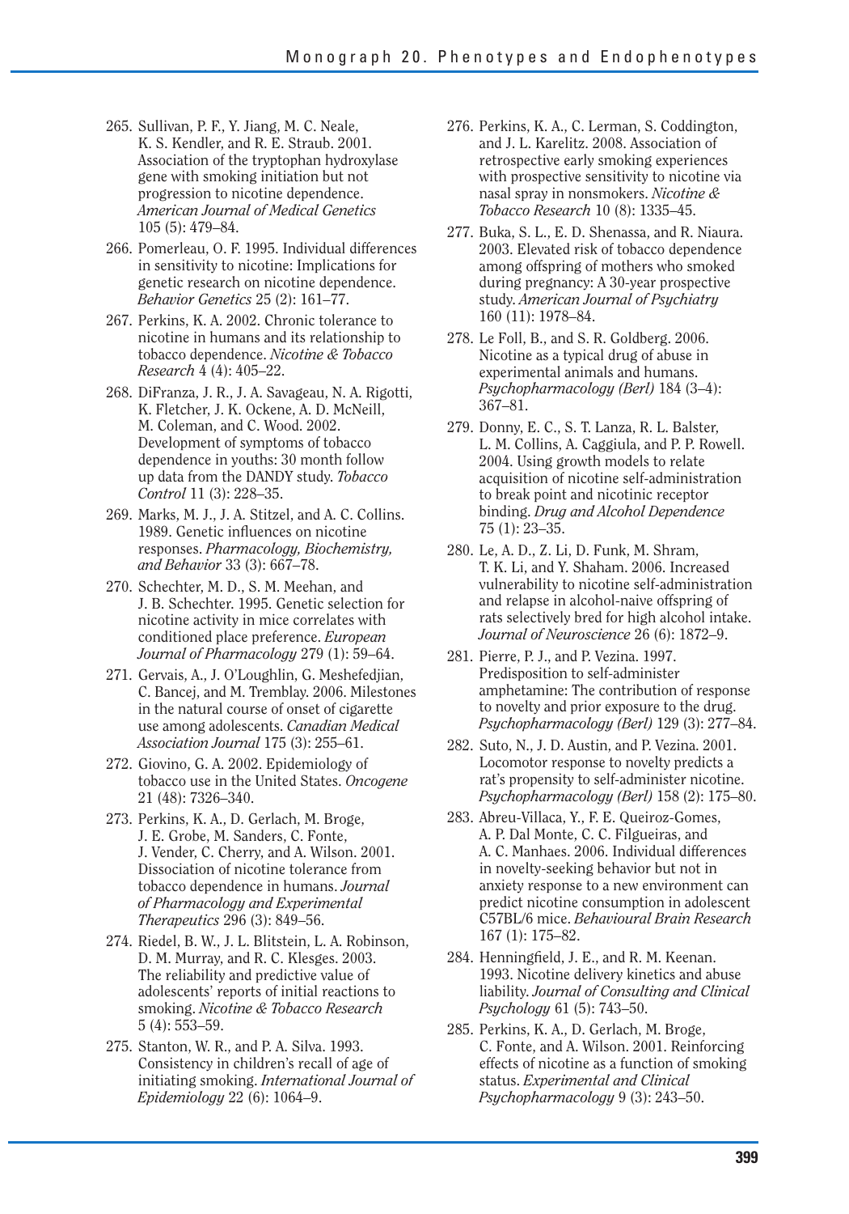265. Sullivan, P. F., Y. Jiang, M. C. Neale, K. S. Kendler, and R. E. Straub. 2001. Association of the tryptophan hydroxylase gene with smoking initiation but not progression to nicotine dependence. *American Journal of Medical Genetics* 105 (5): 479–84.

266. Pomerleau, O. F. 1995. Individual differences in sensitivity to nicotine: Implications for genetic research on nicotine dependence. *Behavior Genetics* 25 (2): 161–77.

267. Perkins, K. A. 2002. Chronic tolerance to nicotine in humans and its relationship to tobacco dependence. *Nicotine & Tobacco Research* 4 (4): 405–22.

268. DiFranza, J. R., J. A. Savageau, N. A. Rigotti, K. Fletcher, J. K. Ockene, A. D. McNeill, M. Coleman, and C. Wood. 2002. Development of symptoms of tobacco dependence in youths: 30 month follow up data from the DANDY study. *Tobacco Control* 11 (3): 228–35.

269. Marks, M. J., J. A. Stitzel, and A. C. Collins. 1989. Genetic influences on nicotine responses. *Pharmacology, Biochemistry, and Behavior* 33 (3): 667–78.

270. Schechter, M. D., S. M. Meehan, and J. B. Schechter. 1995. Genetic selection for nicotine activity in mice correlates with conditioned place preference. *European Journal of Pharmacology* 279 (1): 59–64.

271. Gervais, A., J. O'Loughlin, G. Meshefedjian, C. Bancej, and M. Tremblay. 2006. Milestones in the natural course of onset of cigarette use among adolescents. *Canadian Medical Association Journal* 175 (3): 255–61.

272. Giovino, G. A. 2002. Epidemiology of tobacco use in the United States. *Oncogene* 21 (48): 7326–340.

273. Perkins, K. A., D. Gerlach, M. Broge, J. E. Grobe, M. Sanders, C. Fonte, J. Vender, C. Cherry, and A. Wilson. 2001. Dissociation of nicotine tolerance from tobacco dependence in humans. *Journal of Pharmacology and Experimental Therapeutics* 296 (3): 849–56.

274. Riedel, B. W., J. L. Blitstein, L. A. Robinson, D. M. Murray, and R. C. Klesges. 2003. The reliability and predictive value of adolescents' reports of initial reactions to smoking. *Nicotine & Tobacco Research* 5 (4): 553–59.

275. Stanton, W. R., and P. A. Silva. 1993. Consistency in children's recall of age of initiating smoking. *International Journal of Epidemiology* 22 (6): 1064–9.

276. Perkins, K. A., C. Lerman, S. Coddington, and J. L. Karelitz. 2008. Association of retrospective early smoking experiences with prospective sensitivity to nicotine via nasal spray in nonsmokers. *Nicotine & Tobacco Research* 10 (8): 1335–45.

277. Buka, S. L., E. D. Shenassa, and R. Niaura. 2003. Elevated risk of tobacco dependence among offspring of mothers who smoked during pregnancy: A 30-year prospective study. *American Journal of Psychiatry* 160 (11): 1978–84.

278. Le Foll, B., and S. R. Goldberg. 2006. Nicotine as a typical drug of abuse in experimental animals and humans. *Psychopharmacology (Berl)* 184 (3–4): 367–81.

279. Donny, E. C., S. T. Lanza, R. L. Balster, L. M. Collins, A. Caggiula, and P. P. Rowell. 2004. Using growth models to relate acquisition of nicotine self-administration to break point and nicotinic receptor binding. *Drug and Alcohol Dependence* 75 (1): 23–35.

280. Le, A. D., Z. Li, D. Funk, M. Shram, T. K. Li, and Y. Shaham. 2006. Increased vulnerability to nicotine self-administration and relapse in alcohol-naive offspring of rats selectively bred for high alcohol intake. *Journal of Neuroscience* 26 (6): 1872–9.

281. Pierre, P. J., and P. Vezina. 1997. Predisposition to self-administer amphetamine: The contribution of response to novelty and prior exposure to the drug. *Psychopharmacology (Berl)* 129 (3): 277–84.

282. Suto, N., J. D. Austin, and P. Vezina. 2001. Locomotor response to novelty predicts a rat's propensity to self-administer nicotine. *Psychopharmacology (Berl)* 158 (2): 175–80.

283. Abreu-Villaca, Y., F. E. Queiroz-Gomes, A. P. Dal Monte, C. C. Filgueiras, and A. C. Manhaes. 2006. Individual differences in novelty-seeking behavior but not in anxiety response to a new environment can predict nicotine consumption in adolescent C57BL/6 mice. *Behavioural Brain Research* 167 (1): 175–82.

284. Henningfield, J. E., and R. M. Keenan. 1993. Nicotine delivery kinetics and abuse liability. *Journal of Consulting and Clinical Psychology* 61 (5): 743–50.

285. Perkins, K. A., D. Gerlach, M. Broge, C. Fonte, and A. Wilson. 2001. Reinforcing effects of nicotine as a function of smoking status. *Experimental and Clinical Psychopharmacology* 9 (3): 243–50.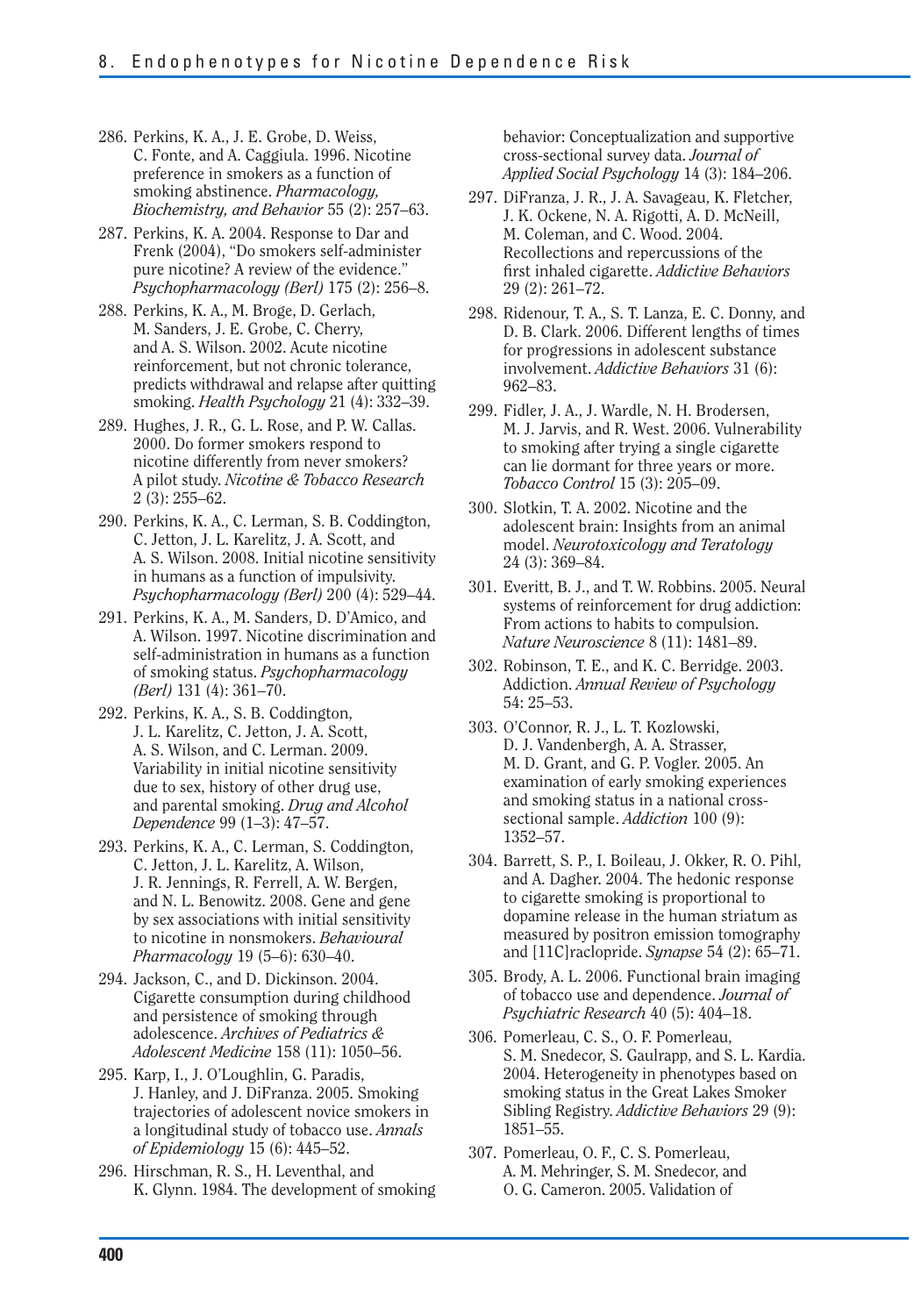286. Perkins, K. A., J. E. Grobe, D. Weiss, C. Fonte, and A. Caggiula. 1996. Nicotine preference in smokers as a function of smoking abstinence. *Pharmacology, Biochemistry, and Behavior* 55 (2): 257–63.

287. Perkins, K. A. 2004. Response to Dar and Frenk (2004), "Do smokers self-administer pure nicotine? A review of the evidence." *Psychopharmacology (Berl)* 175 (2): 256–8.

288. Perkins, K. A., M. Broge, D. Gerlach, M. Sanders, J. E. Grobe, C. Cherry, and A. S. Wilson. 2002. Acute nicotine reinforcement, but not chronic tolerance, predicts withdrawal and relapse after quitting smoking. *Health Psychology* 21 (4): 332–39.

289. Hughes, J. R., G. L. Rose, and P. W. Callas. 2000. Do former smokers respond to nicotine differently from never smokers? A pilot study. *Nicotine & Tobacco Research* 2 (3): 255–62.

290. Perkins, K. A., C. Lerman, S. B. Coddington, C. Jetton, J. L. Karelitz, J. A. Scott, and A. S. Wilson. 2008. Initial nicotine sensitivity in humans as a function of impulsivity. *Psychopharmacology (Berl)* 200 (4): 529–44.

291. Perkins, K. A., M. Sanders, D. D'Amico, and A. Wilson. 1997. Nicotine discrimination and self-administration in humans as a function of smoking status. *Psychopharmacology (Berl)* 131 (4): 361–70.

292. Perkins, K. A., S. B. Coddington, J. L. Karelitz, C. Jetton, J. A. Scott, A. S. Wilson, and C. Lerman. 2009. Variability in initial nicotine sensitivity due to sex, history of other drug use, and parental smoking. *Drug and Alcohol Dependence* 99 (1–3): 47–57.

293. Perkins, K. A., C. Lerman, S. Coddington, C. Jetton, J. L. Karelitz, A. Wilson, J. R. Jennings, R. Ferrell, A. W. Bergen, and N. L. Benowitz. 2008. Gene and gene by sex associations with initial sensitivity to nicotine in nonsmokers. *Behavioural Pharmacology* 19 (5–6): 630–40.

294. Jackson, C., and D. Dickinson. 2004. Cigarette consumption during childhood and persistence of smoking through adolescence. *Archives of Pediatrics & Adolescent Medicine* 158 (11): 1050–56.

295. Karp, I., J. O'Loughlin, G. Paradis, J. Hanley, and J. DiFranza. 2005. Smoking trajectories of adolescent novice smokers in a longitudinal study of tobacco use. *Annals of Epidemiology* 15 (6): 445–52.

296. Hirschman, R. S., H. Leventhal, and K. Glynn. 1984. The development of smoking behavior: Conceptualization and supportive cross-sectional survey data. *Journal of Applied Social Psychology* 14 (3): 184–206.

297. DiFranza, J. R., J. A. Savageau, K. Fletcher, J. K. Ockene, N. A. Rigotti, A. D. McNeill, M. Coleman, and C. Wood. 2004. Recollections and repercussions of the first inhaled cigarette. *Addictive Behaviors* 29 (2): 261–72.

298. Ridenour, T. A., S. T. Lanza, E. C. Donny, and D. B. Clark. 2006. Different lengths of times for progressions in adolescent substance involvement. *Addictive Behaviors* 31 (6): 962–83.

299. Fidler, J. A., J. Wardle, N. H. Brodersen, M. J. Jarvis, and R. West. 2006. Vulnerability to smoking after trying a single cigarette can lie dormant for three years or more. *Tobacco Control* 15 (3): 205–09.

300. Slotkin, T. A. 2002. Nicotine and the adolescent brain: Insights from an animal model. *Neurotoxicology and Teratology* 24 (3): 369–84.

301. Everitt, B. J., and T. W. Robbins. 2005. Neural systems of reinforcement for drug addiction: From actions to habits to compulsion. *Nature Neuroscience* 8 (11): 1481–89.

302. Robinson, T. E., and K. C. Berridge. 2003. Addiction. *Annual Review of Psychology* 54: 25–53.

303. O'Connor, R. J., L. T. Kozlowski, D. J. Vandenbergh, A. A. Strasser, M. D. Grant, and G. P. Vogler. 2005. An examination of early smoking experiences and smoking status in a national cross-sectional sample. *Addiction* 100 (9): 1352–57.

304. Barrett, S. P., I. Boileau, J. Okker, R. O. Pihl, and A. Dagher. 2004. The hedonic response to cigarette smoking is proportional to dopamine release in the human striatum as measured by positron emission tomography and [11C]raclopride. *Synapse* 54 (2): 65–71.

305. Brody, A. L. 2006. Functional brain imaging of tobacco use and dependence. *Journal of Psychiatric Research* 40 (5): 404–18.

306. Pomerleau, C. S., O. F. Pomerleau, S. M. Snedecor, S. Gaulrapp, and S. L. Kardia. 2004. Heterogeneity in phenotypes based on smoking status in the Great Lakes Smoker Sibling Registry. *Addictive Behaviors* 29 (9): 1851–55.

307. Pomerleau, O. F., C. S. Pomerleau, A. M. Mehringer, S. M. Snedecor, and O. G. Cameron. 2005. Validation of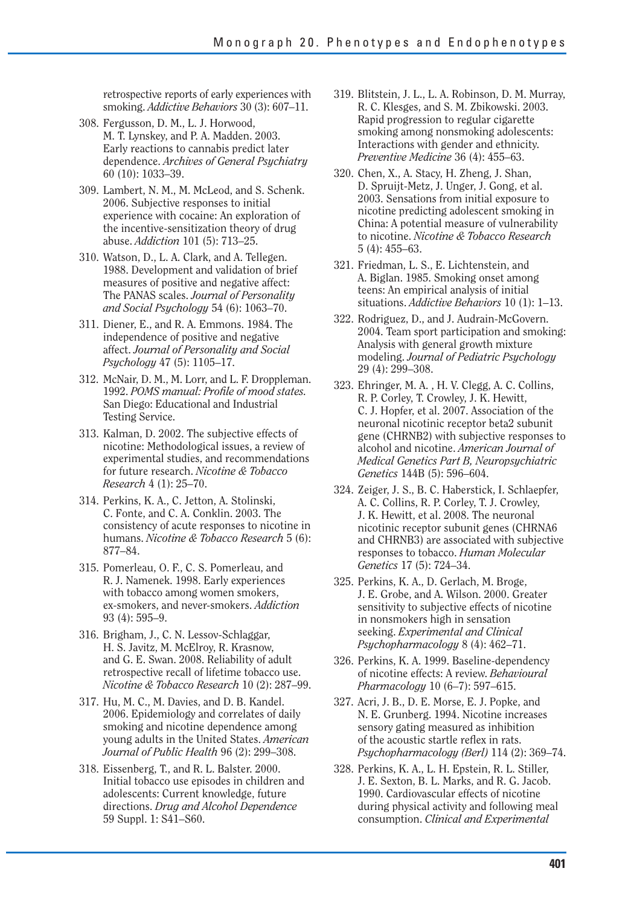retrospective reports of early experiences with smoking. *Addictive Behaviors* 30 (3): 607–11.

308. Fergusson, D. M., L. J. Horwood, M. T. Lynskey, and P. A. Madden. 2003. Early reactions to cannabis predict later dependence. *Archives of General Psychiatry* 60 (10): 1033–39.

309. Lambert, N. M., M. McLeod, and S. Schenk. 2006. Subjective responses to initial experience with cocaine: An exploration of the incentive-sensitization theory of drug abuse. *Addiction* 101 (5): 713–25.

310. Watson, D., L. A. Clark, and A. Tellegen. 1988. Development and validation of brief measures of positive and negative affect: The PANAS scales. *Journal of Personality and Social Psychology* 54 (6): 1063–70.

311. Diener, E., and R. A. Emmons. 1984. The independence of positive and negative affect. *Journal of Personality and Social Psychology* 47 (5): 1105–17.

312. McNair, D. M., M. Lorr, and L. F. Droppleman. 1992. *POMS manual: Profile of mood states.* San Diego: Educational and Industrial Testing Service.

313. Kalman, D. 2002. The subjective effects of nicotine: Methodological issues, a review of experimental studies, and recommendations for future research. *Nicotine & Tobacco Research* 4 (1): 25–70.

314. Perkins, K. A., C. Jetton, A. Stolinski, C. Fonte, and C. A. Conklin. 2003. The consistency of acute responses to nicotine in humans. *Nicotine & Tobacco Research* 5 (6): 877–84.

315. Pomerleau, O. F., C. S. Pomerleau, and R. J. Namenek. 1998. Early experiences with tobacco among women smokers, ex-smokers, and never-smokers. *Addiction* 93 (4): 595–9.

316. Brigham, J., C. N. Lessov-Schlaggar, H. S. Javitz, M. McElroy, R. Krasnow, and G. E. Swan. 2008. Reliability of adult retrospective recall of lifetime tobacco use. *Nicotine & Tobacco Research* 10 (2): 287–99.

317. Hu, M. C., M. Davies, and D. B. Kandel. 2006. Epidemiology and correlates of daily smoking and nicotine dependence among young adults in the United States. *American Journal of Public Health* 96 (2): 299–308.

318. Eissenberg, T., and R. L. Balster. 2000. Initial tobacco use episodes in children and adolescents: Current knowledge, future directions. *Drug and Alcohol Dependence* 59 Suppl. 1: S41–S60.

319. Blitstein, J. L., L. A. Robinson, D. M. Murray, R. C. Klesges, and S. M. Zbikowski. 2003. Rapid progression to regular cigarette smoking among nonsmoking adolescents: Interactions with gender and ethnicity. *Preventive Medicine* 36 (4): 455–63.

320. Chen, X., A. Stacy, H. Zheng, J. Shan, D. Spruijt-Metz, J. Unger, J. Gong, et al. 2003. Sensations from initial exposure to nicotine predicting adolescent smoking in China: A potential measure of vulnerability to nicotine. *Nicotine & Tobacco Research* 5 (4): 455–63.

321. Friedman, L. S., E. Lichtenstein, and A. Biglan. 1985. Smoking onset among teens: An empirical analysis of initial situations. *Addictive Behaviors* 10 (1): 1–13.

322. Rodriguez, D., and J. Audrain-McGovern. 2004. Team sport participation and smoking: Analysis with general growth mixture modeling. *Journal of Pediatric Psychology* 29 (4): 299–308.

323. Ehringer, M. A. , H. V. Clegg, A. C. Collins, R. P. Corley, T. Crowley, J. K. Hewitt, C. J. Hopfer, et al. 2007. Association of the neuronal nicotinic receptor beta2 subunit gene (CHRNB2) with subjective responses to alcohol and nicotine. *American Journal of Medical Genetics Part B, Neuropsychiatric Genetics* 144B (5): 596–604.

324. Zeiger, J. S., B. C. Haberstick, I. Schlaepfer, A. C. Collins, R. P. Corley, T. J. Crowley, J. K. Hewitt, et al. 2008. The neuronal nicotinic receptor subunit genes (CHRNA6 and CHRNB3) are associated with subjective responses to tobacco. *Human Molecular Genetics* 17 (5): 724–34.

325. Perkins, K. A., D. Gerlach, M. Broge, J. E. Grobe, and A. Wilson. 2000. Greater sensitivity to subjective effects of nicotine in nonsmokers high in sensation seeking. *Experimental and Clinical Psychopharmacology* 8 (4): 462–71.

326. Perkins, K. A. 1999. Baseline-dependency of nicotine effects: A review. *Behavioural Pharmacology* 10 (6–7): 597–615.

327. Acri, J. B., D. E. Morse, E. J. Popke, and N. E. Grunberg. 1994. Nicotine increases sensory gating measured as inhibition of the acoustic startle reflex in rats. *Psychopharmacology (Berl)* 114 (2): 369–74.

328. Perkins, K. A., L. H. Epstein, R. L. Stiller, J. E. Sexton, B. L. Marks, and R. G. Jacob. 1990. Cardiovascular effects of nicotine during physical activity and following meal consumption. *Clinical and Experimental*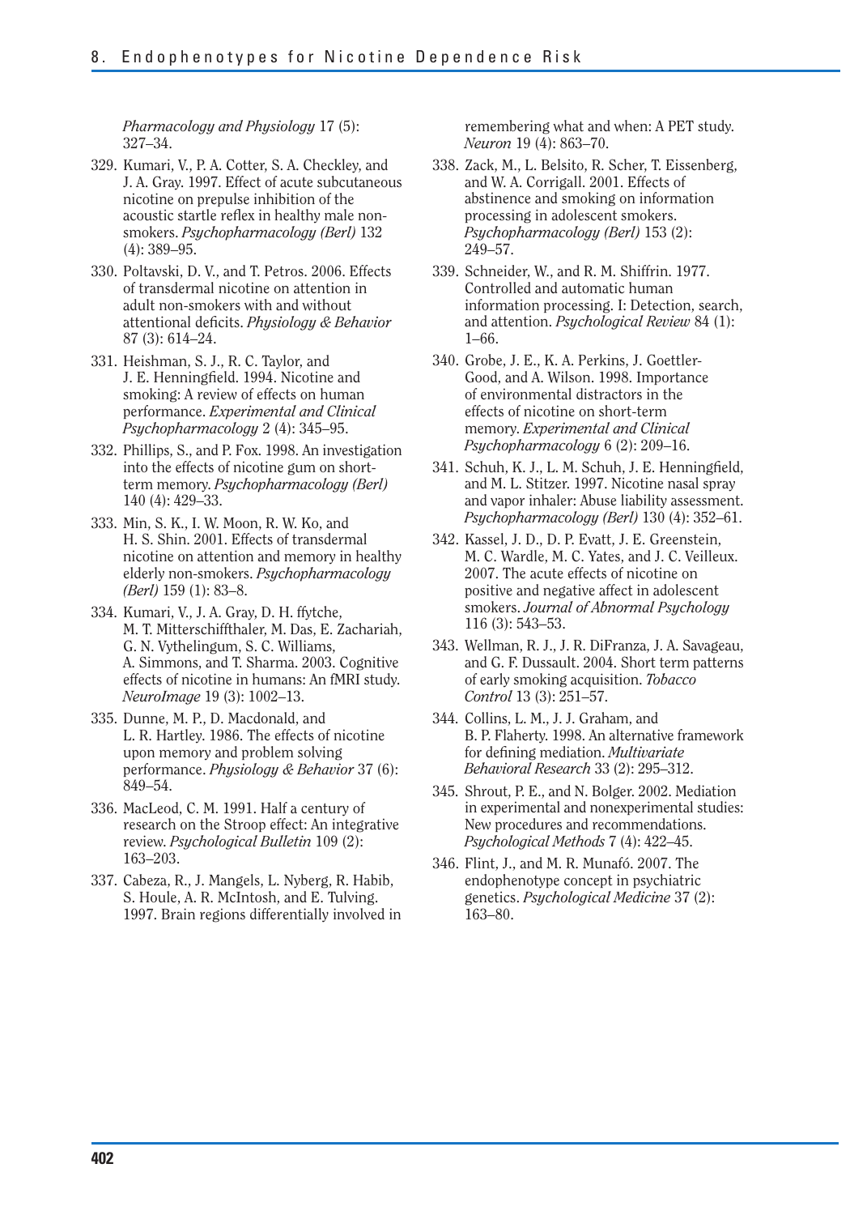*Pharmacology and Physiology* 17 (5): 327–34.

329. Kumari, V., P. A. Cotter, S. A. Checkley, and J. A. Gray. 1997. Effect of acute subcutaneous nicotine on prepulse inhibition of the acoustic startle reflex in healthy male non-smokers. *Psychopharmacology (Berl)* 132 (4): 389–95.
330. Poltavski, D. V., and T. Petros. 2006. Effects of transdermal nicotine on attention in adult non-smokers with and without attentional deficits. *Physiology & Behavior* 87 (3): 614–24.
331. Heishman, S. J., R. C. Taylor, and J. E. Henningfield. 1994. Nicotine and smoking: A review of effects on human performance. *Experimental and Clinical Psychopharmacology* 2 (4): 345–95.
332. Phillips, S., and P. Fox. 1998. An investigation into the effects of nicotine gum on short-term memory. *Psychopharmacology (Berl)* 140 (4): 429–33.
333. Min, S. K., I. W. Moon, R. W. Ko, and H. S. Shin. 2001. Effects of transdermal nicotine on attention and memory in healthy elderly non-smokers. *Psychopharmacology (Berl)* 159 (1): 83–8.
334. Kumari, V., J. A. Gray, D. H. ffytche, M. T. Mitterschiffthaler, M. Das, E. Zachariah, G. N. Vythelingum, S. C. Williams, A. Simmons, and T. Sharma. 2003. Cognitive effects of nicotine in humans: An fMRI study. *NeuroImage* 19 (3): 1002–13.
335. Dunne, M. P., D. Macdonald, and L. R. Hartley. 1986. The effects of nicotine upon memory and problem solving performance. *Physiology & Behavior* 37 (6): 849–54.
336. MacLeod, C. M. 1991. Half a century of research on the Stroop effect: An integrative review. *Psychological Bulletin* 109 (2): 163–203.
337. Cabeza, R., J. Mangels, L. Nyberg, R. Habib, S. Houle, A. R. McIntosh, and E. Tulving. 1997. Brain regions differentially involved in remembering what and when: A PET study. *Neuron* 19 (4): 863–70.
338. Zack, M., L. Belsito, R. Scher, T. Eissenberg, and W. A. Corrigall. 2001. Effects of abstinence and smoking on information processing in adolescent smokers. *Psychopharmacology (Berl)* 153 (2): 249–57.
339. Schneider, W., and R. M. Shiffrin. 1977. Controlled and automatic human information processing. I: Detection, search, and attention. *Psychological Review* 84 (1): 1–66.
340. Grobe, J. E., K. A. Perkins, J. Goettler-Good, and A. Wilson. 1998. Importance of environmental distractors in the effects of nicotine on short-term memory. *Experimental and Clinical Psychopharmacology* 6 (2): 209–16.
341. Schuh, K. J., L. M. Schuh, J. E. Henningfield, and M. L. Stitzer. 1997. Nicotine nasal spray and vapor inhaler: Abuse liability assessment. *Psychopharmacology (Berl)* 130 (4): 352–61.
342. Kassel, J. D., D. P. Evatt, J. E. Greenstein, M. C. Wardle, M. C. Yates, and J. C. Veilleux. 2007. The acute effects of nicotine on positive and negative affect in adolescent smokers. *Journal of Abnormal Psychology* 116 (3): 543–53.
343. Wellman, R. J., J. R. DiFranza, J. A. Savageau, and G. F. Dussault. 2004. Short term patterns of early smoking acquisition. *Tobacco Control* 13 (3): 251–57.
344. Collins, L. M., J. J. Graham, and B. P. Flaherty. 1998. An alternative framework for defining mediation. *Multivariate Behavioral Research* 33 (2): 295–312.
345. Shrout, P. E., and N. Bolger. 2002. Mediation in experimental and nonexperimental studies: New procedures and recommendations. *Psychological Methods* 7 (4): 422–45.
346. Flint, J., and M. R. Munafó. 2007. The endophenotype concept in psychiatric genetics. *Psychological Medicine* 37 (2): 163–80.